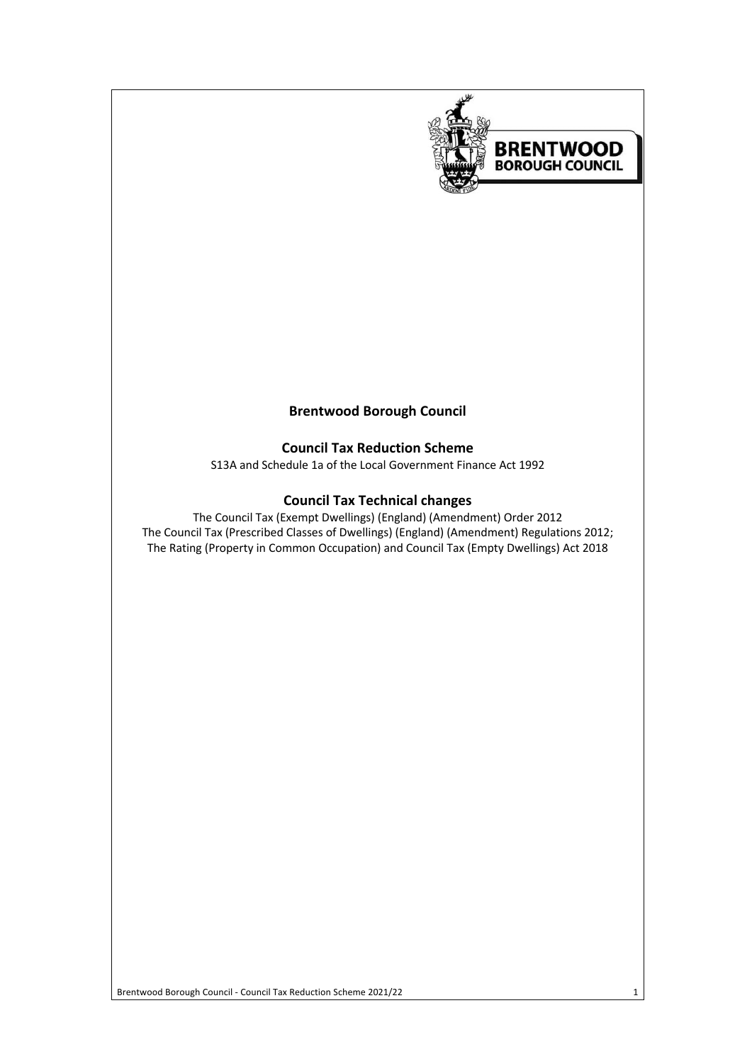# Brentwood Borough Council

## Council Tax Reduction Scheme

S13A and Schedule 1a of the Local Government Finance Act 1992

## Council Tax Technical changes

The Council Tax (Exempt Dwellings) (England) (Amendment) Order 2012
The Council Tax (Prescribed Classes of Dwellings) (England) (Amendment) Regulations 2012;
The Rating (Property in Common Occupation) and Council Tax (Empty Dwellings) Act 2018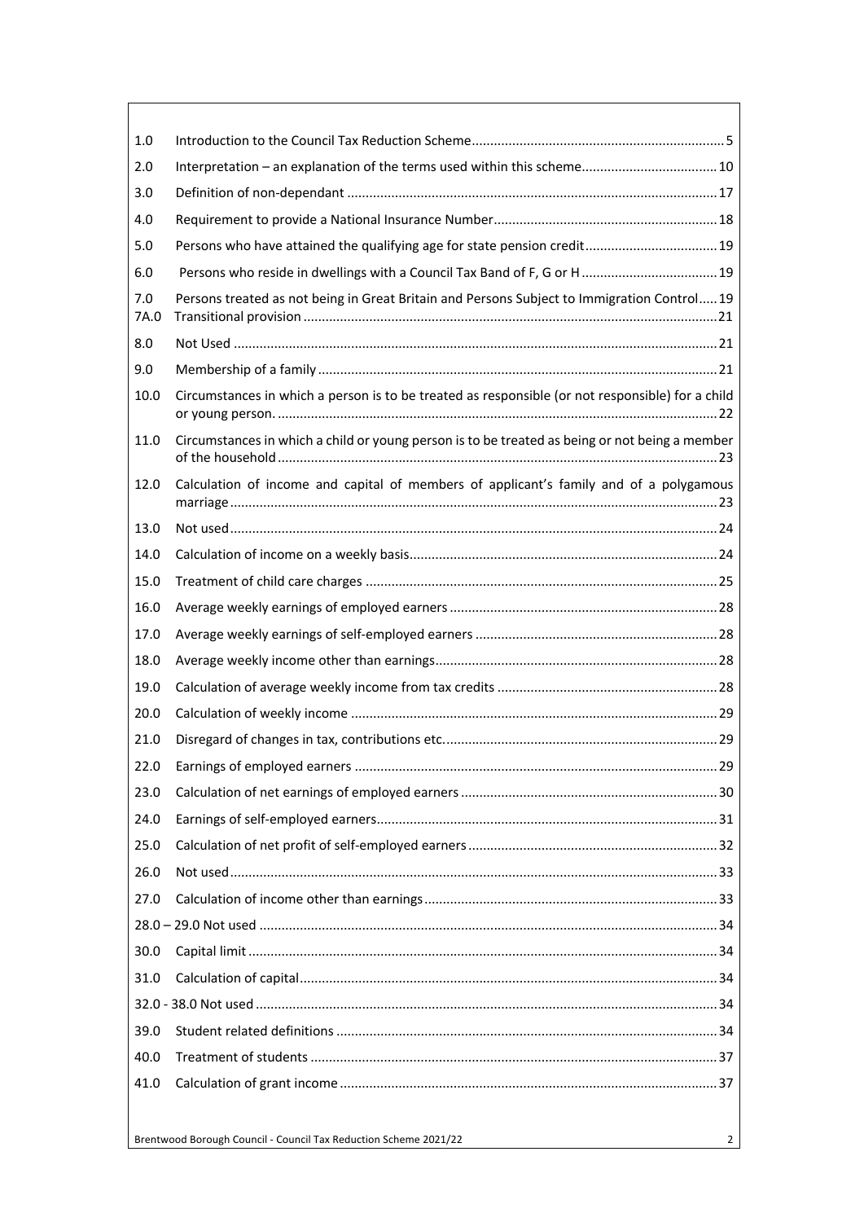| | | |
|---|---|---|
| 1.0 | Introduction to the Council Tax Reduction Scheme | 5 |
| 2.0 | Interpretation – an explanation of the terms used within this scheme | 10 |
| 3.0 | Definition of non-dependant | 17 |
| 4.0 | Requirement to provide a National Insurance Number | 18 |
| 5.0 | Persons who have attained the qualifying age for state pension credit | 19 |
| 6.0 | Persons who reside in dwellings with a Council Tax Band of F, G or H | 19 |
| 7.0 | Persons treated as not being in Great Britain and Persons Subject to Immigration Control | 19 |
| 7A.0 | Transitional provision | 21 |
| 8.0 | Not Used | 21 |
| 9.0 | Membership of a family | 21 |
| 10.0 | Circumstances in which a person is to be treated as responsible (or not responsible) for a child or young person. | 22 |
| 11.0 | Circumstances in which a child or young person is to be treated as being or not being a member of the household | 23 |
| 12.0 | Calculation of income and capital of members of applicant's family and of a polygamous marriage | 23 |
| 13.0 | Not used | 24 |
| 14.0 | Calculation of income on a weekly basis | 24 |
| 15.0 | Treatment of child care charges | 25 |
| 16.0 | Average weekly earnings of employed earners | 28 |
| 17.0 | Average weekly earnings of self-employed earners | 28 |
| 18.0 | Average weekly income other than earnings | 28 |
| 19.0 | Calculation of average weekly income from tax credits | 28 |
| 20.0 | Calculation of weekly income | 29 |
| 21.0 | Disregard of changes in tax, contributions etc. | 29 |
| 22.0 | Earnings of employed earners | 29 |
| 23.0 | Calculation of net earnings of employed earners | 30 |
| 24.0 | Earnings of self-employed earners | 31 |
| 25.0 | Calculation of net profit of self-employed earners | 32 |
| 26.0 | Not used | 33 |
| 27.0 | Calculation of income other than earnings | 33 |
| 28.0 – 29.0 | Not used | 34 |
| 30.0 | Capital limit | 34 |
| 31.0 | Calculation of capital | 34 |
| 32.0 - 38.0 | Not used | 34 |
| 39.0 | Student related definitions | 34 |
| 40.0 | Treatment of students | 37 |
| 41.0 | Calculation of grant income | 37 |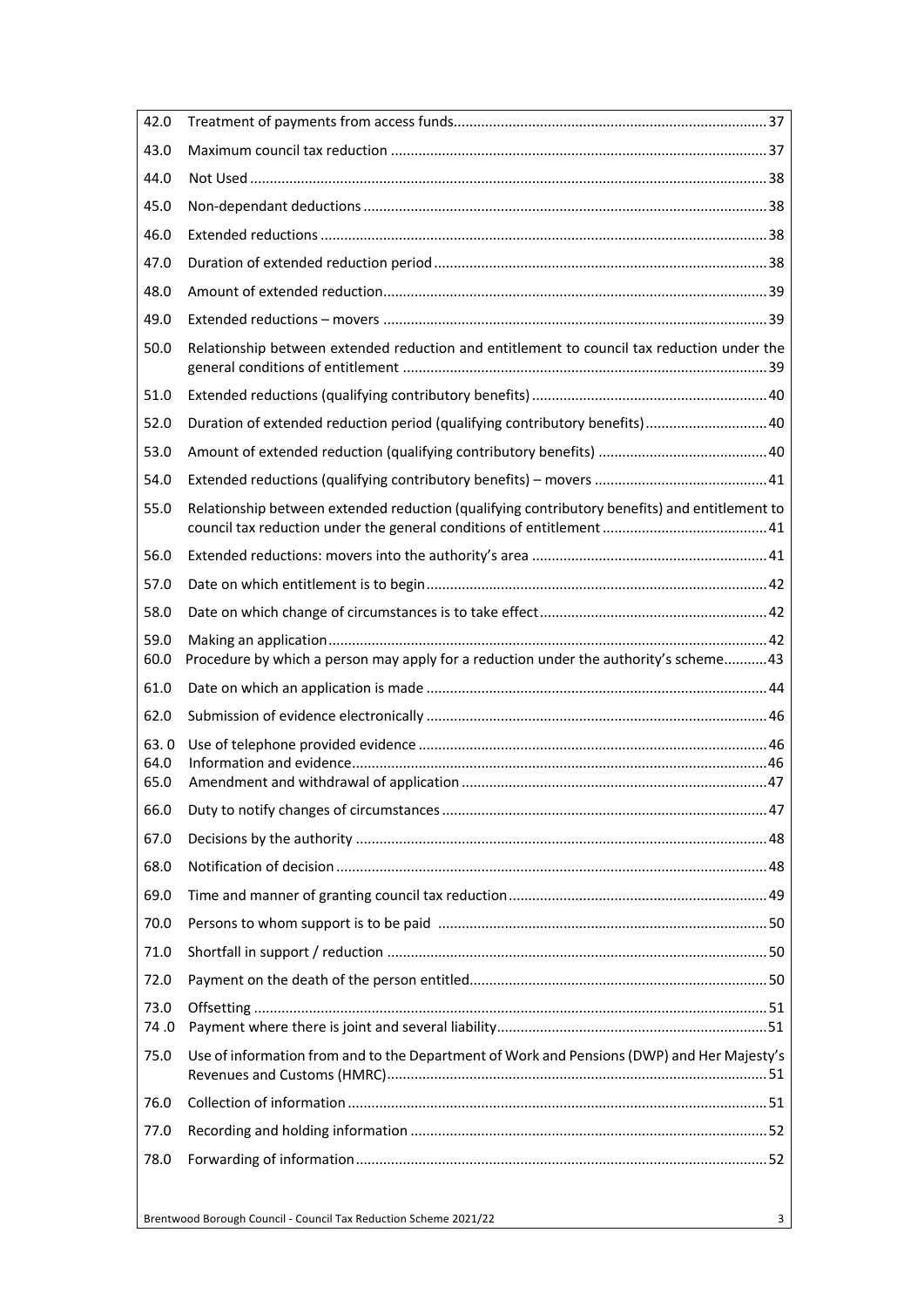| | | |
|---|---|---|
| 42.0 | Treatment of payments from access funds | 37 |
| 43.0 | Maximum council tax reduction | 37 |
| 44.0 | Not Used | 38 |
| 45.0 | Non-dependant deductions | 38 |
| 46.0 | Extended reductions | 38 |
| 47.0 | Duration of extended reduction period | 38 |
| 48.0 | Amount of extended reduction | 39 |
| 49.0 | Extended reductions – movers | 39 |
| 50.0 | Relationship between extended reduction and entitlement to council tax reduction under the general conditions of entitlement | 39 |
| 51.0 | Extended reductions (qualifying contributory benefits) | 40 |
| 52.0 | Duration of extended reduction period (qualifying contributory benefits) | 40 |
| 53.0 | Amount of extended reduction (qualifying contributory benefits) | 40 |
| 54.0 | Extended reductions (qualifying contributory benefits) – movers | 41 |
| 55.0 | Relationship between extended reduction (qualifying contributory benefits) and entitlement to council tax reduction under the general conditions of entitlement | 41 |
| 56.0 | Extended reductions: movers into the authority's area | 41 |
| 57.0 | Date on which entitlement is to begin | 42 |
| 58.0 | Date on which change of circumstances is to take effect | 42 |
| 59.0 | Making an application | 42 |
| 60.0 | Procedure by which a person may apply for a reduction under the authority's scheme | 43 |
| 61.0 | Date on which an application is made | 44 |
| 62.0 | Submission of evidence electronically | 46 |
| 63. 0 | Use of telephone provided evidence | 46 |
| 64.0 | Information and evidence | 46 |
| 65.0 | Amendment and withdrawal of application | 47 |
| 66.0 | Duty to notify changes of circumstances | 47 |
| 67.0 | Decisions by the authority | 48 |
| 68.0 | Notification of decision | 48 |
| 69.0 | Time and manner of granting council tax reduction | 49 |
| 70.0 | Persons to whom support is to be paid | 50 |
| 71.0 | Shortfall in support / reduction | 50 |
| 72.0 | Payment on the death of the person entitled | 50 |
| 73.0 | Offsetting | 51 |
| 74 .0 | Payment where there is joint and several liability | 51 |
| 75.0 | Use of information from and to the Department of Work and Pensions (DWP) and Her Majesty's Revenues and Customs (HMRC) | 51 |
| 76.0 | Collection of information | 51 |
| 77.0 | Recording and holding information | 52 |
| 78.0 | Forwarding of information | 52 |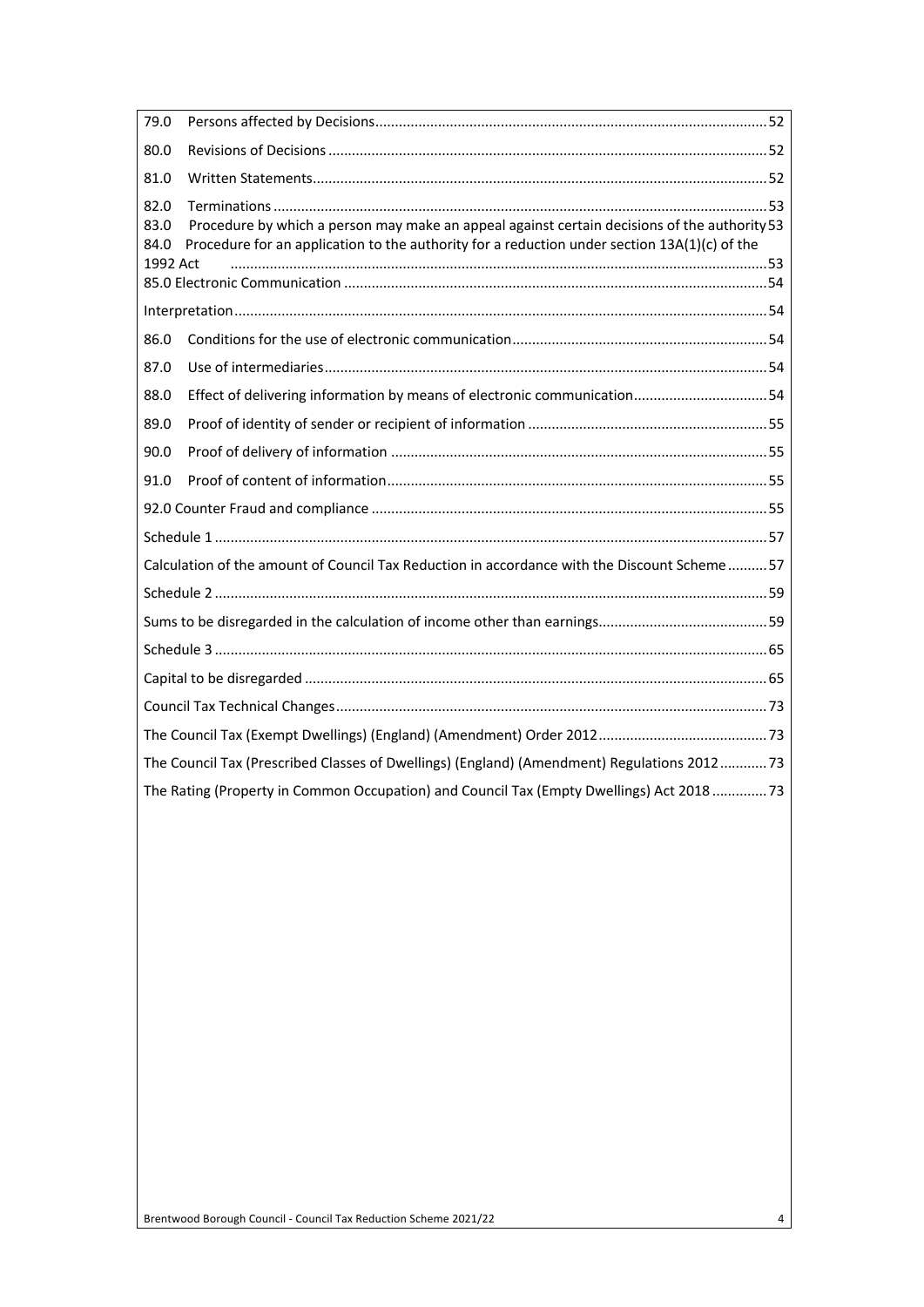79.0 Persons affected by Decisions .......... 52

80.0 Revisions of Decisions .......... 52

81.0 Written Statements .......... 52

82.0 Terminations .......... 53

83.0 Procedure by which a person may make an appeal against certain decisions of the authority .......... 53

84.0 Procedure for an application to the authority for a reduction under section 13A(1)(c) of the 1992 Act .......... 53

85.0 Electronic Communication .......... 54

Interpretation .......... 54

86.0 Conditions for the use of electronic communication .......... 54

87.0 Use of intermediaries .......... 54

88.0 Effect of delivering information by means of electronic communication .......... 54

89.0 Proof of identity of sender or recipient of information .......... 55

90.0 Proof of delivery of information .......... 55

91.0 Proof of content of information .......... 55

92.0 Counter Fraud and compliance .......... 55

Schedule 1 .......... 57

Calculation of the amount of Council Tax Reduction in accordance with the Discount Scheme .......... 57

Schedule 2 .......... 59

Sums to be disregarded in the calculation of income other than earnings .......... 59

Schedule 3 .......... 65

Capital to be disregarded .......... 65

Council Tax Technical Changes .......... 73

The Council Tax (Exempt Dwellings) (England) (Amendment) Order 2012 .......... 73

The Council Tax (Prescribed Classes of Dwellings) (England) (Amendment) Regulations 2012 .......... 73

The Rating (Property in Common Occupation) and Council Tax (Empty Dwellings) Act 2018 .......... 73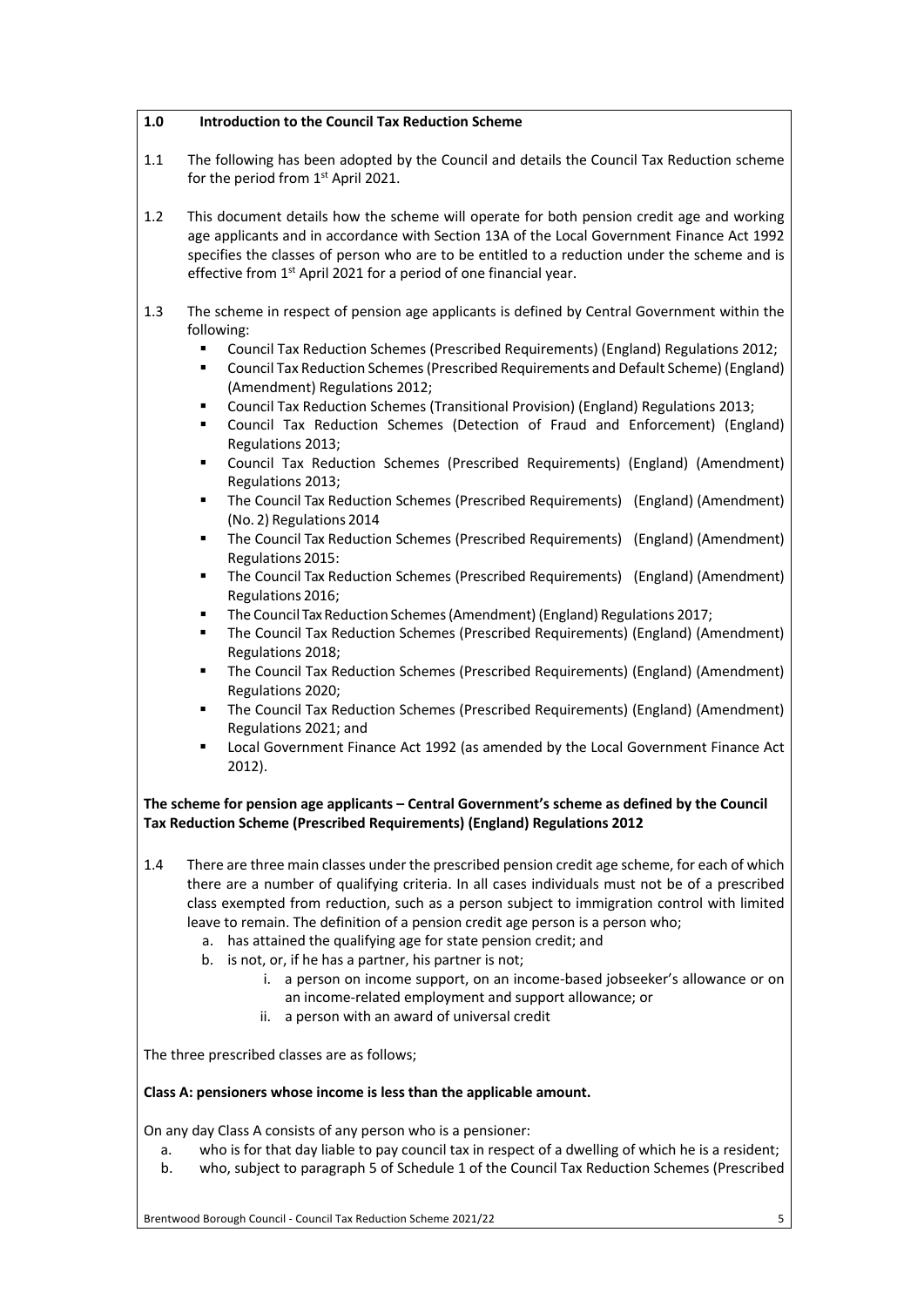## 1.0 Introduction to the Council Tax Reduction Scheme

1.1 The following has been adopted by the Council and details the Council Tax Reduction scheme for the period from 1st April 2021.

1.2 This document details how the scheme will operate for both pension credit age and working age applicants and in accordance with Section 13A of the Local Government Finance Act 1992 specifies the classes of person who are to be entitled to a reduction under the scheme and is effective from 1st April 2021 for a period of one financial year.

1.3 The scheme in respect of pension age applicants is defined by Central Government within the following:

- Council Tax Reduction Schemes (Prescribed Requirements) (England) Regulations 2012;
- Council Tax Reduction Schemes (Prescribed Requirements and Default Scheme) (England) (Amendment) Regulations 2012;
- Council Tax Reduction Schemes (Transitional Provision) (England) Regulations 2013;
- Council Tax Reduction Schemes (Detection of Fraud and Enforcement) (England) Regulations 2013;
- Council Tax Reduction Schemes (Prescribed Requirements) (England) (Amendment) Regulations 2013;
- The Council Tax Reduction Schemes (Prescribed Requirements) (England) (Amendment) (No. 2) Regulations 2014
- The Council Tax Reduction Schemes (Prescribed Requirements) (England) (Amendment) Regulations 2015:
- The Council Tax Reduction Schemes (Prescribed Requirements) (England) (Amendment) Regulations 2016;
- The Council Tax Reduction Schemes (Amendment) (England) Regulations 2017;
- The Council Tax Reduction Schemes (Prescribed Requirements) (England) (Amendment) Regulations 2018;
- The Council Tax Reduction Schemes (Prescribed Requirements) (England) (Amendment) Regulations 2020;
- The Council Tax Reduction Schemes (Prescribed Requirements) (England) (Amendment) Regulations 2021; and
- Local Government Finance Act 1992 (as amended by the Local Government Finance Act 2012).

**The scheme for pension age applicants – Central Government's scheme as defined by the Council Tax Reduction Scheme (Prescribed Requirements) (England) Regulations 2012**

1.4 There are three main classes under the prescribed pension credit age scheme, for each of which there are a number of qualifying criteria. In all cases individuals must not be of a prescribed class exempted from reduction, such as a person subject to immigration control with limited leave to remain. The definition of a pension credit age person is a person who;

a. has attained the qualifying age for state pension credit; and
b. is not, or, if he has a partner, his partner is not;
   i. a person on income support, on an income-based jobseeker's allowance or on an income-related employment and support allowance; or
   ii. a person with an award of universal credit

The three prescribed classes are as follows;

**Class A: pensioners whose income is less than the applicable amount.**

On any day Class A consists of any person who is a pensioner:

a. who is for that day liable to pay council tax in respect of a dwelling of which he is a resident;
b. who, subject to paragraph 5 of Schedule 1 of the Council Tax Reduction Schemes (Prescribed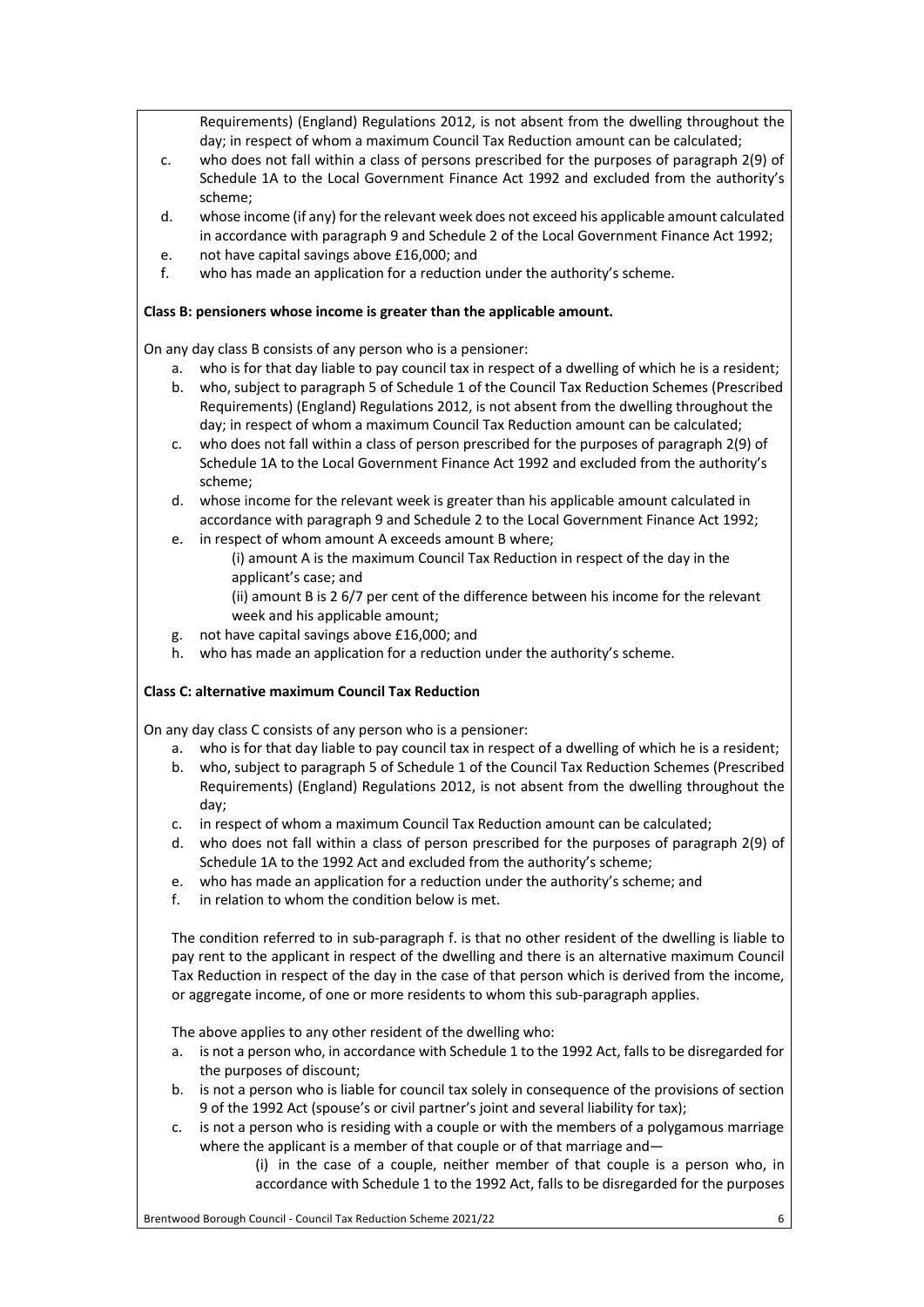Requirements) (England) Regulations 2012, is not absent from the dwelling throughout the day; in respect of whom a maximum Council Tax Reduction amount can be calculated;

c. who does not fall within a class of persons prescribed for the purposes of paragraph 2(9) of Schedule 1A to the Local Government Finance Act 1992 and excluded from the authority's scheme;
d. whose income (if any) for the relevant week does not exceed his applicable amount calculated in accordance with paragraph 9 and Schedule 2 of the Local Government Finance Act 1992;
e. not have capital savings above £16,000; and
f. who has made an application for a reduction under the authority's scheme.

**Class B: pensioners whose income is greater than the applicable amount.**

On any day class B consists of any person who is a pensioner:

a. who is for that day liable to pay council tax in respect of a dwelling of which he is a resident;
b. who, subject to paragraph 5 of Schedule 1 of the Council Tax Reduction Schemes (Prescribed Requirements) (England) Regulations 2012, is not absent from the dwelling throughout the day; in respect of whom a maximum Council Tax Reduction amount can be calculated;
c. who does not fall within a class of person prescribed for the purposes of paragraph 2(9) of Schedule 1A to the Local Government Finance Act 1992 and excluded from the authority's scheme;
d. whose income for the relevant week is greater than his applicable amount calculated in accordance with paragraph 9 and Schedule 2 to the Local Government Finance Act 1992;
e. in respect of whom amount A exceeds amount B where;
   (i) amount A is the maximum Council Tax Reduction in respect of the day in the applicant's case; and
   (ii) amount B is 2 6/7 per cent of the difference between his income for the relevant week and his applicable amount;
g. not have capital savings above £16,000; and
h. who has made an application for a reduction under the authority's scheme.

**Class C: alternative maximum Council Tax Reduction**

On any day class C consists of any person who is a pensioner:

a. who is for that day liable to pay council tax in respect of a dwelling of which he is a resident;
b. who, subject to paragraph 5 of Schedule 1 of the Council Tax Reduction Schemes (Prescribed Requirements) (England) Regulations 2012, is not absent from the dwelling throughout the day;
c. in respect of whom a maximum Council Tax Reduction amount can be calculated;
d. who does not fall within a class of person prescribed for the purposes of paragraph 2(9) of Schedule 1A to the 1992 Act and excluded from the authority's scheme;
e. who has made an application for a reduction under the authority's scheme; and
f. in relation to whom the condition below is met.

The condition referred to in sub-paragraph f. is that no other resident of the dwelling is liable to pay rent to the applicant in respect of the dwelling and there is an alternative maximum Council Tax Reduction in respect of the day in the case of that person which is derived from the income, or aggregate income, of one or more residents to whom this sub-paragraph applies.

The above applies to any other resident of the dwelling who:

a. is not a person who, in accordance with Schedule 1 to the 1992 Act, falls to be disregarded for the purposes of discount;
b. is not a person who is liable for council tax solely in consequence of the provisions of section 9 of the 1992 Act (spouse's or civil partner's joint and several liability for tax);
c. is not a person who is residing with a couple or with the members of a polygamous marriage where the applicant is a member of that couple or of that marriage and—
   (i) in the case of a couple, neither member of that couple is a person who, in accordance with Schedule 1 to the 1992 Act, falls to be disregarded for the purposes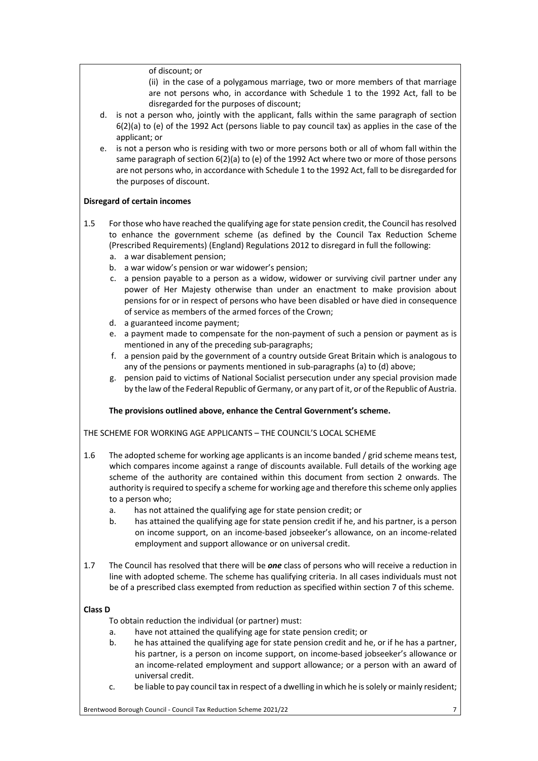of discount; or

(ii) in the case of a polygamous marriage, two or more members of that marriage are not persons who, in accordance with Schedule 1 to the 1992 Act, fall to be disregarded for the purposes of discount;

d. is not a person who, jointly with the applicant, falls within the same paragraph of section 6(2)(a) to (e) of the 1992 Act (persons liable to pay council tax) as applies in the case of the applicant; or

e. is not a person who is residing with two or more persons both or all of whom fall within the same paragraph of section 6(2)(a) to (e) of the 1992 Act where two or more of those persons are not persons who, in accordance with Schedule 1 to the 1992 Act, fall to be disregarded for the purposes of discount.

**Disregard of certain incomes**

1.5 For those who have reached the qualifying age for state pension credit, the Council has resolved to enhance the government scheme (as defined by the Council Tax Reduction Scheme (Prescribed Requirements) (England) Regulations 2012 to disregard in full the following:

a. a war disablement pension;
b. a war widow's pension or war widower's pension;
c. a pension payable to a person as a widow, widower or surviving civil partner under any power of Her Majesty otherwise than under an enactment to make provision about pensions for or in respect of persons who have been disabled or have died in consequence of service as members of the armed forces of the Crown;
d. a guaranteed income payment;
e. a payment made to compensate for the non-payment of such a pension or payment as is mentioned in any of the preceding sub-paragraphs;
f. a pension paid by the government of a country outside Great Britain which is analogous to any of the pensions or payments mentioned in sub-paragraphs (a) to (d) above;
g. pension paid to victims of National Socialist persecution under any special provision made by the law of the Federal Republic of Germany, or any part of it, or of the Republic of Austria.

**The provisions outlined above, enhance the Central Government's scheme.**

THE SCHEME FOR WORKING AGE APPLICANTS – THE COUNCIL'S LOCAL SCHEME

1.6 The adopted scheme for working age applicants is an income banded / grid scheme means test, which compares income against a range of discounts available. Full details of the working age scheme of the authority are contained within this document from section 2 onwards. The authority is required to specify a scheme for working age and therefore this scheme only applies to a person who;

a. has not attained the qualifying age for state pension credit; or
b. has attained the qualifying age for state pension credit if he, and his partner, is a person on income support, on an income-based jobseeker's allowance, on an income-related employment and support allowance or on universal credit.

1.7 The Council has resolved that there will be ***one*** class of persons who will receive a reduction in line with adopted scheme. The scheme has qualifying criteria. In all cases individuals must not be of a prescribed class exempted from reduction as specified within section 7 of this scheme.

**Class D**

To obtain reduction the individual (or partner) must:

a. have not attained the qualifying age for state pension credit; or
b. he has attained the qualifying age for state pension credit and he, or if he has a partner, his partner, is a person on income support, on income-based jobseeker's allowance or an income-related employment and support allowance; or a person with an award of universal credit.
c. be liable to pay council tax in respect of a dwelling in which he is solely or mainly resident;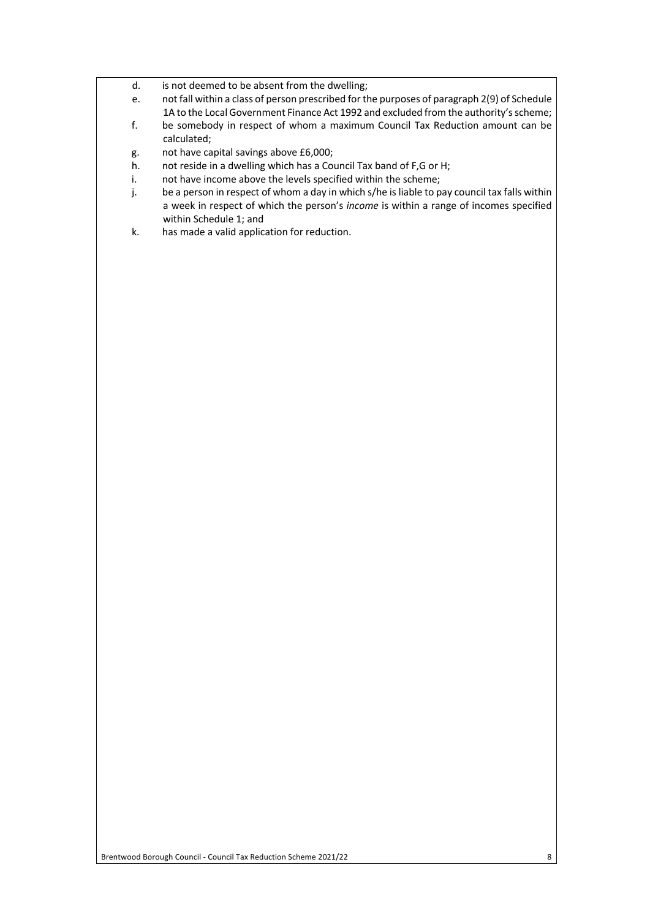d. is not deemed to be absent from the dwelling;

e. not fall within a class of person prescribed for the purposes of paragraph 2(9) of Schedule 1A to the Local Government Finance Act 1992 and excluded from the authority's scheme;

f. be somebody in respect of whom a maximum Council Tax Reduction amount can be calculated;

g. not have capital savings above £6,000;

h. not reside in a dwelling which has a Council Tax band of F,G or H;

i. not have income above the levels specified within the scheme;

j. be a person in respect of whom a day in which s/he is liable to pay council tax falls within a week in respect of which the person's *income* is within a range of incomes specified within Schedule 1; and

k. has made a valid application for reduction.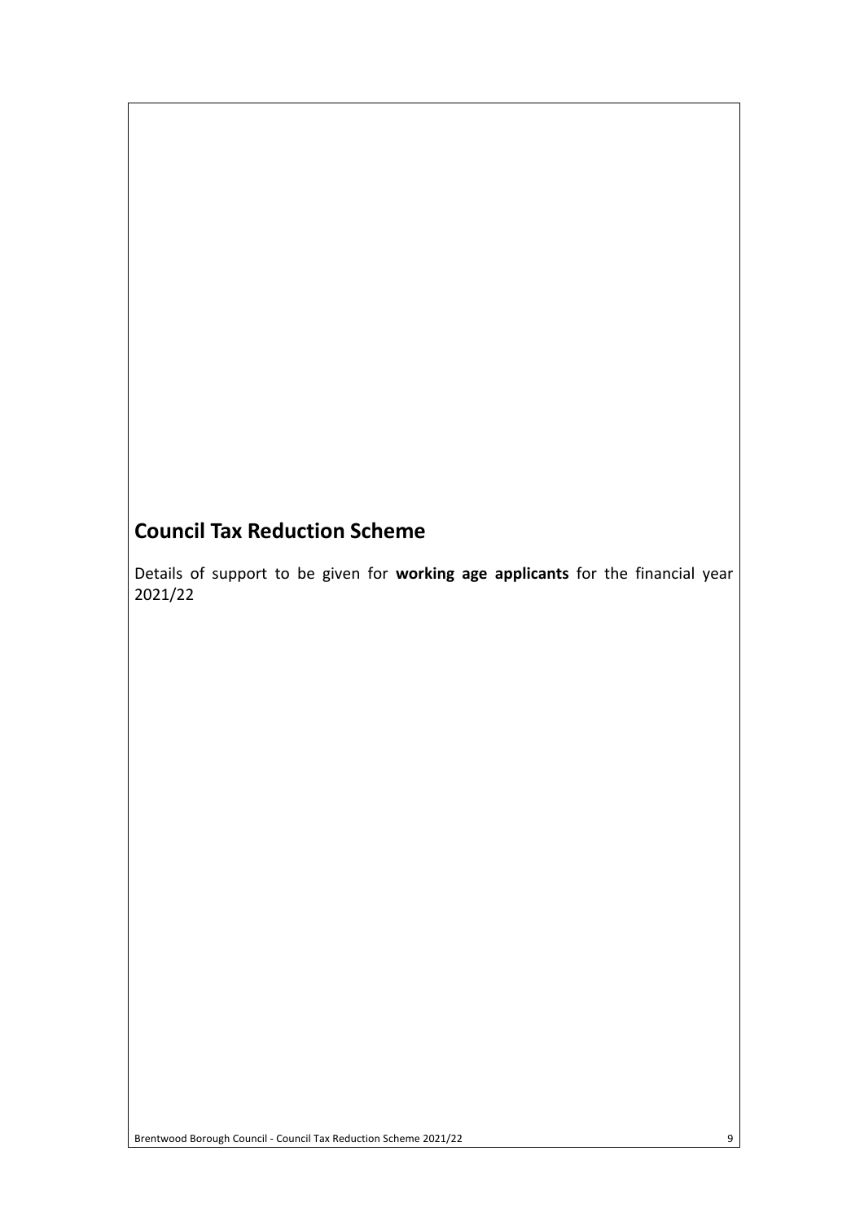# Council Tax Reduction Scheme

Details of support to be given for **working age applicants** for the financial year 2021/22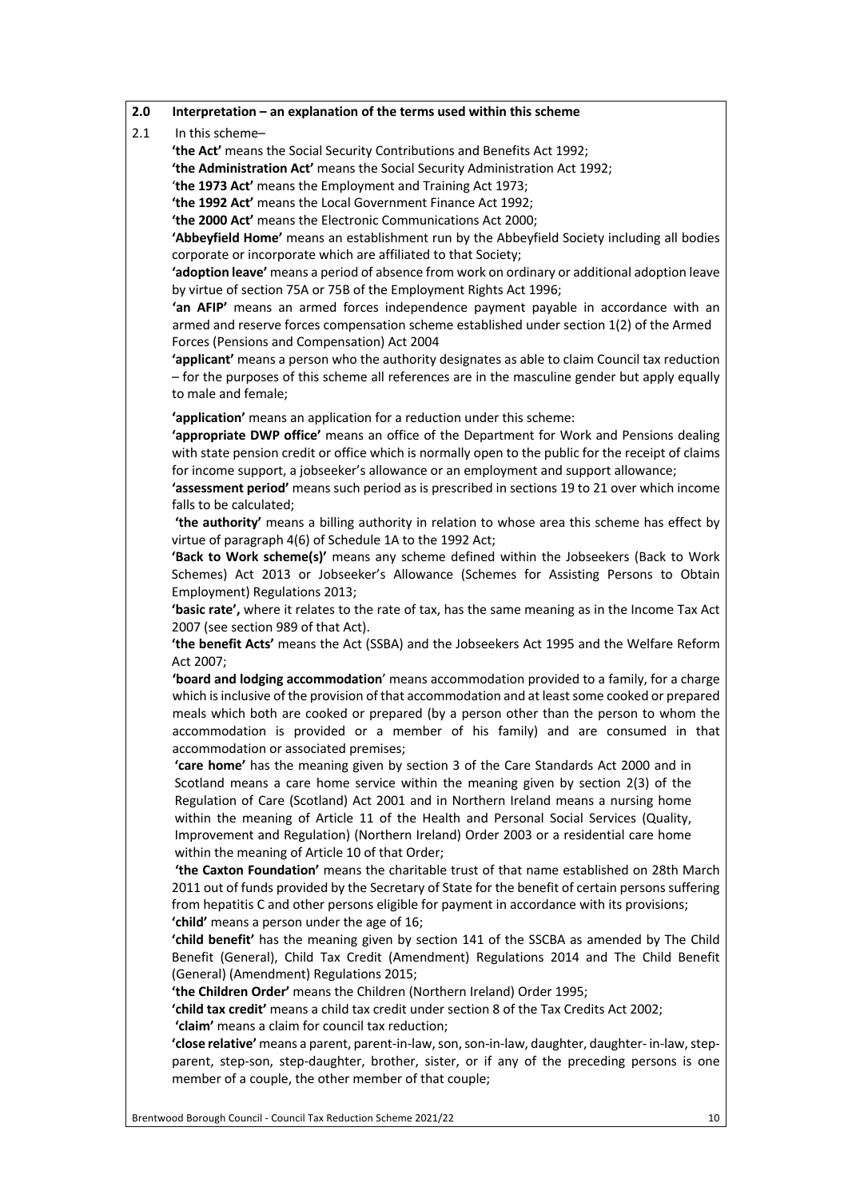## 2.0 Interpretation – an explanation of the terms used within this scheme

2.1 In this scheme–

**'the Act'** means the Social Security Contributions and Benefits Act 1992;

**'the Administration Act'** means the Social Security Administration Act 1992;

**'the 1973 Act'** means the Employment and Training Act 1973;

**'the 1992 Act'** means the Local Government Finance Act 1992;

**'the 2000 Act'** means the Electronic Communications Act 2000;

**'Abbeyfield Home'** means an establishment run by the Abbeyfield Society including all bodies corporate or incorporate which are affiliated to that Society;

**'adoption leave'** means a period of absence from work on ordinary or additional adoption leave by virtue of section 75A or 75B of the Employment Rights Act 1996;

**'an AFIP'** means an armed forces independence payment payable in accordance with an armed and reserve forces compensation scheme established under section 1(2) of the Armed Forces (Pensions and Compensation) Act 2004

**'applicant'** means a person who the authority designates as able to claim Council tax reduction – for the purposes of this scheme all references are in the masculine gender but apply equally to male and female;

**'application'** means an application for a reduction under this scheme:

**'appropriate DWP office'** means an office of the Department for Work and Pensions dealing with state pension credit or office which is normally open to the public for the receipt of claims for income support, a jobseeker's allowance or an employment and support allowance;

**'assessment period'** means such period as is prescribed in sections 19 to 21 over which income falls to be calculated;

**'the authority'** means a billing authority in relation to whose area this scheme has effect by virtue of paragraph 4(6) of Schedule 1A to the 1992 Act;

**'Back to Work scheme(s)'** means any scheme defined within the Jobseekers (Back to Work Schemes) Act 2013 or Jobseeker's Allowance (Schemes for Assisting Persons to Obtain Employment) Regulations 2013;

**'basic rate',** where it relates to the rate of tax, has the same meaning as in the Income Tax Act 2007 (see section 989 of that Act).

**'the benefit Acts'** means the Act (SSBA) and the Jobseekers Act 1995 and the Welfare Reform Act 2007;

**'board and lodging accommodation'** means accommodation provided to a family, for a charge which is inclusive of the provision of that accommodation and at least some cooked or prepared meals which both are cooked or prepared (by a person other than the person to whom the accommodation is provided or a member of his family) and are consumed in that accommodation or associated premises;

**'care home'** has the meaning given by section 3 of the Care Standards Act 2000 and in Scotland means a care home service within the meaning given by section 2(3) of the Regulation of Care (Scotland) Act 2001 and in Northern Ireland means a nursing home within the meaning of Article 11 of the Health and Personal Social Services (Quality, Improvement and Regulation) (Northern Ireland) Order 2003 or a residential care home within the meaning of Article 10 of that Order;

**'the Caxton Foundation'** means the charitable trust of that name established on 28th March 2011 out of funds provided by the Secretary of State for the benefit of certain persons suffering from hepatitis C and other persons eligible for payment in accordance with its provisions;

**'child'** means a person under the age of 16;

**'child benefit'** has the meaning given by section 141 of the SSCBA as amended by The Child Benefit (General), Child Tax Credit (Amendment) Regulations 2014 and The Child Benefit (General) (Amendment) Regulations 2015;

**'the Children Order'** means the Children (Northern Ireland) Order 1995;

**'child tax credit'** means a child tax credit under section 8 of the Tax Credits Act 2002;

**'claim'** means a claim for council tax reduction;

**'close relative'** means a parent, parent-in-law, son, son-in-law, daughter, daughter- in-law, step-parent, step-son, step-daughter, brother, sister, or if any of the preceding persons is one member of a couple, the other member of that couple;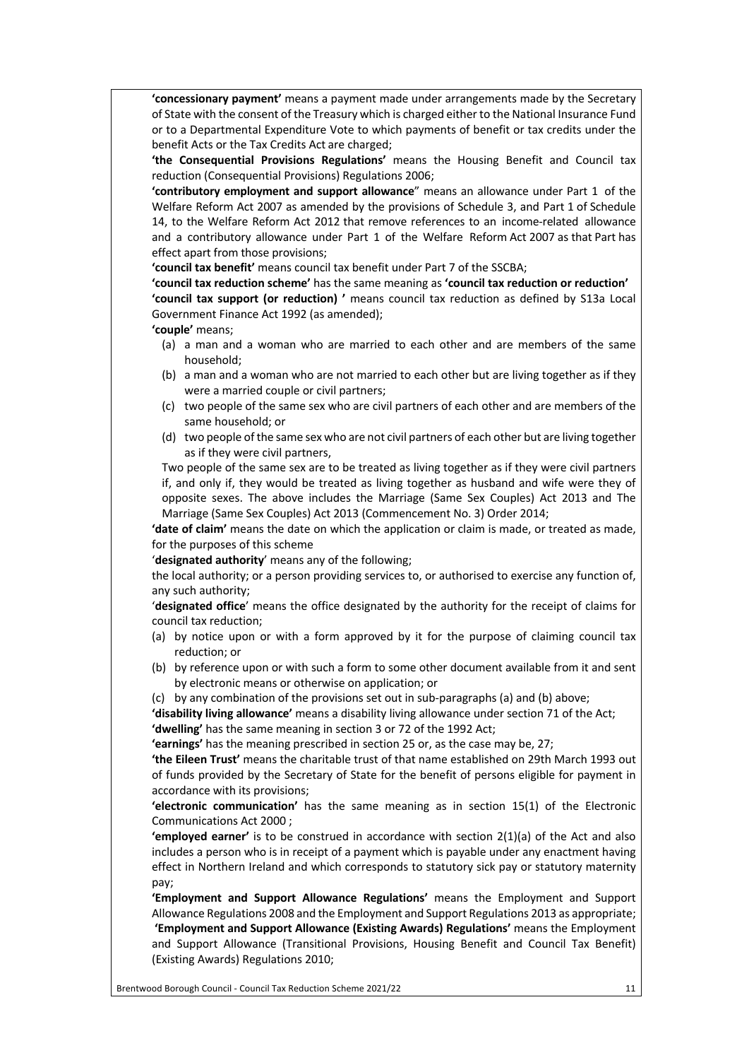**'concessionary payment'** means a payment made under arrangements made by the Secretary of State with the consent of the Treasury which is charged either to the National Insurance Fund or to a Departmental Expenditure Vote to which payments of benefit or tax credits under the benefit Acts or the Tax Credits Act are charged;

**'the Consequential Provisions Regulations'** means the Housing Benefit and Council tax reduction (Consequential Provisions) Regulations 2006;

**'contributory employment and support allowance**" means an allowance under Part 1 of the Welfare Reform Act 2007 as amended by the provisions of Schedule 3, and Part 1 of Schedule 14, to the Welfare Reform Act 2012 that remove references to an income-related allowance and a contributory allowance under Part 1 of the Welfare Reform Act 2007 as that Part has effect apart from those provisions;

**'council tax benefit'** means council tax benefit under Part 7 of the SSCBA;

**'council tax reduction scheme'** has the same meaning as **'council tax reduction or reduction'**

**'council tax support (or reduction) '** means council tax reduction as defined by S13a Local Government Finance Act 1992 (as amended);

**'couple'** means;

(a) a man and a woman who are married to each other and are members of the same household;
(b) a man and a woman who are not married to each other but are living together as if they were a married couple or civil partners;
(c) two people of the same sex who are civil partners of each other and are members of the same household; or
(d) two people of the same sex who are not civil partners of each other but are living together as if they were civil partners,

Two people of the same sex are to be treated as living together as if they were civil partners if, and only if, they would be treated as living together as husband and wife were they of opposite sexes. The above includes the Marriage (Same Sex Couples) Act 2013 and The Marriage (Same Sex Couples) Act 2013 (Commencement No. 3) Order 2014;

**'date of claim'** means the date on which the application or claim is made, or treated as made, for the purposes of this scheme

'**designated authority**' means any of the following;

the local authority; or a person providing services to, or authorised to exercise any function of, any such authority;

'**designated office**' means the office designated by the authority for the receipt of claims for council tax reduction;

(a) by notice upon or with a form approved by it for the purpose of claiming council tax reduction; or
(b) by reference upon or with such a form to some other document available from it and sent by electronic means or otherwise on application; or
(c) by any combination of the provisions set out in sub-paragraphs (a) and (b) above;

**'disability living allowance'** means a disability living allowance under section 71 of the Act;

**'dwelling'** has the same meaning in section 3 or 72 of the 1992 Act;

**'earnings'** has the meaning prescribed in section 25 or, as the case may be, 27;

**'the Eileen Trust'** means the charitable trust of that name established on 29th March 1993 out of funds provided by the Secretary of State for the benefit of persons eligible for payment in accordance with its provisions;

**'electronic communication'** has the same meaning as in section 15(1) of the Electronic Communications Act 2000 ;

**'employed earner'** is to be construed in accordance with section 2(1)(a) of the Act and also includes a person who is in receipt of a payment which is payable under any enactment having effect in Northern Ireland and which corresponds to statutory sick pay or statutory maternity pay;

**'Employment and Support Allowance Regulations'** means the Employment and Support Allowance Regulations 2008 and the Employment and Support Regulations 2013 as appropriate;

**'Employment and Support Allowance (Existing Awards) Regulations'** means the Employment and Support Allowance (Transitional Provisions, Housing Benefit and Council Tax Benefit) (Existing Awards) Regulations 2010;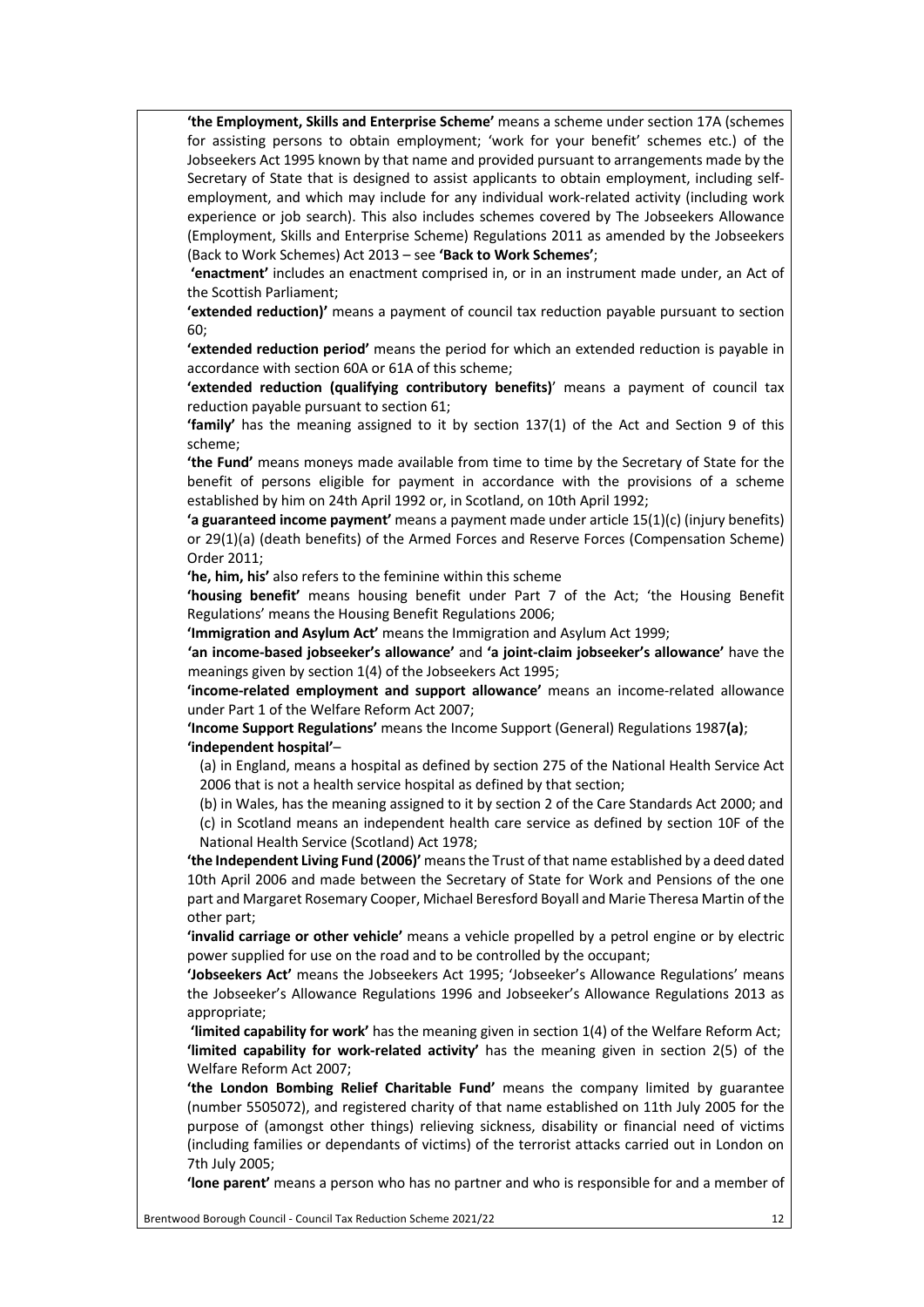**'the Employment, Skills and Enterprise Scheme'** means a scheme under section 17A (schemes for assisting persons to obtain employment; 'work for your benefit' schemes etc.) of the Jobseekers Act 1995 known by that name and provided pursuant to arrangements made by the Secretary of State that is designed to assist applicants to obtain employment, including self-employment, and which may include for any individual work-related activity (including work experience or job search). This also includes schemes covered by The Jobseekers Allowance (Employment, Skills and Enterprise Scheme) Regulations 2011 as amended by the Jobseekers (Back to Work Schemes) Act 2013 – see **'Back to Work Schemes'**;

**'enactment'** includes an enactment comprised in, or in an instrument made under, an Act of the Scottish Parliament;

**'extended reduction)'** means a payment of council tax reduction payable pursuant to section 60;

**'extended reduction period'** means the period for which an extended reduction is payable in accordance with section 60A or 61A of this scheme;

**'extended reduction (qualifying contributory benefits)**' means a payment of council tax reduction payable pursuant to section 61;

**'family'** has the meaning assigned to it by section 137(1) of the Act and Section 9 of this scheme;

**'the Fund'** means moneys made available from time to time by the Secretary of State for the benefit of persons eligible for payment in accordance with the provisions of a scheme established by him on 24th April 1992 or, in Scotland, on 10th April 1992;

**'a guaranteed income payment'** means a payment made under article 15(1)(c) (injury benefits) or 29(1)(a) (death benefits) of the Armed Forces and Reserve Forces (Compensation Scheme) Order 2011;

**'he, him, his'** also refers to the feminine within this scheme

**'housing benefit'** means housing benefit under Part 7 of the Act; 'the Housing Benefit Regulations' means the Housing Benefit Regulations 2006;

**'Immigration and Asylum Act'** means the Immigration and Asylum Act 1999;

**'an income-based jobseeker's allowance'** and **'a joint-claim jobseeker's allowance'** have the meanings given by section 1(4) of the Jobseekers Act 1995;

**'income-related employment and support allowance'** means an income-related allowance under Part 1 of the Welfare Reform Act 2007;

**'Income Support Regulations'** means the Income Support (General) Regulations 1987**(a)**;

**'independent hospital'**–

(a) in England, means a hospital as defined by section 275 of the National Health Service Act 2006 that is not a health service hospital as defined by that section;

(b) in Wales, has the meaning assigned to it by section 2 of the Care Standards Act 2000; and

(c) in Scotland means an independent health care service as defined by section 10F of the National Health Service (Scotland) Act 1978;

**'the Independent Living Fund (2006)'** means the Trust of that name established by a deed dated 10th April 2006 and made between the Secretary of State for Work and Pensions of the one part and Margaret Rosemary Cooper, Michael Beresford Boyall and Marie Theresa Martin of the other part;

**'invalid carriage or other vehicle'** means a vehicle propelled by a petrol engine or by electric power supplied for use on the road and to be controlled by the occupant;

**'Jobseekers Act'** means the Jobseekers Act 1995; 'Jobseeker's Allowance Regulations' means the Jobseeker's Allowance Regulations 1996 and Jobseeker's Allowance Regulations 2013 as appropriate;

**'limited capability for work'** has the meaning given in section 1(4) of the Welfare Reform Act;

**'limited capability for work-related activity'** has the meaning given in section 2(5) of the Welfare Reform Act 2007;

**'the London Bombing Relief Charitable Fund'** means the company limited by guarantee (number 5505072), and registered charity of that name established on 11th July 2005 for the purpose of (amongst other things) relieving sickness, disability or financial need of victims (including families or dependants of victims) of the terrorist attacks carried out in London on 7th July 2005;

**'lone parent'** means a person who has no partner and who is responsible for and a member of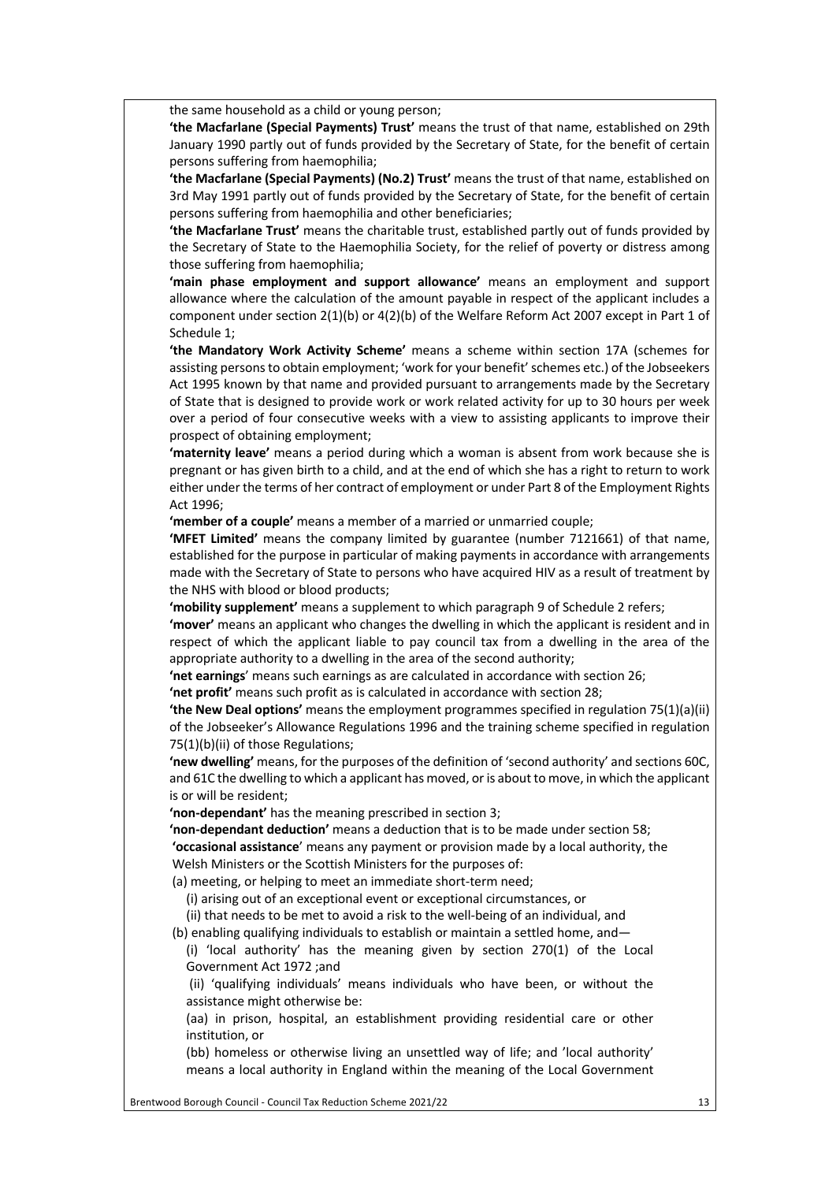the same household as a child or young person;

**'the Macfarlane (Special Payments) Trust'** means the trust of that name, established on 29th January 1990 partly out of funds provided by the Secretary of State, for the benefit of certain persons suffering from haemophilia;

**'the Macfarlane (Special Payments) (No.2) Trust'** means the trust of that name, established on 3rd May 1991 partly out of funds provided by the Secretary of State, for the benefit of certain persons suffering from haemophilia and other beneficiaries;

**'the Macfarlane Trust'** means the charitable trust, established partly out of funds provided by the Secretary of State to the Haemophilia Society, for the relief of poverty or distress among those suffering from haemophilia;

**'main phase employment and support allowance'** means an employment and support allowance where the calculation of the amount payable in respect of the applicant includes a component under section 2(1)(b) or 4(2)(b) of the Welfare Reform Act 2007 except in Part 1 of Schedule 1;

**'the Mandatory Work Activity Scheme'** means a scheme within section 17A (schemes for assisting persons to obtain employment; 'work for your benefit' schemes etc.) of the Jobseekers Act 1995 known by that name and provided pursuant to arrangements made by the Secretary of State that is designed to provide work or work related activity for up to 30 hours per week over a period of four consecutive weeks with a view to assisting applicants to improve their prospect of obtaining employment;

**'maternity leave'** means a period during which a woman is absent from work because she is pregnant or has given birth to a child, and at the end of which she has a right to return to work either under the terms of her contract of employment or under Part 8 of the Employment Rights Act 1996;

**'member of a couple'** means a member of a married or unmarried couple;

**'MFET Limited'** means the company limited by guarantee (number 7121661) of that name, established for the purpose in particular of making payments in accordance with arrangements made with the Secretary of State to persons who have acquired HIV as a result of treatment by the NHS with blood or blood products;

**'mobility supplement'** means a supplement to which paragraph 9 of Schedule 2 refers;

**'mover'** means an applicant who changes the dwelling in which the applicant is resident and in respect of which the applicant liable to pay council tax from a dwelling in the area of the appropriate authority to a dwelling in the area of the second authority;

**'net earnings'** means such earnings as are calculated in accordance with section 26;

**'net profit'** means such profit as is calculated in accordance with section 28;

**'the New Deal options'** means the employment programmes specified in regulation 75(1)(a)(ii) of the Jobseeker's Allowance Regulations 1996 and the training scheme specified in regulation 75(1)(b)(ii) of those Regulations;

**'new dwelling'** means, for the purposes of the definition of 'second authority' and sections 60C, and 61C the dwelling to which a applicant has moved, or is about to move, in which the applicant is or will be resident;

**'non-dependant'** has the meaning prescribed in section 3;

**'non-dependant deduction'** means a deduction that is to be made under section 58;

**'occasional assistance'** means any payment or provision made by a local authority, the Welsh Ministers or the Scottish Ministers for the purposes of:

(a) meeting, or helping to meet an immediate short-term need;

(i) arising out of an exceptional event or exceptional circumstances, or

(ii) that needs to be met to avoid a risk to the well-being of an individual, and

(b) enabling qualifying individuals to establish or maintain a settled home, and—

(i) 'local authority' has the meaning given by section 270(1) of the Local Government Act 1972 ;and

(ii) 'qualifying individuals' means individuals who have been, or without the assistance might otherwise be:

(aa) in prison, hospital, an establishment providing residential care or other institution, or

(bb) homeless or otherwise living an unsettled way of life; and 'local authority' means a local authority in England within the meaning of the Local Government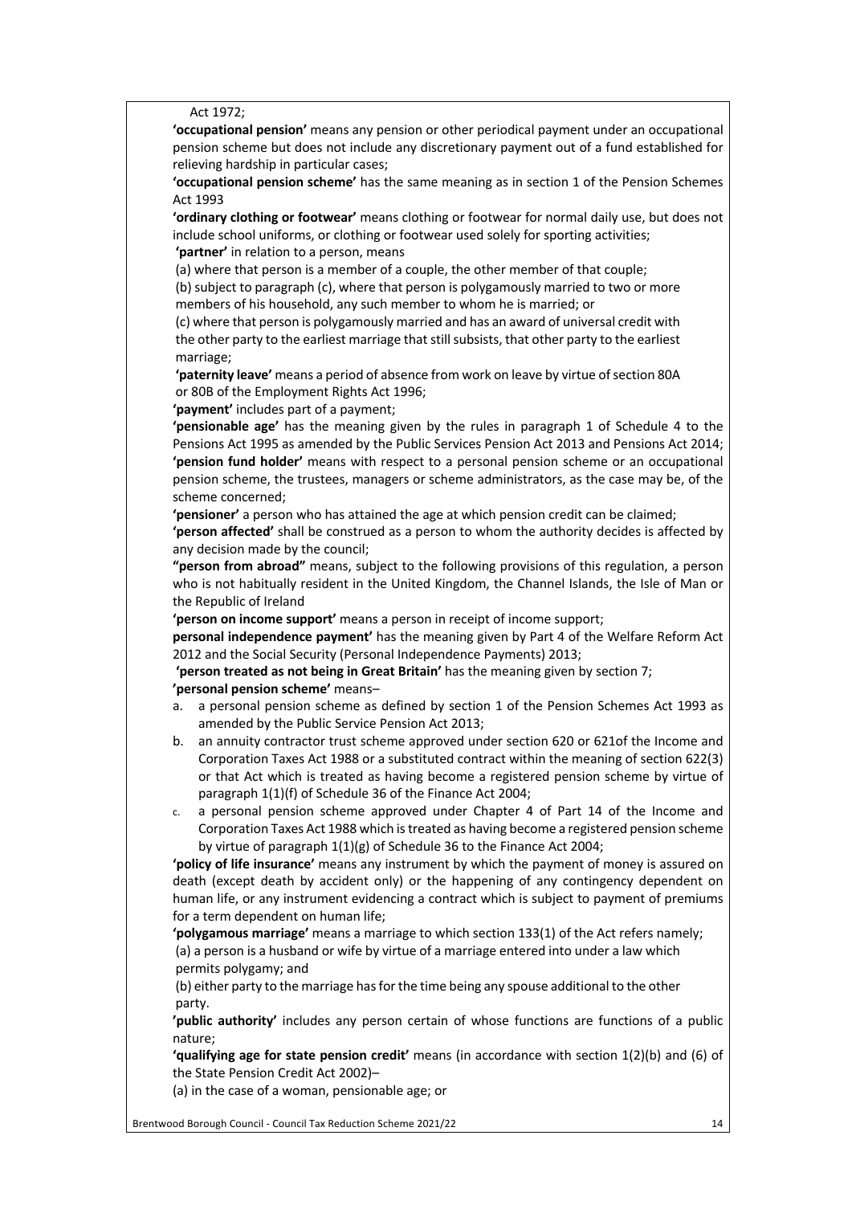Act 1972;

**'occupational pension'** means any pension or other periodical payment under an occupational pension scheme but does not include any discretionary payment out of a fund established for relieving hardship in particular cases;

**'occupational pension scheme'** has the same meaning as in section 1 of the Pension Schemes Act 1993

**'ordinary clothing or footwear'** means clothing or footwear for normal daily use, but does not include school uniforms, or clothing or footwear used solely for sporting activities;

**'partner'** in relation to a person, means

(a) where that person is a member of a couple, the other member of that couple;

(b) subject to paragraph (c), where that person is polygamously married to two or more members of his household, any such member to whom he is married; or

(c) where that person is polygamously married and has an award of universal credit with the other party to the earliest marriage that still subsists, that other party to the earliest marriage;

**'paternity leave'** means a period of absence from work on leave by virtue of section 80A or 80B of the Employment Rights Act 1996;

**'payment'** includes part of a payment;

**'pensionable age'** has the meaning given by the rules in paragraph 1 of Schedule 4 to the Pensions Act 1995 as amended by the Public Services Pension Act 2013 and Pensions Act 2014;

**'pension fund holder'** means with respect to a personal pension scheme or an occupational pension scheme, the trustees, managers or scheme administrators, as the case may be, of the scheme concerned;

**'pensioner'** a person who has attained the age at which pension credit can be claimed;

**'person affected'** shall be construed as a person to whom the authority decides is affected by any decision made by the council;

**"person from abroad"** means, subject to the following provisions of this regulation, a person who is not habitually resident in the United Kingdom, the Channel Islands, the Isle of Man or the Republic of Ireland

**'person on income support'** means a person in receipt of income support;

**personal independence payment'** has the meaning given by Part 4 of the Welfare Reform Act 2012 and the Social Security (Personal Independence Payments) 2013;

**'person treated as not being in Great Britain'** has the meaning given by section 7;

**'personal pension scheme'** means–

a. a personal pension scheme as defined by section 1 of the Pension Schemes Act 1993 as amended by the Public Service Pension Act 2013;
b. an annuity contractor trust scheme approved under section 620 or 621of the Income and Corporation Taxes Act 1988 or a substituted contract within the meaning of section 622(3) or that Act which is treated as having become a registered pension scheme by virtue of paragraph 1(1)(f) of Schedule 36 of the Finance Act 2004;
c. a personal pension scheme approved under Chapter 4 of Part 14 of the Income and Corporation Taxes Act 1988 which is treated as having become a registered pension scheme by virtue of paragraph 1(1)(g) of Schedule 36 to the Finance Act 2004;

**'policy of life insurance'** means any instrument by which the payment of money is assured on death (except death by accident only) or the happening of any contingency dependent on human life, or any instrument evidencing a contract which is subject to payment of premiums for a term dependent on human life;

**'polygamous marriage'** means a marriage to which section 133(1) of the Act refers namely;

(a) a person is a husband or wife by virtue of a marriage entered into under a law which permits polygamy; and

(b) either party to the marriage has for the time being any spouse additional to the other party.

**'public authority'** includes any person certain of whose functions are functions of a public nature;

**'qualifying age for state pension credit'** means (in accordance with section 1(2)(b) and (6) of the State Pension Credit Act 2002)–

(a) in the case of a woman, pensionable age; or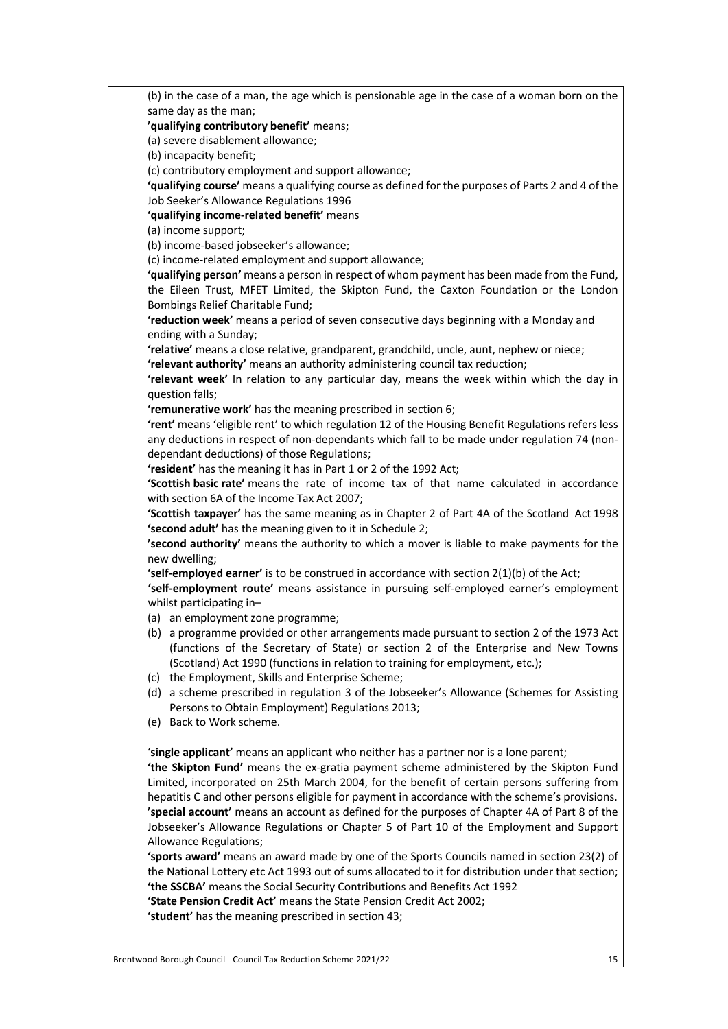(b) in the case of a man, the age which is pensionable age in the case of a woman born on the same day as the man;

**'qualifying contributory benefit'** means;

(a) severe disablement allowance;

(b) incapacity benefit;

(c) contributory employment and support allowance;

**'qualifying course'** means a qualifying course as defined for the purposes of Parts 2 and 4 of the Job Seeker's Allowance Regulations 1996

**'qualifying income-related benefit'** means

(a) income support;

(b) income-based jobseeker's allowance;

(c) income-related employment and support allowance;

**'qualifying person'** means a person in respect of whom payment has been made from the Fund, the Eileen Trust, MFET Limited, the Skipton Fund, the Caxton Foundation or the London Bombings Relief Charitable Fund;

**'reduction week'** means a period of seven consecutive days beginning with a Monday and ending with a Sunday;

**'relative'** means a close relative, grandparent, grandchild, uncle, aunt, nephew or niece;

**'relevant authority'** means an authority administering council tax reduction;

**'relevant week'** In relation to any particular day, means the week within which the day in question falls;

**'remunerative work'** has the meaning prescribed in section 6;

**'rent'** means 'eligible rent' to which regulation 12 of the Housing Benefit Regulations refers less any deductions in respect of non-dependants which fall to be made under regulation 74 (non-dependant deductions) of those Regulations;

**'resident'** has the meaning it has in Part 1 or 2 of the 1992 Act;

**'Scottish basic rate'** means the rate of income tax of that name calculated in accordance with section 6A of the Income Tax Act 2007;

**'Scottish taxpayer'** has the same meaning as in Chapter 2 of Part 4A of the Scotland Act 1998

**'second adult'** has the meaning given to it in Schedule 2;

**'second authority'** means the authority to which a mover is liable to make payments for the new dwelling;

**'self-employed earner'** is to be construed in accordance with section 2(1)(b) of the Act;

**'self-employment route'** means assistance in pursuing self-employed earner's employment whilst participating in–

(a) an employment zone programme;

(b) a programme provided or other arrangements made pursuant to section 2 of the 1973 Act (functions of the Secretary of State) or section 2 of the Enterprise and New Towns (Scotland) Act 1990 (functions in relation to training for employment, etc.);

(c) the Employment, Skills and Enterprise Scheme;

(d) a scheme prescribed in regulation 3 of the Jobseeker's Allowance (Schemes for Assisting Persons to Obtain Employment) Regulations 2013;

(e) Back to Work scheme.

'**single applicant'** means an applicant who neither has a partner nor is a lone parent;

**'the Skipton Fund'** means the ex-gratia payment scheme administered by the Skipton Fund Limited, incorporated on 25th March 2004, for the benefit of certain persons suffering from hepatitis C and other persons eligible for payment in accordance with the scheme's provisions.

**'special account'** means an account as defined for the purposes of Chapter 4A of Part 8 of the Jobseeker's Allowance Regulations or Chapter 5 of Part 10 of the Employment and Support Allowance Regulations;

**'sports award'** means an award made by one of the Sports Councils named in section 23(2) of the National Lottery etc Act 1993 out of sums allocated to it for distribution under that section;

**'the SSCBA'** means the Social Security Contributions and Benefits Act 1992

**'State Pension Credit Act'** means the State Pension Credit Act 2002;

**'student'** has the meaning prescribed in section 43;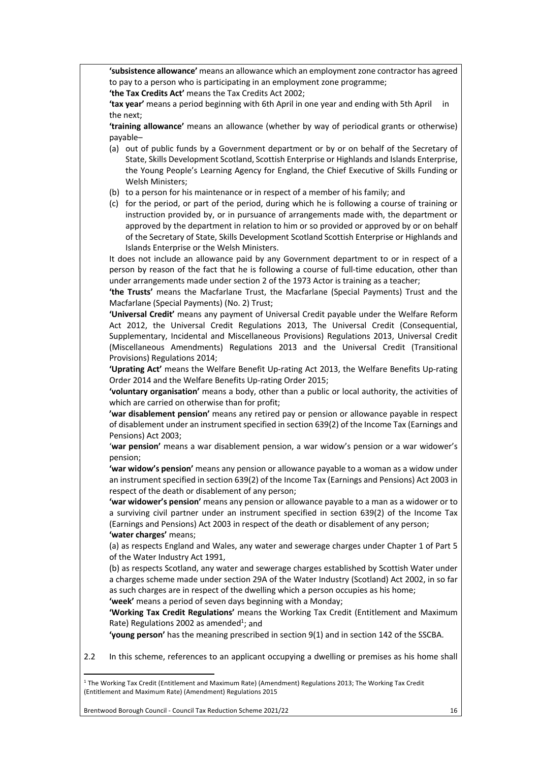**'subsistence allowance'** means an allowance which an employment zone contractor has agreed to pay to a person who is participating in an employment zone programme;

**'the Tax Credits Act'** means the Tax Credits Act 2002;

**'tax year'** means a period beginning with 6th April in one year and ending with 5th April in the next;

**'training allowance'** means an allowance (whether by way of periodical grants or otherwise) payable–

(a) out of public funds by a Government department or by or on behalf of the Secretary of State, Skills Development Scotland, Scottish Enterprise or Highlands and Islands Enterprise, the Young People's Learning Agency for England, the Chief Executive of Skills Funding or Welsh Ministers;

(b) to a person for his maintenance or in respect of a member of his family; and

(c) for the period, or part of the period, during which he is following a course of training or instruction provided by, or in pursuance of arrangements made with, the department or approved by the department in relation to him or so provided or approved by or on behalf of the Secretary of State, Skills Development Scotland Scottish Enterprise or Highlands and Islands Enterprise or the Welsh Ministers.

It does not include an allowance paid by any Government department to or in respect of a person by reason of the fact that he is following a course of full-time education, other than under arrangements made under section 2 of the 1973 Actor is training as a teacher;

**'the Trusts'** means the Macfarlane Trust, the Macfarlane (Special Payments) Trust and the Macfarlane (Special Payments) (No. 2) Trust;

**'Universal Credit'** means any payment of Universal Credit payable under the Welfare Reform Act 2012, the Universal Credit Regulations 2013, The Universal Credit (Consequential, Supplementary, Incidental and Miscellaneous Provisions) Regulations 2013, Universal Credit (Miscellaneous Amendments) Regulations 2013 and the Universal Credit (Transitional Provisions) Regulations 2014;

**'Uprating Act'** means the Welfare Benefit Up-rating Act 2013, the Welfare Benefits Up-rating Order 2014 and the Welfare Benefits Up-rating Order 2015;

**'voluntary organisation'** means a body, other than a public or local authority, the activities of which are carried on otherwise than for profit;

**'war disablement pension'** means any retired pay or pension or allowance payable in respect of disablement under an instrument specified in section 639(2) of the Income Tax (Earnings and Pensions) Act 2003;

**'war pension'** means a war disablement pension, a war widow's pension or a war widower's pension;

**'war widow's pension'** means any pension or allowance payable to a woman as a widow under an instrument specified in section 639(2) of the Income Tax (Earnings and Pensions) Act 2003 in respect of the death or disablement of any person;

**'war widower's pension'** means any pension or allowance payable to a man as a widower or to a surviving civil partner under an instrument specified in section 639(2) of the Income Tax (Earnings and Pensions) Act 2003 in respect of the death or disablement of any person;

**'water charges'** means;

(a) as respects England and Wales, any water and sewerage charges under Chapter 1 of Part 5 of the Water Industry Act 1991,

(b) as respects Scotland, any water and sewerage charges established by Scottish Water under a charges scheme made under section 29A of the Water Industry (Scotland) Act 2002, in so far as such charges are in respect of the dwelling which a person occupies as his home;

**'week'** means a period of seven days beginning with a Monday;

**'Working Tax Credit Regulations'** means the Working Tax Credit (Entitlement and Maximum Rate) Regulations 2002 as amended[1]; and

**'young person'** has the meaning prescribed in section 9(1) and in section 142 of the SSCBA.

2.2 In this scheme, references to an applicant occupying a dwelling or premises as his home shall

[1] The Working Tax Credit (Entitlement and Maximum Rate) (Amendment) Regulations 2013; The Working Tax Credit (Entitlement and Maximum Rate) (Amendment) Regulations 2015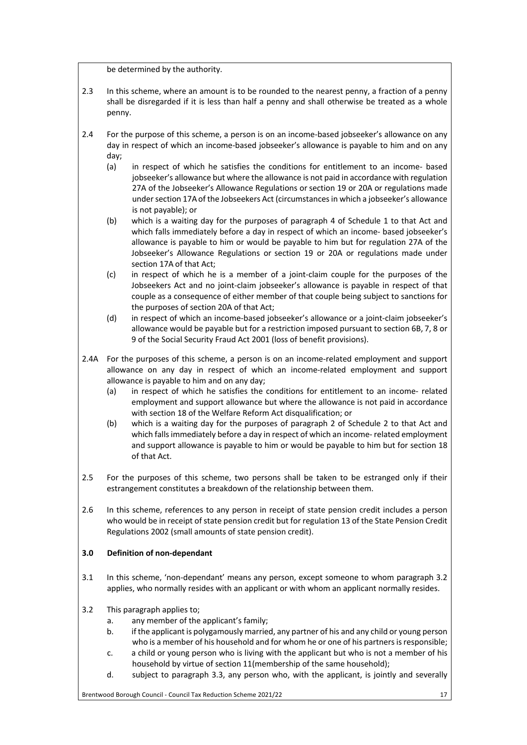be determined by the authority.

2.3 In this scheme, where an amount is to be rounded to the nearest penny, a fraction of a penny shall be disregarded if it is less than half a penny and shall otherwise be treated as a whole penny.

2.4 For the purpose of this scheme, a person is on an income-based jobseeker's allowance on any day in respect of which an income-based jobseeker's allowance is payable to him and on any day;

(a) in respect of which he satisfies the conditions for entitlement to an income- based jobseeker's allowance but where the allowance is not paid in accordance with regulation 27A of the Jobseeker's Allowance Regulations or section 19 or 20A or regulations made under section 17A of the Jobseekers Act (circumstances in which a jobseeker's allowance is not payable); or

(b) which is a waiting day for the purposes of paragraph 4 of Schedule 1 to that Act and which falls immediately before a day in respect of which an income- based jobseeker's allowance is payable to him or would be payable to him but for regulation 27A of the Jobseeker's Allowance Regulations or section 19 or 20A or regulations made under section 17A of that Act;

(c) in respect of which he is a member of a joint-claim couple for the purposes of the Jobseekers Act and no joint-claim jobseeker's allowance is payable in respect of that couple as a consequence of either member of that couple being subject to sanctions for the purposes of section 20A of that Act;

(d) in respect of which an income-based jobseeker's allowance or a joint-claim jobseeker's allowance would be payable but for a restriction imposed pursuant to section 6B, 7, 8 or 9 of the Social Security Fraud Act 2001 (loss of benefit provisions).

2.4A For the purposes of this scheme, a person is on an income-related employment and support allowance on any day in respect of which an income-related employment and support allowance is payable to him and on any day;

(a) in respect of which he satisfies the conditions for entitlement to an income- related employment and support allowance but where the allowance is not paid in accordance with section 18 of the Welfare Reform Act disqualification; or

(b) which is a waiting day for the purposes of paragraph 2 of Schedule 2 to that Act and which falls immediately before a day in respect of which an income- related employment and support allowance is payable to him or would be payable to him but for section 18 of that Act.

2.5 For the purposes of this scheme, two persons shall be taken to be estranged only if their estrangement constitutes a breakdown of the relationship between them.

2.6 In this scheme, references to any person in receipt of state pension credit includes a person who would be in receipt of state pension credit but for regulation 13 of the State Pension Credit Regulations 2002 (small amounts of state pension credit).

## 3.0 Definition of non-dependant

3.1 In this scheme, 'non-dependant' means any person, except someone to whom paragraph 3.2 applies, who normally resides with an applicant or with whom an applicant normally resides.

3.2 This paragraph applies to;

a. any member of the applicant's family;

b. if the applicant is polygamously married, any partner of his and any child or young person who is a member of his household and for whom he or one of his partners is responsible;

c. a child or young person who is living with the applicant but who is not a member of his household by virtue of section 11(membership of the same household);

d. subject to paragraph 3.3, any person who, with the applicant, is jointly and severally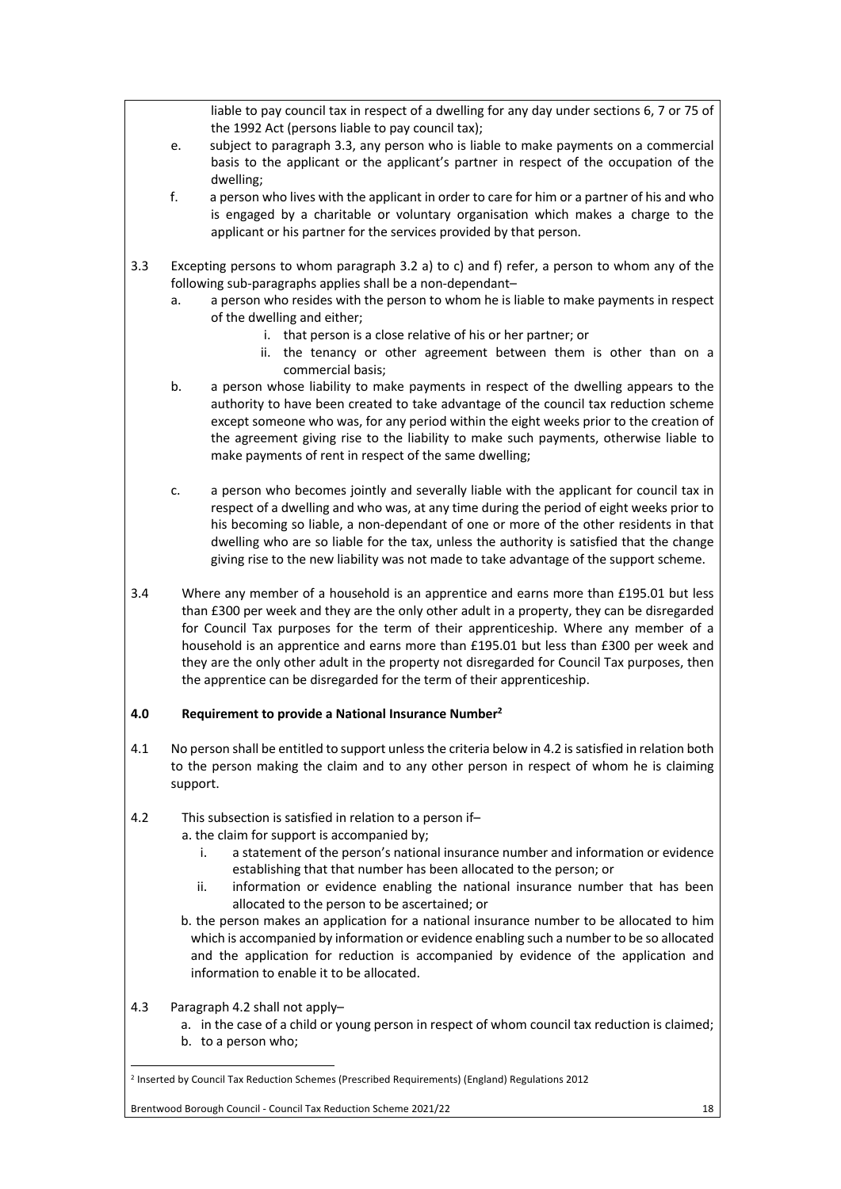liable to pay council tax in respect of a dwelling for any day under sections 6, 7 or 75 of the 1992 Act (persons liable to pay council tax);

e. subject to paragraph 3.3, any person who is liable to make payments on a commercial basis to the applicant or the applicant's partner in respect of the occupation of the dwelling;

f. a person who lives with the applicant in order to care for him or a partner of his and who is engaged by a charitable or voluntary organisation which makes a charge to the applicant or his partner for the services provided by that person.

3.3 Excepting persons to whom paragraph 3.2 a) to c) and f) refer, a person to whom any of the following sub-paragraphs applies shall be a non-dependant–

a. a person who resides with the person to whom he is liable to make payments in respect of the dwelling and either;
   i. that person is a close relative of his or her partner; or
   ii. the tenancy or other agreement between them is other than on a commercial basis;

b. a person whose liability to make payments in respect of the dwelling appears to the authority to have been created to take advantage of the council tax reduction scheme except someone who was, for any period within the eight weeks prior to the creation of the agreement giving rise to the liability to make such payments, otherwise liable to make payments of rent in respect of the same dwelling;

c. a person who becomes jointly and severally liable with the applicant for council tax in respect of a dwelling and who was, at any time during the period of eight weeks prior to his becoming so liable, a non-dependant of one or more of the other residents in that dwelling who are so liable for the tax, unless the authority is satisfied that the change giving rise to the new liability was not made to take advantage of the support scheme.

3.4 Where any member of a household is an apprentice and earns more than £195.01 but less than £300 per week and they are the only other adult in a property, they can be disregarded for Council Tax purposes for the term of their apprenticeship. Where any member of a household is an apprentice and earns more than £195.01 but less than £300 per week and they are the only other adult in the property not disregarded for Council Tax purposes, then the apprentice can be disregarded for the term of their apprenticeship.

**4.0 Requirement to provide a National Insurance Number[2]**

4.1 No person shall be entitled to support unless the criteria below in 4.2 is satisfied in relation both to the person making the claim and to any other person in respect of whom he is claiming support.

4.2 This subsection is satisfied in relation to a person if–

a. the claim for support is accompanied by;
   i. a statement of the person's national insurance number and information or evidence establishing that that number has been allocated to the person; or
   ii. information or evidence enabling the national insurance number that has been allocated to the person to be ascertained; or

b. the person makes an application for a national insurance number to be allocated to him which is accompanied by information or evidence enabling such a number to be so allocated and the application for reduction is accompanied by evidence of the application and information to enable it to be allocated.

4.3 Paragraph 4.2 shall not apply–

a. in the case of a child or young person in respect of whom council tax reduction is claimed;
b. to a person who;

[2] Inserted by Council Tax Reduction Schemes (Prescribed Requirements) (England) Regulations 2012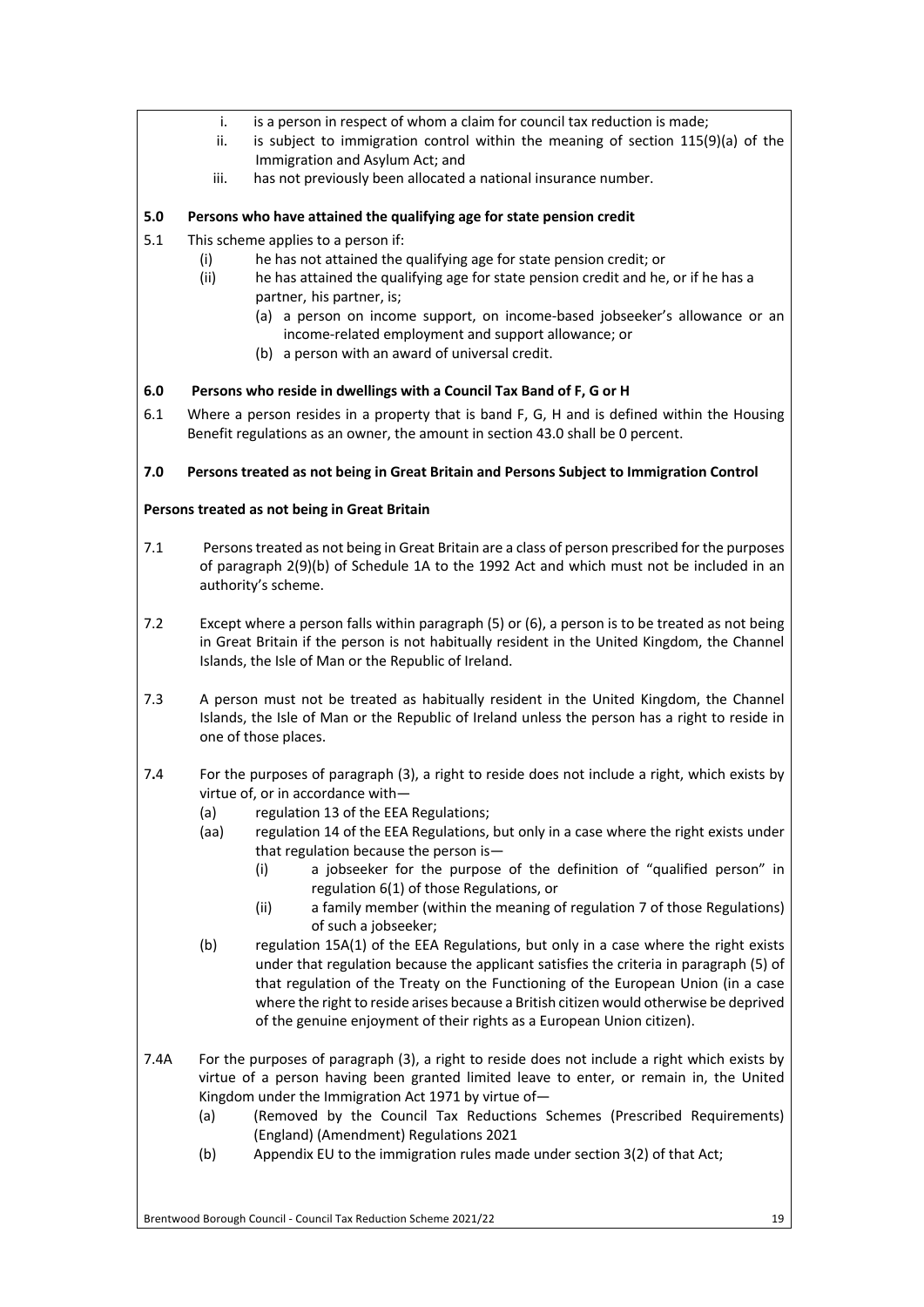i. is a person in respect of whom a claim for council tax reduction is made;
ii. is subject to immigration control within the meaning of section 115(9)(a) of the Immigration and Asylum Act; and
iii. has not previously been allocated a national insurance number.

**5.0 Persons who have attained the qualifying age for state pension credit**

5.1 This scheme applies to a person if:

(i) he has not attained the qualifying age for state pension credit; or
(ii) he has attained the qualifying age for state pension credit and he, or if he has a partner, his partner, is;
  (a) a person on income support, on income-based jobseeker's allowance or an income-related employment and support allowance; or
  (b) a person with an award of universal credit.

**6.0 Persons who reside in dwellings with a Council Tax Band of F, G or H**

6.1 Where a person resides in a property that is band F, G, H and is defined within the Housing Benefit regulations as an owner, the amount in section 43.0 shall be 0 percent.

**7.0 Persons treated as not being in Great Britain and Persons Subject to Immigration Control**

**Persons treated as not being in Great Britain**

7.1 Persons treated as not being in Great Britain are a class of person prescribed for the purposes of paragraph 2(9)(b) of Schedule 1A to the 1992 Act and which must not be included in an authority's scheme.

7.2 Except where a person falls within paragraph (5) or (6), a person is to be treated as not being in Great Britain if the person is not habitually resident in the United Kingdom, the Channel Islands, the Isle of Man or the Republic of Ireland.

7.3 A person must not be treated as habitually resident in the United Kingdom, the Channel Islands, the Isle of Man or the Republic of Ireland unless the person has a right to reside in one of those places.

7.4 For the purposes of paragraph (3), a right to reside does not include a right, which exists by virtue of, or in accordance with—

(a) regulation 13 of the EEA Regulations;
(aa) regulation 14 of the EEA Regulations, but only in a case where the right exists under that regulation because the person is—
  (i) a jobseeker for the purpose of the definition of "qualified person" in regulation 6(1) of those Regulations, or
  (ii) a family member (within the meaning of regulation 7 of those Regulations) of such a jobseeker;
(b) regulation 15A(1) of the EEA Regulations, but only in a case where the right exists under that regulation because the applicant satisfies the criteria in paragraph (5) of that regulation of the Treaty on the Functioning of the European Union (in a case where the right to reside arises because a British citizen would otherwise be deprived of the genuine enjoyment of their rights as a European Union citizen).

7.4A For the purposes of paragraph (3), a right to reside does not include a right which exists by virtue of a person having been granted limited leave to enter, or remain in, the United Kingdom under the Immigration Act 1971 by virtue of—

(a) (Removed by the Council Tax Reductions Schemes (Prescribed Requirements) (England) (Amendment) Regulations 2021
(b) Appendix EU to the immigration rules made under section 3(2) of that Act;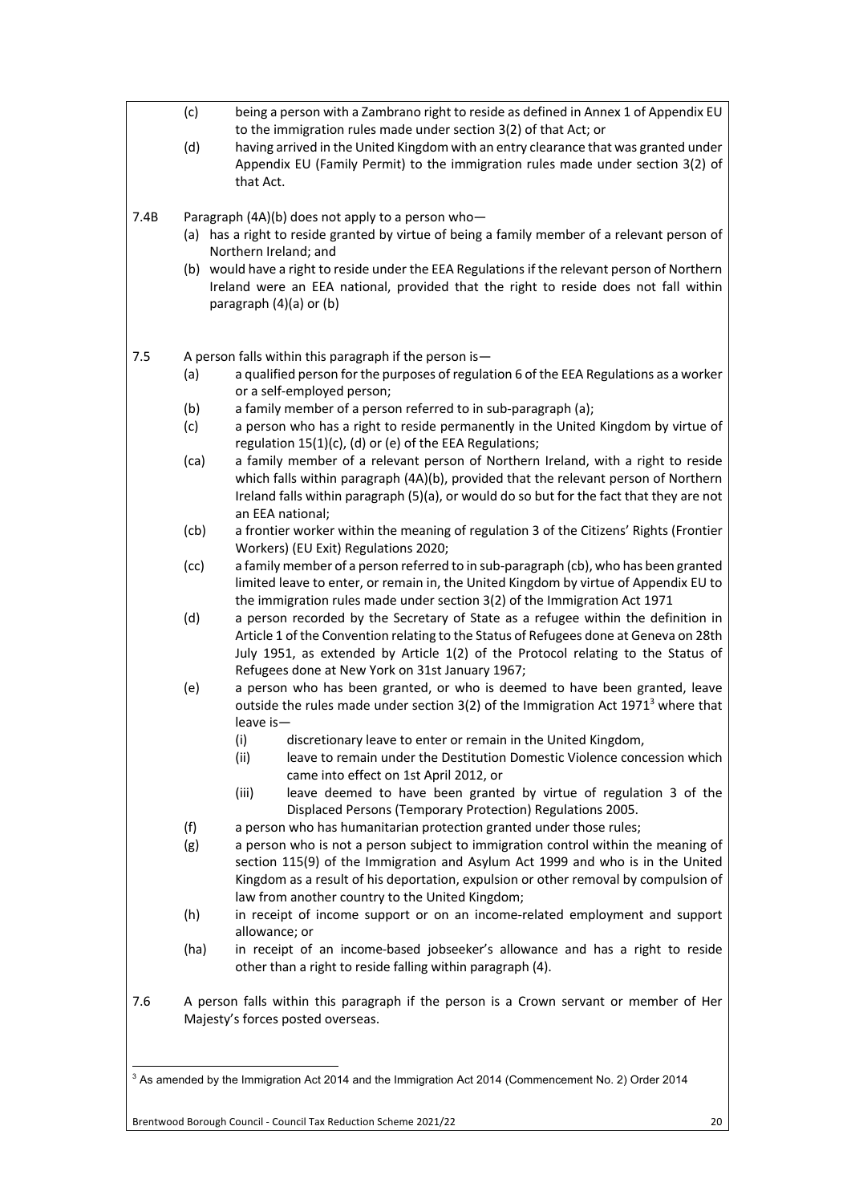(c) being a person with a Zambrano right to reside as defined in Annex 1 of Appendix EU to the immigration rules made under section 3(2) of that Act; or

(d) having arrived in the United Kingdom with an entry clearance that was granted under Appendix EU (Family Permit) to the immigration rules made under section 3(2) of that Act.

7.4B Paragraph (4A)(b) does not apply to a person who—

(a) has a right to reside granted by virtue of being a family member of a relevant person of Northern Ireland; and

(b) would have a right to reside under the EEA Regulations if the relevant person of Northern Ireland were an EEA national, provided that the right to reside does not fall within paragraph (4)(a) or (b)

7.5 A person falls within this paragraph if the person is—

(a) a qualified person for the purposes of regulation 6 of the EEA Regulations as a worker or a self-employed person;

(b) a family member of a person referred to in sub-paragraph (a);

(c) a person who has a right to reside permanently in the United Kingdom by virtue of regulation 15(1)(c), (d) or (e) of the EEA Regulations;

(ca) a family member of a relevant person of Northern Ireland, with a right to reside which falls within paragraph (4A)(b), provided that the relevant person of Northern Ireland falls within paragraph (5)(a), or would do so but for the fact that they are not an EEA national;

(cb) a frontier worker within the meaning of regulation 3 of the Citizens' Rights (Frontier Workers) (EU Exit) Regulations 2020;

(cc) a family member of a person referred to in sub-paragraph (cb), who has been granted limited leave to enter, or remain in, the United Kingdom by virtue of Appendix EU to the immigration rules made under section 3(2) of the Immigration Act 1971

(d) a person recorded by the Secretary of State as a refugee within the definition in Article 1 of the Convention relating to the Status of Refugees done at Geneva on 28th July 1951, as extended by Article 1(2) of the Protocol relating to the Status of Refugees done at New York on 31st January 1967;

(e) a person who has been granted, or who is deemed to have been granted, leave outside the rules made under section 3(2) of the Immigration Act 1971[3] where that leave is—

  (i) discretionary leave to enter or remain in the United Kingdom,

  (ii) leave to remain under the Destitution Domestic Violence concession which came into effect on 1st April 2012, or

  (iii) leave deemed to have been granted by virtue of regulation 3 of the Displaced Persons (Temporary Protection) Regulations 2005.

(f) a person who has humanitarian protection granted under those rules;

(g) a person who is not a person subject to immigration control within the meaning of section 115(9) of the Immigration and Asylum Act 1999 and who is in the United Kingdom as a result of his deportation, expulsion or other removal by compulsion of law from another country to the United Kingdom;

(h) in receipt of income support or on an income-related employment and support allowance; or

(ha) in receipt of an income-based jobseeker's allowance and has a right to reside other than a right to reside falling within paragraph (4).

7.6 A person falls within this paragraph if the person is a Crown servant or member of Her Majesty's forces posted overseas.

[3] As amended by the Immigration Act 2014 and the Immigration Act 2014 (Commencement No. 2) Order 2014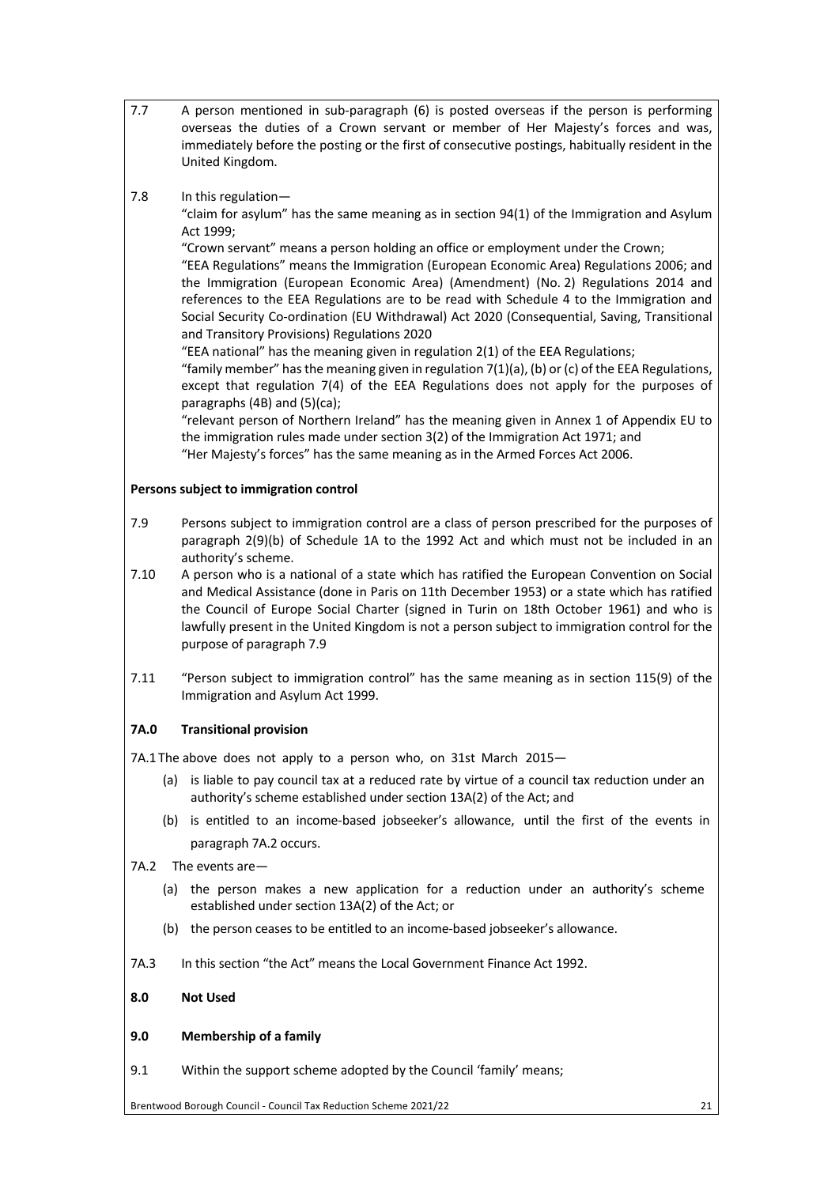7.7 A person mentioned in sub-paragraph (6) is posted overseas if the person is performing overseas the duties of a Crown servant or member of Her Majesty's forces and was, immediately before the posting or the first of consecutive postings, habitually resident in the United Kingdom.

7.8 In this regulation—

"claim for asylum" has the same meaning as in section 94(1) of the Immigration and Asylum Act 1999;

"Crown servant" means a person holding an office or employment under the Crown;

"EEA Regulations" means the Immigration (European Economic Area) Regulations 2006; and the Immigration (European Economic Area) (Amendment) (No. 2) Regulations 2014 and references to the EEA Regulations are to be read with Schedule 4 to the Immigration and Social Security Co-ordination (EU Withdrawal) Act 2020 (Consequential, Saving, Transitional and Transitory Provisions) Regulations 2020

"EEA national" has the meaning given in regulation 2(1) of the EEA Regulations;

"family member" has the meaning given in regulation 7(1)(a), (b) or (c) of the EEA Regulations, except that regulation 7(4) of the EEA Regulations does not apply for the purposes of paragraphs (4B) and (5)(ca);

"relevant person of Northern Ireland" has the meaning given in Annex 1 of Appendix EU to the immigration rules made under section 3(2) of the Immigration Act 1971; and

"Her Majesty's forces" has the same meaning as in the Armed Forces Act 2006.

**Persons subject to immigration control**

7.9 Persons subject to immigration control are a class of person prescribed for the purposes of paragraph 2(9)(b) of Schedule 1A to the 1992 Act and which must not be included in an authority's scheme.

7.10 A person who is a national of a state which has ratified the European Convention on Social and Medical Assistance (done in Paris on 11th December 1953) or a state which has ratified the Council of Europe Social Charter (signed in Turin on 18th October 1961) and who is lawfully present in the United Kingdom is not a person subject to immigration control for the purpose of paragraph 7.9

7.11 "Person subject to immigration control" has the same meaning as in section 115(9) of the Immigration and Asylum Act 1999.

## 7A.0 Transitional provision

7A.1 The above does not apply to a person who, on 31st March 2015—

(a) is liable to pay council tax at a reduced rate by virtue of a council tax reduction under an authority's scheme established under section 13A(2) of the Act; and

(b) is entitled to an income-based jobseeker's allowance, until the first of the events in paragraph 7A.2 occurs.

7A.2 The events are—

(a) the person makes a new application for a reduction under an authority's scheme established under section 13A(2) of the Act; or

(b) the person ceases to be entitled to an income-based jobseeker's allowance.

7A.3 In this section "the Act" means the Local Government Finance Act 1992.

## 8.0 Not Used

## 9.0 Membership of a family

9.1 Within the support scheme adopted by the Council 'family' means;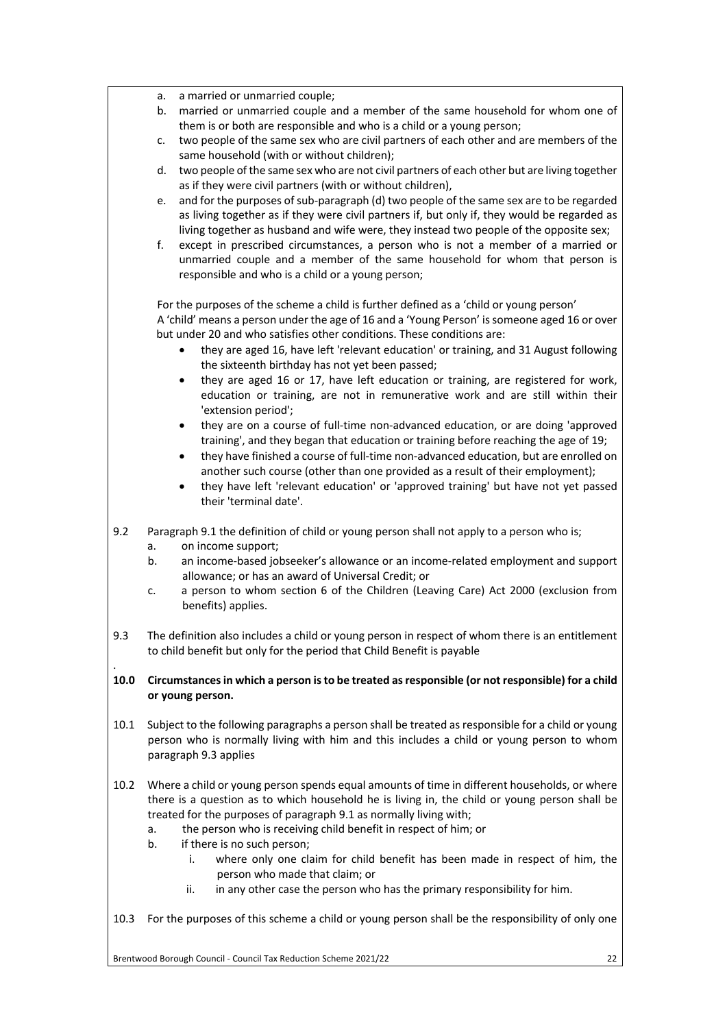a. a married or unmarried couple;
b. married or unmarried couple and a member of the same household for whom one of them is or both are responsible and who is a child or a young person;
c. two people of the same sex who are civil partners of each other and are members of the same household (with or without children);
d. two people of the same sex who are not civil partners of each other but are living together as if they were civil partners (with or without children),
e. and for the purposes of sub-paragraph (d) two people of the same sex are to be regarded as living together as if they were civil partners if, but only if, they would be regarded as living together as husband and wife were, they instead two people of the opposite sex;
f. except in prescribed circumstances, a person who is not a member of a married or unmarried couple and a member of the same household for whom that person is responsible and who is a child or a young person;

For the purposes of the scheme a child is further defined as a 'child or young person'
A 'child' means a person under the age of 16 and a 'Young Person' is someone aged 16 or over but under 20 and who satisfies other conditions. These conditions are:

- they are aged 16, have left 'relevant education' or training, and 31 August following the sixteenth birthday has not yet been passed;
- they are aged 16 or 17, have left education or training, are registered for work, education or training, are not in remunerative work and are still within their 'extension period';
- they are on a course of full-time non-advanced education, or are doing 'approved training', and they began that education or training before reaching the age of 19;
- they have finished a course of full-time non-advanced education, but are enrolled on another such course (other than one provided as a result of their employment);
- they have left 'relevant education' or 'approved training' but have not yet passed their 'terminal date'.

9.2 Paragraph 9.1 the definition of child or young person shall not apply to a person who is;
  a. on income support;
  b. an income-based jobseeker's allowance or an income-related employment and support allowance; or has an award of Universal Credit; or
  c. a person to whom section 6 of the Children (Leaving Care) Act 2000 (exclusion from benefits) applies.

9.3 The definition also includes a child or young person in respect of whom there is an entitlement to child benefit but only for the period that Child Benefit is payable

.

**10.0 Circumstances in which a person is to be treated as responsible (or not responsible) for a child or young person.**

10.1 Subject to the following paragraphs a person shall be treated as responsible for a child or young person who is normally living with him and this includes a child or young person to whom paragraph 9.3 applies

10.2 Where a child or young person spends equal amounts of time in different households, or where there is a question as to which household he is living in, the child or young person shall be treated for the purposes of paragraph 9.1 as normally living with;
  a. the person who is receiving child benefit in respect of him; or
  b. if there is no such person;
    i. where only one claim for child benefit has been made in respect of him, the person who made that claim; or
    ii. in any other case the person who has the primary responsibility for him.

10.3 For the purposes of this scheme a child or young person shall be the responsibility of only one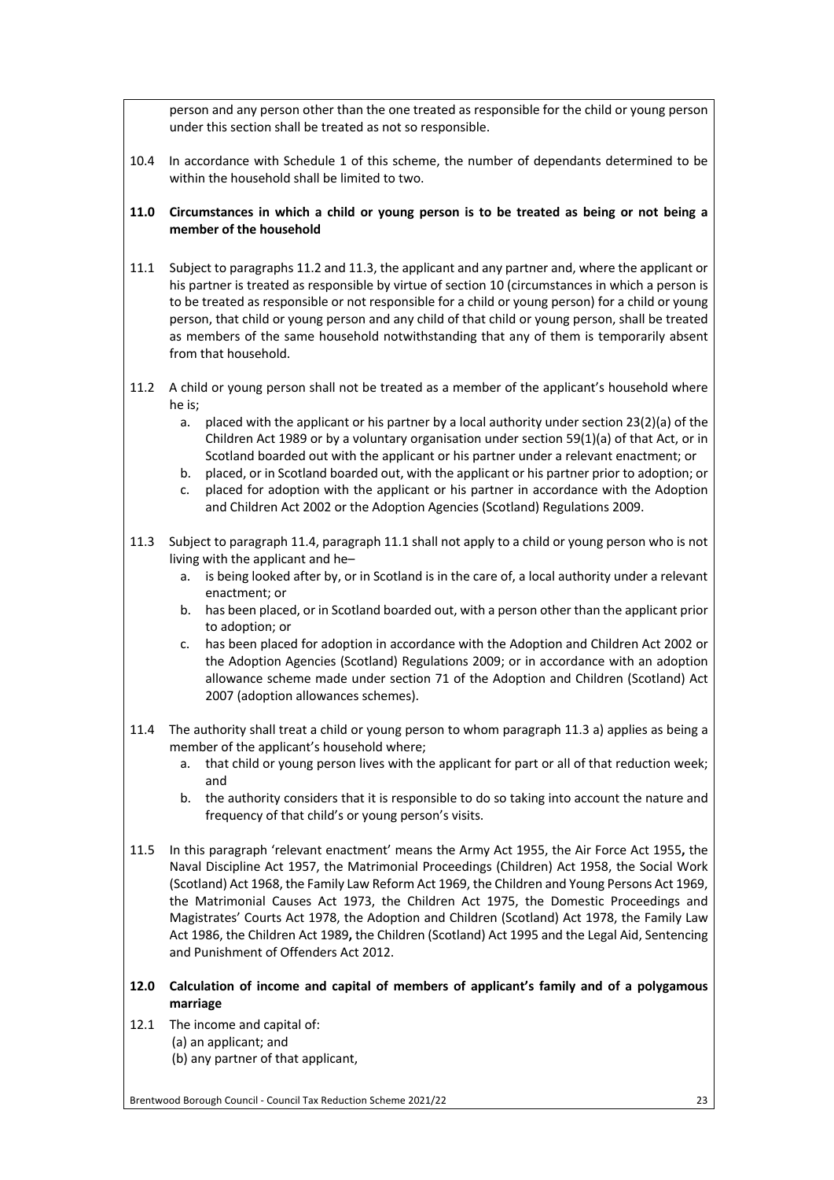person and any person other than the one treated as responsible for the child or young person under this section shall be treated as not so responsible.

10.4 In accordance with Schedule 1 of this scheme, the number of dependants determined to be within the household shall be limited to two.

**11.0 Circumstances in which a child or young person is to be treated as being or not being a member of the household**

11.1 Subject to paragraphs 11.2 and 11.3, the applicant and any partner and, where the applicant or his partner is treated as responsible by virtue of section 10 (circumstances in which a person is to be treated as responsible or not responsible for a child or young person) for a child or young person, that child or young person and any child of that child or young person, shall be treated as members of the same household notwithstanding that any of them is temporarily absent from that household.

11.2 A child or young person shall not be treated as a member of the applicant's household where he is;

a. placed with the applicant or his partner by a local authority under section 23(2)(a) of the Children Act 1989 or by a voluntary organisation under section 59(1)(a) of that Act, or in Scotland boarded out with the applicant or his partner under a relevant enactment; or
b. placed, or in Scotland boarded out, with the applicant or his partner prior to adoption; or
c. placed for adoption with the applicant or his partner in accordance with the Adoption and Children Act 2002 or the Adoption Agencies (Scotland) Regulations 2009.

11.3 Subject to paragraph 11.4, paragraph 11.1 shall not apply to a child or young person who is not living with the applicant and he–

a. is being looked after by, or in Scotland is in the care of, a local authority under a relevant enactment; or
b. has been placed, or in Scotland boarded out, with a person other than the applicant prior to adoption; or
c. has been placed for adoption in accordance with the Adoption and Children Act 2002 or the Adoption Agencies (Scotland) Regulations 2009; or in accordance with an adoption allowance scheme made under section 71 of the Adoption and Children (Scotland) Act 2007 (adoption allowances schemes).

11.4 The authority shall treat a child or young person to whom paragraph 11.3 a) applies as being a member of the applicant's household where;

a. that child or young person lives with the applicant for part or all of that reduction week; and
b. the authority considers that it is responsible to do so taking into account the nature and frequency of that child's or young person's visits.

11.5 In this paragraph 'relevant enactment' means the Army Act 1955, the Air Force Act 1955**,** the Naval Discipline Act 1957, the Matrimonial Proceedings (Children) Act 1958, the Social Work (Scotland) Act 1968, the Family Law Reform Act 1969, the Children and Young Persons Act 1969, the Matrimonial Causes Act 1973, the Children Act 1975, the Domestic Proceedings and Magistrates' Courts Act 1978, the Adoption and Children (Scotland) Act 1978, the Family Law Act 1986, the Children Act 1989**,** the Children (Scotland) Act 1995 and the Legal Aid, Sentencing and Punishment of Offenders Act 2012.

**12.0 Calculation of income and capital of members of applicant's family and of a polygamous marriage**

12.1 The income and capital of:
(a) an applicant; and
(b) any partner of that applicant,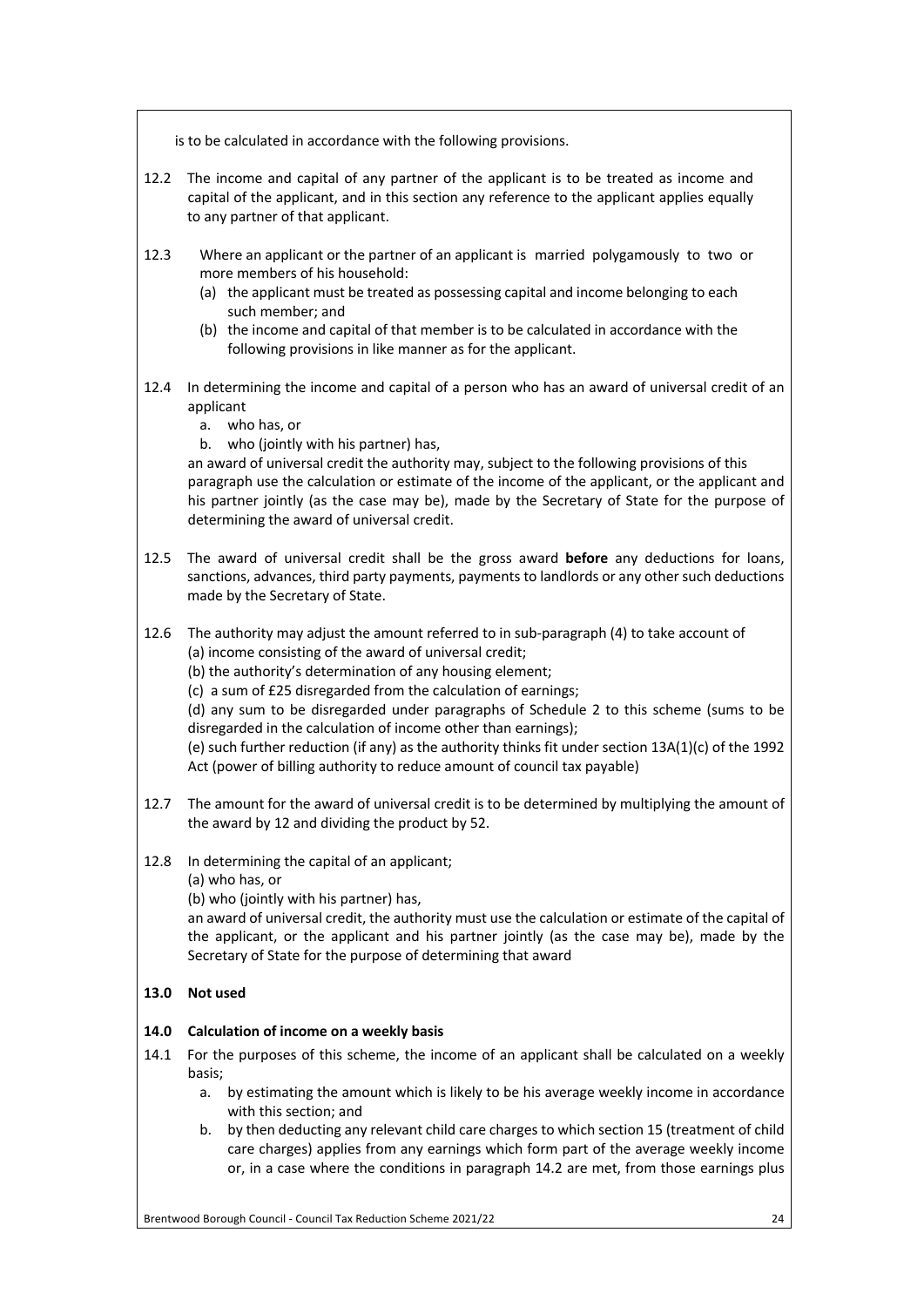is to be calculated in accordance with the following provisions.

12.2 The income and capital of any partner of the applicant is to be treated as income and capital of the applicant, and in this section any reference to the applicant applies equally to any partner of that applicant.

12.3 Where an applicant or the partner of an applicant is married polygamously to two or more members of his household:

(a) the applicant must be treated as possessing capital and income belonging to each such member; and
(b) the income and capital of that member is to be calculated in accordance with the following provisions in like manner as for the applicant.

12.4 In determining the income and capital of a person who has an award of universal credit of an applicant

a. who has, or
b. who (jointly with his partner) has,

an award of universal credit the authority may, subject to the following provisions of this paragraph use the calculation or estimate of the income of the applicant, or the applicant and his partner jointly (as the case may be), made by the Secretary of State for the purpose of determining the award of universal credit.

12.5 The award of universal credit shall be the gross award **before** any deductions for loans, sanctions, advances, third party payments, payments to landlords or any other such deductions made by the Secretary of State.

12.6 The authority may adjust the amount referred to in sub-paragraph (4) to take account of

(a) income consisting of the award of universal credit;
(b) the authority's determination of any housing element;
(c) a sum of £25 disregarded from the calculation of earnings;
(d) any sum to be disregarded under paragraphs of Schedule 2 to this scheme (sums to be disregarded in the calculation of income other than earnings);
(e) such further reduction (if any) as the authority thinks fit under section 13A(1)(c) of the 1992 Act (power of billing authority to reduce amount of council tax payable)

12.7 The amount for the award of universal credit is to be determined by multiplying the amount of the award by 12 and dividing the product by 52.

12.8 In determining the capital of an applicant;

(a) who has, or
(b) who (jointly with his partner) has,

an award of universal credit, the authority must use the calculation or estimate of the capital of the applicant, or the applicant and his partner jointly (as the case may be), made by the Secretary of State for the purpose of determining that award

## 13.0 Not used

## 14.0 Calculation of income on a weekly basis

14.1 For the purposes of this scheme, the income of an applicant shall be calculated on a weekly basis;

a. by estimating the amount which is likely to be his average weekly income in accordance with this section; and
b. by then deducting any relevant child care charges to which section 15 (treatment of child care charges) applies from any earnings which form part of the average weekly income or, in a case where the conditions in paragraph 14.2 are met, from those earnings plus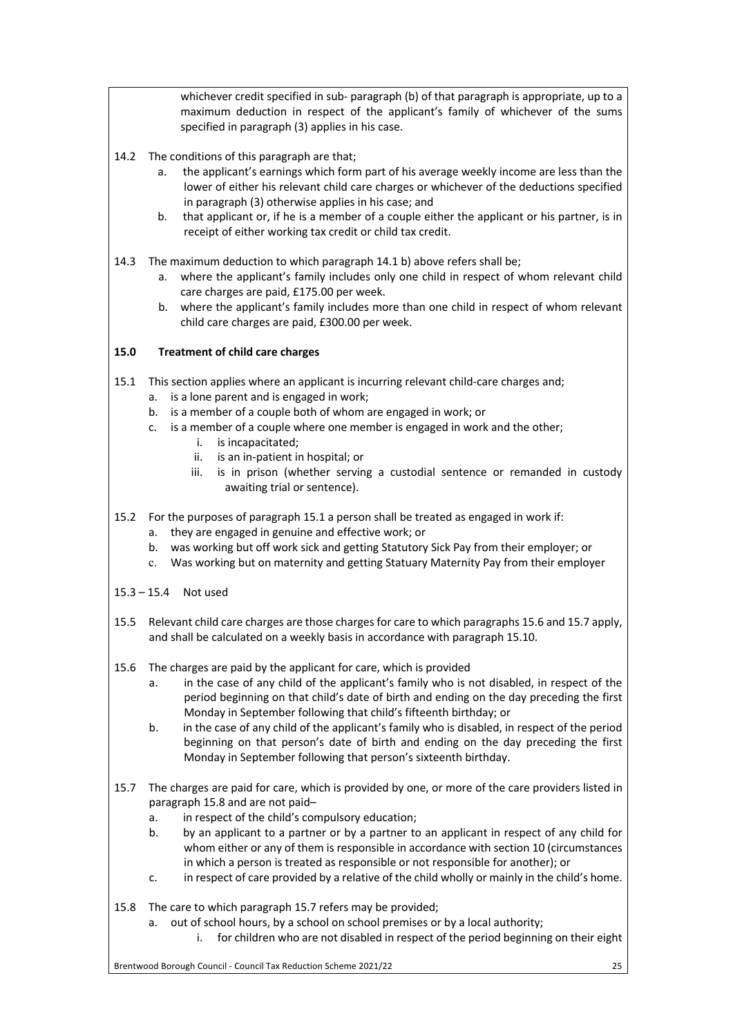whichever credit specified in sub- paragraph (b) of that paragraph is appropriate, up to a maximum deduction in respect of the applicant's family of whichever of the sums specified in paragraph (3) applies in his case.

14.2 The conditions of this paragraph are that;

a. the applicant's earnings which form part of his average weekly income are less than the lower of either his relevant child care charges or whichever of the deductions specified in paragraph (3) otherwise applies in his case; and
b. that applicant or, if he is a member of a couple either the applicant or his partner, is in receipt of either working tax credit or child tax credit.

14.3 The maximum deduction to which paragraph 14.1 b) above refers shall be;

a. where the applicant's family includes only one child in respect of whom relevant child care charges are paid, £175.00 per week.
b. where the applicant's family includes more than one child in respect of whom relevant child care charges are paid, £300.00 per week.

## 15.0 Treatment of child care charges

15.1 This section applies where an applicant is incurring relevant child-care charges and;

a. is a lone parent and is engaged in work;
b. is a member of a couple both of whom are engaged in work; or
c. is a member of a couple where one member is engaged in work and the other;
   i. is incapacitated;
   ii. is an in-patient in hospital; or
   iii. is in prison (whether serving a custodial sentence or remanded in custody awaiting trial or sentence).

15.2 For the purposes of paragraph 15.1 a person shall be treated as engaged in work if:

a. they are engaged in genuine and effective work; or
b. was working but off work sick and getting Statutory Sick Pay from their employer; or
c. Was working but on maternity and getting Statuary Maternity Pay from their employer

15.3 – 15.4 Not used

15.5 Relevant child care charges are those charges for care to which paragraphs 15.6 and 15.7 apply, and shall be calculated on a weekly basis in accordance with paragraph 15.10.

15.6 The charges are paid by the applicant for care, which is provided

a. in the case of any child of the applicant's family who is not disabled, in respect of the period beginning on that child's date of birth and ending on the day preceding the first Monday in September following that child's fifteenth birthday; or
b. in the case of any child of the applicant's family who is disabled, in respect of the period beginning on that person's date of birth and ending on the day preceding the first Monday in September following that person's sixteenth birthday.

15.7 The charges are paid for care, which is provided by one, or more of the care providers listed in paragraph 15.8 and are not paid–

a. in respect of the child's compulsory education;
b. by an applicant to a partner or by a partner to an applicant in respect of any child for whom either or any of them is responsible in accordance with section 10 (circumstances in which a person is treated as responsible or not responsible for another); or
c. in respect of care provided by a relative of the child wholly or mainly in the child's home.

15.8 The care to which paragraph 15.7 refers may be provided;

a. out of school hours, by a school on school premises or by a local authority;
   i. for children who are not disabled in respect of the period beginning on their eight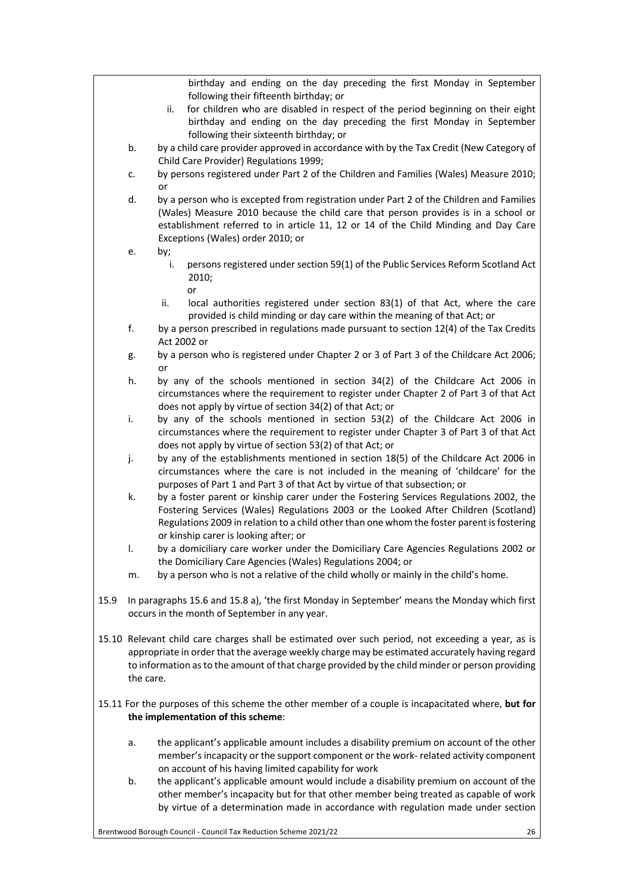birthday and ending on the day preceding the first Monday in September following their fifteenth birthday; or

   ii. for children who are disabled in respect of the period beginning on their eight birthday and ending on the day preceding the first Monday in September following their sixteenth birthday; or

b. by a child care provider approved in accordance with by the Tax Credit (New Category of Child Care Provider) Regulations 1999;

c. by persons registered under Part 2 of the Children and Families (Wales) Measure 2010; or

d. by a person who is excepted from registration under Part 2 of the Children and Families (Wales) Measure 2010 because the child care that person provides is in a school or establishment referred to in article 11, 12 or 14 of the Child Minding and Day Care Exceptions (Wales) order 2010; or

e. by;

   i. persons registered under section 59(1) of the Public Services Reform Scotland Act 2010;

   or

   ii. local authorities registered under section 83(1) of that Act, where the care provided is child minding or day care within the meaning of that Act; or

f. by a person prescribed in regulations made pursuant to section 12(4) of the Tax Credits Act 2002 or

g. by a person who is registered under Chapter 2 or 3 of Part 3 of the Childcare Act 2006; or

h. by any of the schools mentioned in section 34(2) of the Childcare Act 2006 in circumstances where the requirement to register under Chapter 2 of Part 3 of that Act does not apply by virtue of section 34(2) of that Act; or

i. by any of the schools mentioned in section 53(2) of the Childcare Act 2006 in circumstances where the requirement to register under Chapter 3 of Part 3 of that Act does not apply by virtue of section 53(2) of that Act; or

j. by any of the establishments mentioned in section 18(5) of the Childcare Act 2006 in circumstances where the care is not included in the meaning of 'childcare' for the purposes of Part 1 and Part 3 of that Act by virtue of that subsection; or

k. by a foster parent or kinship carer under the Fostering Services Regulations 2002, the Fostering Services (Wales) Regulations 2003 or the Looked After Children (Scotland) Regulations 2009 in relation to a child other than one whom the foster parent is fostering or kinship carer is looking after; or

l. by a domiciliary care worker under the Domiciliary Care Agencies Regulations 2002 or the Domiciliary Care Agencies (Wales) Regulations 2004; or

m. by a person who is not a relative of the child wholly or mainly in the child's home.

15.9 In paragraphs 15.6 and 15.8 a), 'the first Monday in September' means the Monday which first occurs in the month of September in any year.

15.10 Relevant child care charges shall be estimated over such period, not exceeding a year, as is appropriate in order that the average weekly charge may be estimated accurately having regard to information as to the amount of that charge provided by the child minder or person providing the care.

15.11 For the purposes of this scheme the other member of a couple is incapacitated where, **but for the implementation of this scheme**:

a. the applicant's applicable amount includes a disability premium on account of the other member's incapacity or the support component or the work- related activity component on account of his having limited capability for work

b. the applicant's applicable amount would include a disability premium on account of the other member's incapacity but for that other member being treated as capable of work by virtue of a determination made in accordance with regulation made under section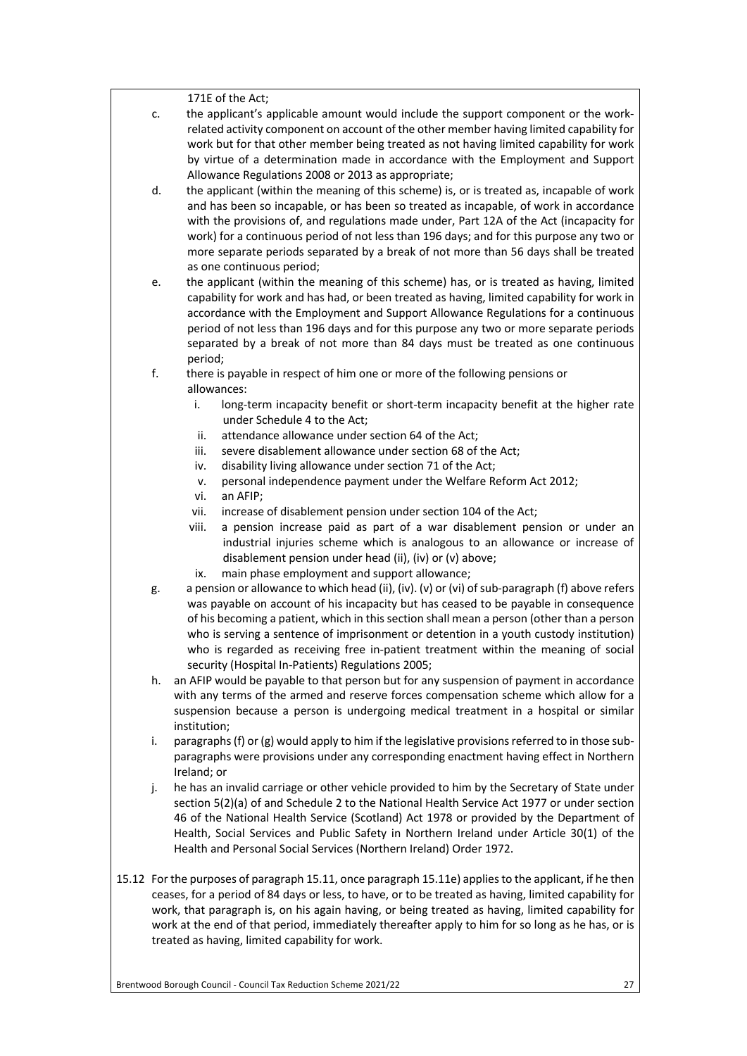171E of the Act;

c. the applicant's applicable amount would include the support component or the work-related activity component on account of the other member having limited capability for work but for that other member being treated as not having limited capability for work by virtue of a determination made in accordance with the Employment and Support Allowance Regulations 2008 or 2013 as appropriate;

d. the applicant (within the meaning of this scheme) is, or is treated as, incapable of work and has been so incapable, or has been so treated as incapable, of work in accordance with the provisions of, and regulations made under, Part 12A of the Act (incapacity for work) for a continuous period of not less than 196 days; and for this purpose any two or more separate periods separated by a break of not more than 56 days shall be treated as one continuous period;

e. the applicant (within the meaning of this scheme) has, or is treated as having, limited capability for work and has had, or been treated as having, limited capability for work in accordance with the Employment and Support Allowance Regulations for a continuous period of not less than 196 days and for this purpose any two or more separate periods separated by a break of not more than 84 days must be treated as one continuous period;

f. there is payable in respect of him one or more of the following pensions or allowances:

   i. long-term incapacity benefit or short-term incapacity benefit at the higher rate under Schedule 4 to the Act;
   ii. attendance allowance under section 64 of the Act;
   iii. severe disablement allowance under section 68 of the Act;
   iv. disability living allowance under section 71 of the Act;
   v. personal independence payment under the Welfare Reform Act 2012;
   vi. an AFIP;
   vii. increase of disablement pension under section 104 of the Act;
   viii. a pension increase paid as part of a war disablement pension or under an industrial injuries scheme which is analogous to an allowance or increase of disablement pension under head (ii), (iv) or (v) above;
   ix. main phase employment and support allowance;

g. a pension or allowance to which head (ii), (iv). (v) or (vi) of sub-paragraph (f) above refers was payable on account of his incapacity but has ceased to be payable in consequence of his becoming a patient, which in this section shall mean a person (other than a person who is serving a sentence of imprisonment or detention in a youth custody institution) who is regarded as receiving free in-patient treatment within the meaning of social security (Hospital In-Patients) Regulations 2005;

h. an AFIP would be payable to that person but for any suspension of payment in accordance with any terms of the armed and reserve forces compensation scheme which allow for a suspension because a person is undergoing medical treatment in a hospital or similar institution;

i. paragraphs (f) or (g) would apply to him if the legislative provisions referred to in those sub-paragraphs were provisions under any corresponding enactment having effect in Northern Ireland; or

j. he has an invalid carriage or other vehicle provided to him by the Secretary of State under section 5(2)(a) of and Schedule 2 to the National Health Service Act 1977 or under section 46 of the National Health Service (Scotland) Act 1978 or provided by the Department of Health, Social Services and Public Safety in Northern Ireland under Article 30(1) of the Health and Personal Social Services (Northern Ireland) Order 1972.

15.12 For the purposes of paragraph 15.11, once paragraph 15.11e) applies to the applicant, if he then ceases, for a period of 84 days or less, to have, or to be treated as having, limited capability for work, that paragraph is, on his again having, or being treated as having, limited capability for work at the end of that period, immediately thereafter apply to him for so long as he has, or is treated as having, limited capability for work.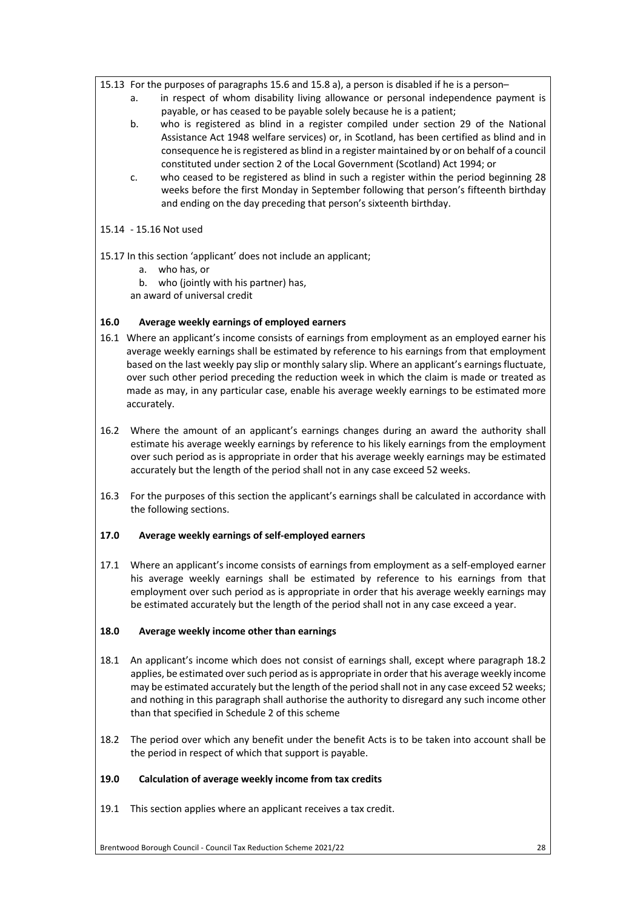15.13 For the purposes of paragraphs 15.6 and 15.8 a), a person is disabled if he is a person–

a. in respect of whom disability living allowance or personal independence payment is payable, or has ceased to be payable solely because he is a patient;
b. who is registered as blind in a register compiled under section 29 of the National Assistance Act 1948 welfare services) or, in Scotland, has been certified as blind and in consequence he is registered as blind in a register maintained by or on behalf of a council constituted under section 2 of the Local Government (Scotland) Act 1994; or
c. who ceased to be registered as blind in such a register within the period beginning 28 weeks before the first Monday in September following that person's fifteenth birthday and ending on the day preceding that person's sixteenth birthday.

15.14 - 15.16 Not used

15.17 In this section 'applicant' does not include an applicant;

a. who has, or
b. who (jointly with his partner) has,

an award of universal credit

## 16.0 Average weekly earnings of employed earners

16.1 Where an applicant's income consists of earnings from employment as an employed earner his average weekly earnings shall be estimated by reference to his earnings from that employment based on the last weekly pay slip or monthly salary slip. Where an applicant's earnings fluctuate, over such other period preceding the reduction week in which the claim is made or treated as made as may, in any particular case, enable his average weekly earnings to be estimated more accurately.

16.2 Where the amount of an applicant's earnings changes during an award the authority shall estimate his average weekly earnings by reference to his likely earnings from the employment over such period as is appropriate in order that his average weekly earnings may be estimated accurately but the length of the period shall not in any case exceed 52 weeks.

16.3 For the purposes of this section the applicant's earnings shall be calculated in accordance with the following sections.

## 17.0 Average weekly earnings of self-employed earners

17.1 Where an applicant's income consists of earnings from employment as a self-employed earner his average weekly earnings shall be estimated by reference to his earnings from that employment over such period as is appropriate in order that his average weekly earnings may be estimated accurately but the length of the period shall not in any case exceed a year.

## 18.0 Average weekly income other than earnings

18.1 An applicant's income which does not consist of earnings shall, except where paragraph 18.2 applies, be estimated over such period as is appropriate in order that his average weekly income may be estimated accurately but the length of the period shall not in any case exceed 52 weeks; and nothing in this paragraph shall authorise the authority to disregard any such income other than that specified in Schedule 2 of this scheme

18.2 The period over which any benefit under the benefit Acts is to be taken into account shall be the period in respect of which that support is payable.

## 19.0 Calculation of average weekly income from tax credits

19.1 This section applies where an applicant receives a tax credit.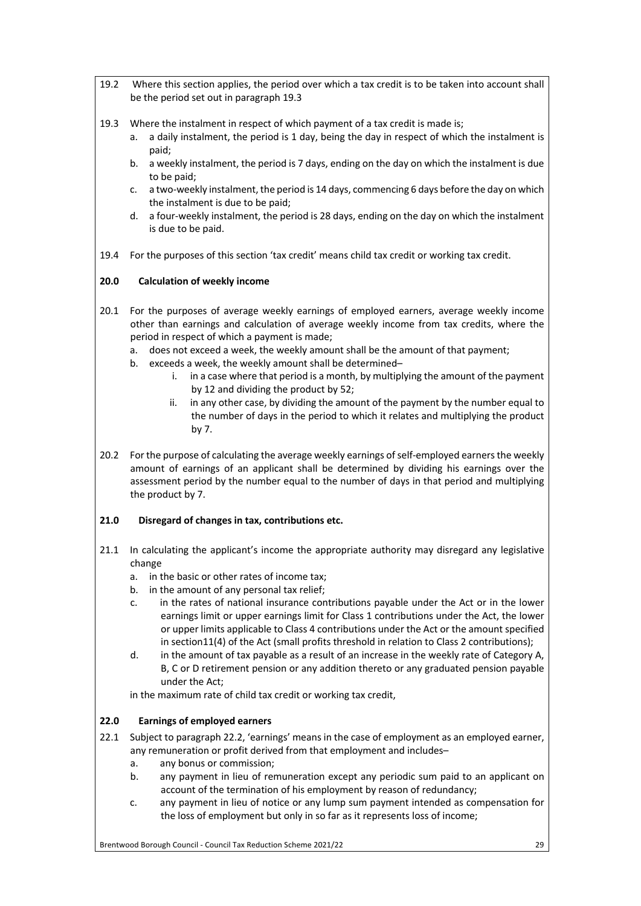19.2 Where this section applies, the period over which a tax credit is to be taken into account shall be the period set out in paragraph 19.3

19.3 Where the instalment in respect of which payment of a tax credit is made is;

a. a daily instalment, the period is 1 day, being the day in respect of which the instalment is paid;
b. a weekly instalment, the period is 7 days, ending on the day on which the instalment is due to be paid;
c. a two-weekly instalment, the period is 14 days, commencing 6 days before the day on which the instalment is due to be paid;
d. a four-weekly instalment, the period is 28 days, ending on the day on which the instalment is due to be paid.

19.4 For the purposes of this section 'tax credit' means child tax credit or working tax credit.

## 20.0 Calculation of weekly income

20.1 For the purposes of average weekly earnings of employed earners, average weekly income other than earnings and calculation of average weekly income from tax credits, where the period in respect of which a payment is made;

a. does not exceed a week, the weekly amount shall be the amount of that payment;
b. exceeds a week, the weekly amount shall be determined–
    i. in a case where that period is a month, by multiplying the amount of the payment by 12 and dividing the product by 52;
    ii. in any other case, by dividing the amount of the payment by the number equal to the number of days in the period to which it relates and multiplying the product by 7.

20.2 For the purpose of calculating the average weekly earnings of self-employed earners the weekly amount of earnings of an applicant shall be determined by dividing his earnings over the assessment period by the number equal to the number of days in that period and multiplying the product by 7.

## 21.0 Disregard of changes in tax, contributions etc.

21.1 In calculating the applicant's income the appropriate authority may disregard any legislative change

a. in the basic or other rates of income tax;
b. in the amount of any personal tax relief;
c. in the rates of national insurance contributions payable under the Act or in the lower earnings limit or upper earnings limit for Class 1 contributions under the Act, the lower or upper limits applicable to Class 4 contributions under the Act or the amount specified in section11(4) of the Act (small profits threshold in relation to Class 2 contributions);
d. in the amount of tax payable as a result of an increase in the weekly rate of Category A, B, C or D retirement pension or any addition thereto or any graduated pension payable under the Act;

in the maximum rate of child tax credit or working tax credit,

## 22.0 Earnings of employed earners

22.1 Subject to paragraph 22.2, 'earnings' means in the case of employment as an employed earner, any remuneration or profit derived from that employment and includes–

a. any bonus or commission;
b. any payment in lieu of remuneration except any periodic sum paid to an applicant on account of the termination of his employment by reason of redundancy;
c. any payment in lieu of notice or any lump sum payment intended as compensation for the loss of employment but only in so far as it represents loss of income;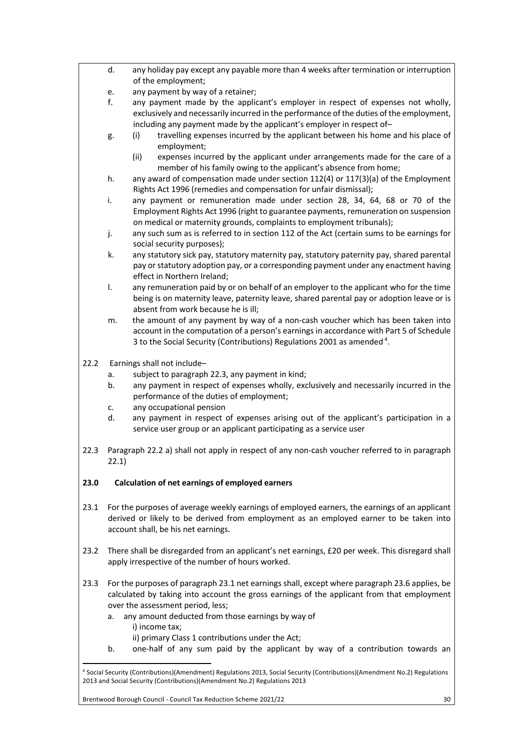d. any holiday pay except any payable more than 4 weeks after termination or interruption of the employment;

e. any payment by way of a retainer;

f. any payment made by the applicant's employer in respect of expenses not wholly, exclusively and necessarily incurred in the performance of the duties of the employment, including any payment made by the applicant's employer in respect of–

g. (i) travelling expenses incurred by the applicant between his home and his place of employment;

   (ii) expenses incurred by the applicant under arrangements made for the care of a member of his family owing to the applicant's absence from home;

h. any award of compensation made under section 112(4) or 117(3)(a) of the Employment Rights Act 1996 (remedies and compensation for unfair dismissal);

i. any payment or remuneration made under section 28, 34, 64, 68 or 70 of the Employment Rights Act 1996 (right to guarantee payments, remuneration on suspension on medical or maternity grounds, complaints to employment tribunals);

j. any such sum as is referred to in section 112 of the Act (certain sums to be earnings for social security purposes);

k. any statutory sick pay, statutory maternity pay, statutory paternity pay, shared parental pay or statutory adoption pay, or a corresponding payment under any enactment having effect in Northern Ireland;

l. any remuneration paid by or on behalf of an employer to the applicant who for the time being is on maternity leave, paternity leave, shared parental pay or adoption leave or is absent from work because he is ill;

m. the amount of any payment by way of a non-cash voucher which has been taken into account in the computation of a person's earnings in accordance with Part 5 of Schedule 3 to the Social Security (Contributions) Regulations 2001 as amended[4].

22.2 Earnings shall not include–

a. subject to paragraph 22.3, any payment in kind;

b. any payment in respect of expenses wholly, exclusively and necessarily incurred in the performance of the duties of employment;

c. any occupational pension

d. any payment in respect of expenses arising out of the applicant's participation in a service user group or an applicant participating as a service user

22.3 Paragraph 22.2 a) shall not apply in respect of any non-cash voucher referred to in paragraph 22.1)

**23.0 Calculation of net earnings of employed earners**

23.1 For the purposes of average weekly earnings of employed earners, the earnings of an applicant derived or likely to be derived from employment as an employed earner to be taken into account shall, be his net earnings.

23.2 There shall be disregarded from an applicant's net earnings, £20 per week. This disregard shall apply irrespective of the number of hours worked.

23.3 For the purposes of paragraph 23.1 net earnings shall, except where paragraph 23.6 applies, be calculated by taking into account the gross earnings of the applicant from that employment over the assessment period, less;

a. any amount deducted from those earnings by way of

   i) income tax;

   ii) primary Class 1 contributions under the Act;

b. one-half of any sum paid by the applicant by way of a contribution towards an

---

[4] Social Security (Contributions)(Amendment) Regulations 2013, Social Security (Contributions)(Amendment No.2) Regulations 2013 and Social Security (Contributions)(Amendment No.2) Regulations 2013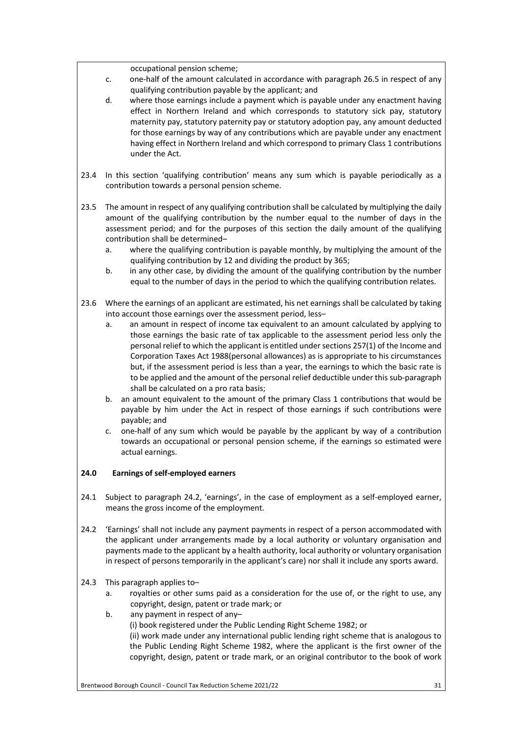occupational pension scheme;

c. one-half of the amount calculated in accordance with paragraph 26.5 in respect of any qualifying contribution payable by the applicant; and

d. where those earnings include a payment which is payable under any enactment having effect in Northern Ireland and which corresponds to statutory sick pay, statutory maternity pay, statutory paternity pay or statutory adoption pay, any amount deducted for those earnings by way of any contributions which are payable under any enactment having effect in Northern Ireland and which correspond to primary Class 1 contributions under the Act.

23.4 In this section 'qualifying contribution' means any sum which is payable periodically as a contribution towards a personal pension scheme.

23.5 The amount in respect of any qualifying contribution shall be calculated by multiplying the daily amount of the qualifying contribution by the number equal to the number of days in the assessment period; and for the purposes of this section the daily amount of the qualifying contribution shall be determined–

a. where the qualifying contribution is payable monthly, by multiplying the amount of the qualifying contribution by 12 and dividing the product by 365;

b. in any other case, by dividing the amount of the qualifying contribution by the number equal to the number of days in the period to which the qualifying contribution relates.

23.6 Where the earnings of an applicant are estimated, his net earnings shall be calculated by taking into account those earnings over the assessment period, less–

a. an amount in respect of income tax equivalent to an amount calculated by applying to those earnings the basic rate of tax applicable to the assessment period less only the personal relief to which the applicant is entitled under sections 257(1) of the Income and Corporation Taxes Act 1988(personal allowances) as is appropriate to his circumstances but, if the assessment period is less than a year, the earnings to which the basic rate is to be applied and the amount of the personal relief deductible under this sub-paragraph shall be calculated on a pro rata basis;

b. an amount equivalent to the amount of the primary Class 1 contributions that would be payable by him under the Act in respect of those earnings if such contributions were payable; and

c. one-half of any sum which would be payable by the applicant by way of a contribution towards an occupational or personal pension scheme, if the earnings so estimated were actual earnings.

## 24.0 Earnings of self-employed earners

24.1 Subject to paragraph 24.2, 'earnings', in the case of employment as a self-employed earner, means the gross income of the employment.

24.2 'Earnings' shall not include any payment payments in respect of a person accommodated with the applicant under arrangements made by a local authority or voluntary organisation and payments made to the applicant by a health authority, local authority or voluntary organisation in respect of persons temporarily in the applicant's care) nor shall it include any sports award.

24.3 This paragraph applies to–

a. royalties or other sums paid as a consideration for the use of, or the right to use, any copyright, design, patent or trade mark; or

b. any payment in respect of any–

(i) book registered under the Public Lending Right Scheme 1982; or

(ii) work made under any international public lending right scheme that is analogous to the Public Lending Right Scheme 1982, where the applicant is the first owner of the copyright, design, patent or trade mark, or an original contributor to the book of work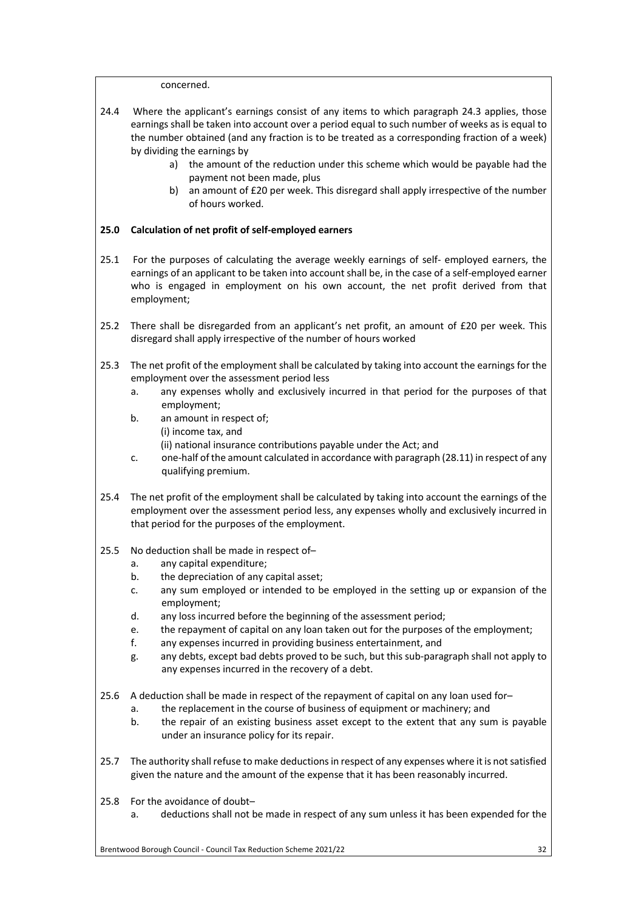concerned.

24.4 Where the applicant's earnings consist of any items to which paragraph 24.3 applies, those earnings shall be taken into account over a period equal to such number of weeks as is equal to the number obtained (and any fraction is to be treated as a corresponding fraction of a week) by dividing the earnings by

a) the amount of the reduction under this scheme which would be payable had the payment not been made, plus
b) an amount of £20 per week. This disregard shall apply irrespective of the number of hours worked.

**25.0 Calculation of net profit of self-employed earners**

25.1 For the purposes of calculating the average weekly earnings of self- employed earners, the earnings of an applicant to be taken into account shall be, in the case of a self-employed earner who is engaged in employment on his own account, the net profit derived from that employment;

25.2 There shall be disregarded from an applicant's net profit, an amount of £20 per week. This disregard shall apply irrespective of the number of hours worked

25.3 The net profit of the employment shall be calculated by taking into account the earnings for the employment over the assessment period less

a. any expenses wholly and exclusively incurred in that period for the purposes of that employment;
b. an amount in respect of;
   (i) income tax, and
   (ii) national insurance contributions payable under the Act; and
c. one-half of the amount calculated in accordance with paragraph (28.11) in respect of any qualifying premium.

25.4 The net profit of the employment shall be calculated by taking into account the earnings of the employment over the assessment period less, any expenses wholly and exclusively incurred in that period for the purposes of the employment.

25.5 No deduction shall be made in respect of–

a. any capital expenditure;
b. the depreciation of any capital asset;
c. any sum employed or intended to be employed in the setting up or expansion of the employment;
d. any loss incurred before the beginning of the assessment period;
e. the repayment of capital on any loan taken out for the purposes of the employment;
f. any expenses incurred in providing business entertainment, and
g. any debts, except bad debts proved to be such, but this sub-paragraph shall not apply to any expenses incurred in the recovery of a debt.

25.6 A deduction shall be made in respect of the repayment of capital on any loan used for–

a. the replacement in the course of business of equipment or machinery; and
b. the repair of an existing business asset except to the extent that any sum is payable under an insurance policy for its repair.

25.7 The authority shall refuse to make deductions in respect of any expenses where it is not satisfied given the nature and the amount of the expense that it has been reasonably incurred.

25.8 For the avoidance of doubt–

a. deductions shall not be made in respect of any sum unless it has been expended for the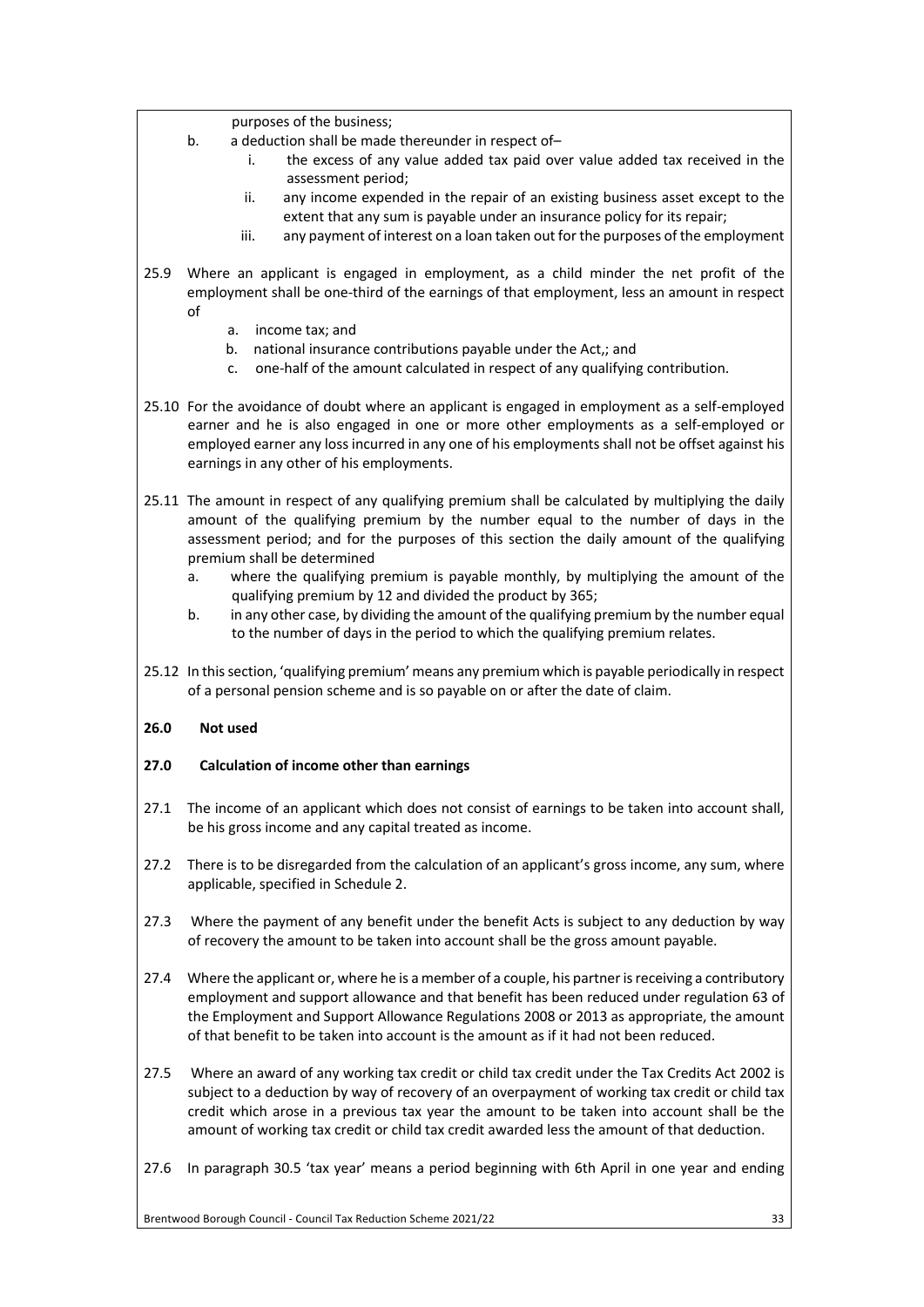purposes of the business;

b. a deduction shall be made thereunder in respect of–
   i. the excess of any value added tax paid over value added tax received in the assessment period;
   ii. any income expended in the repair of an existing business asset except to the extent that any sum is payable under an insurance policy for its repair;
   iii. any payment of interest on a loan taken out for the purposes of the employment

25.9 Where an applicant is engaged in employment, as a child minder the net profit of the employment shall be one-third of the earnings of that employment, less an amount in respect of

a. income tax; and
b. national insurance contributions payable under the Act,; and
c. one-half of the amount calculated in respect of any qualifying contribution.

25.10 For the avoidance of doubt where an applicant is engaged in employment as a self-employed earner and he is also engaged in one or more other employments as a self-employed or employed earner any loss incurred in any one of his employments shall not be offset against his earnings in any other of his employments.

25.11 The amount in respect of any qualifying premium shall be calculated by multiplying the daily amount of the qualifying premium by the number equal to the number of days in the assessment period; and for the purposes of this section the daily amount of the qualifying premium shall be determined

a. where the qualifying premium is payable monthly, by multiplying the amount of the qualifying premium by 12 and divided the product by 365;
b. in any other case, by dividing the amount of the qualifying premium by the number equal to the number of days in the period to which the qualifying premium relates.

25.12 In this section, 'qualifying premium' means any premium which is payable periodically in respect of a personal pension scheme and is so payable on or after the date of claim.

## 26.0 Not used

## 27.0 Calculation of income other than earnings

27.1 The income of an applicant which does not consist of earnings to be taken into account shall, be his gross income and any capital treated as income.

27.2 There is to be disregarded from the calculation of an applicant's gross income, any sum, where applicable, specified in Schedule 2.

27.3 Where the payment of any benefit under the benefit Acts is subject to any deduction by way of recovery the amount to be taken into account shall be the gross amount payable.

27.4 Where the applicant or, where he is a member of a couple, his partner is receiving a contributory employment and support allowance and that benefit has been reduced under regulation 63 of the Employment and Support Allowance Regulations 2008 or 2013 as appropriate, the amount of that benefit to be taken into account is the amount as if it had not been reduced.

27.5 Where an award of any working tax credit or child tax credit under the Tax Credits Act 2002 is subject to a deduction by way of recovery of an overpayment of working tax credit or child tax credit which arose in a previous tax year the amount to be taken into account shall be the amount of working tax credit or child tax credit awarded less the amount of that deduction.

27.6 In paragraph 30.5 'tax year' means a period beginning with 6th April in one year and ending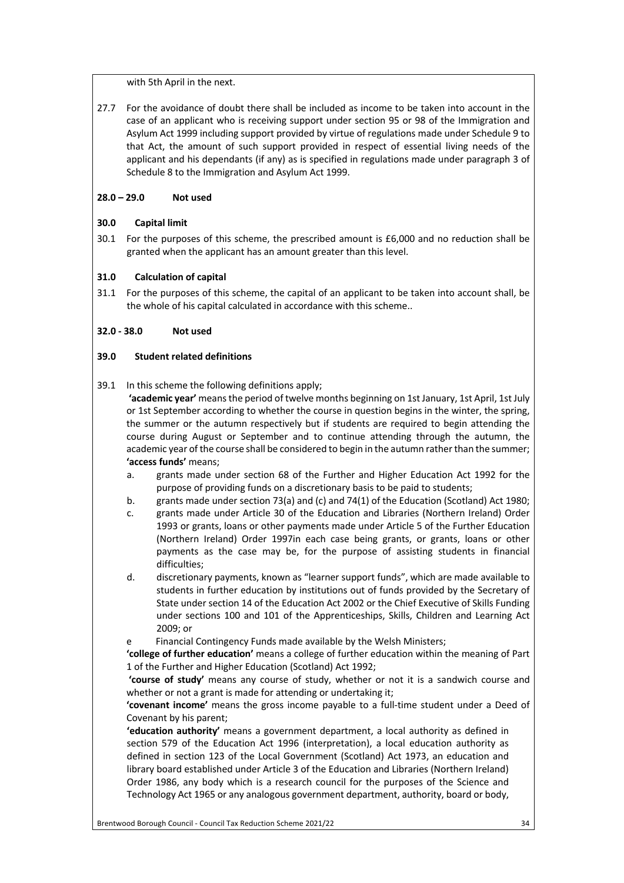with 5th April in the next.

27.7 For the avoidance of doubt there shall be included as income to be taken into account in the case of an applicant who is receiving support under section 95 or 98 of the Immigration and Asylum Act 1999 including support provided by virtue of regulations made under Schedule 9 to that Act, the amount of such support provided in respect of essential living needs of the applicant and his dependants (if any) as is specified in regulations made under paragraph 3 of Schedule 8 to the Immigration and Asylum Act 1999.

**28.0 – 29.0 Not used**

**30.0 Capital limit**

30.1 For the purposes of this scheme, the prescribed amount is £6,000 and no reduction shall be granted when the applicant has an amount greater than this level.

**31.0 Calculation of capital**

31.1 For the purposes of this scheme, the capital of an applicant to be taken into account shall, be the whole of his capital calculated in accordance with this scheme..

**32.0 - 38.0 Not used**

**39.0 Student related definitions**

39.1 In this scheme the following definitions apply;

**'academic year'** means the period of twelve months beginning on 1st January, 1st April, 1st July or 1st September according to whether the course in question begins in the winter, the spring, the summer or the autumn respectively but if students are required to begin attending the course during August or September and to continue attending through the autumn, the academic year of the course shall be considered to begin in the autumn rather than the summer;

**'access funds'** means;

a. grants made under section 68 of the Further and Higher Education Act 1992 for the purpose of providing funds on a discretionary basis to be paid to students;

b. grants made under section 73(a) and (c) and 74(1) of the Education (Scotland) Act 1980;

c. grants made under Article 30 of the Education and Libraries (Northern Ireland) Order 1993 or grants, loans or other payments made under Article 5 of the Further Education (Northern Ireland) Order 1997in each case being grants, or grants, loans or other payments as the case may be, for the purpose of assisting students in financial difficulties;

d. discretionary payments, known as "learner support funds", which are made available to students in further education by institutions out of funds provided by the Secretary of State under section 14 of the Education Act 2002 or the Chief Executive of Skills Funding under sections 100 and 101 of the Apprenticeships, Skills, Children and Learning Act 2009; or

e Financial Contingency Funds made available by the Welsh Ministers;

**'college of further education'** means a college of further education within the meaning of Part 1 of the Further and Higher Education (Scotland) Act 1992;

**'course of study'** means any course of study, whether or not it is a sandwich course and whether or not a grant is made for attending or undertaking it;

**'covenant income'** means the gross income payable to a full-time student under a Deed of Covenant by his parent;

**'education authority'** means a government department, a local authority as defined in section 579 of the Education Act 1996 (interpretation), a local education authority as defined in section 123 of the Local Government (Scotland) Act 1973, an education and library board established under Article 3 of the Education and Libraries (Northern Ireland) Order 1986, any body which is a research council for the purposes of the Science and Technology Act 1965 or any analogous government department, authority, board or body,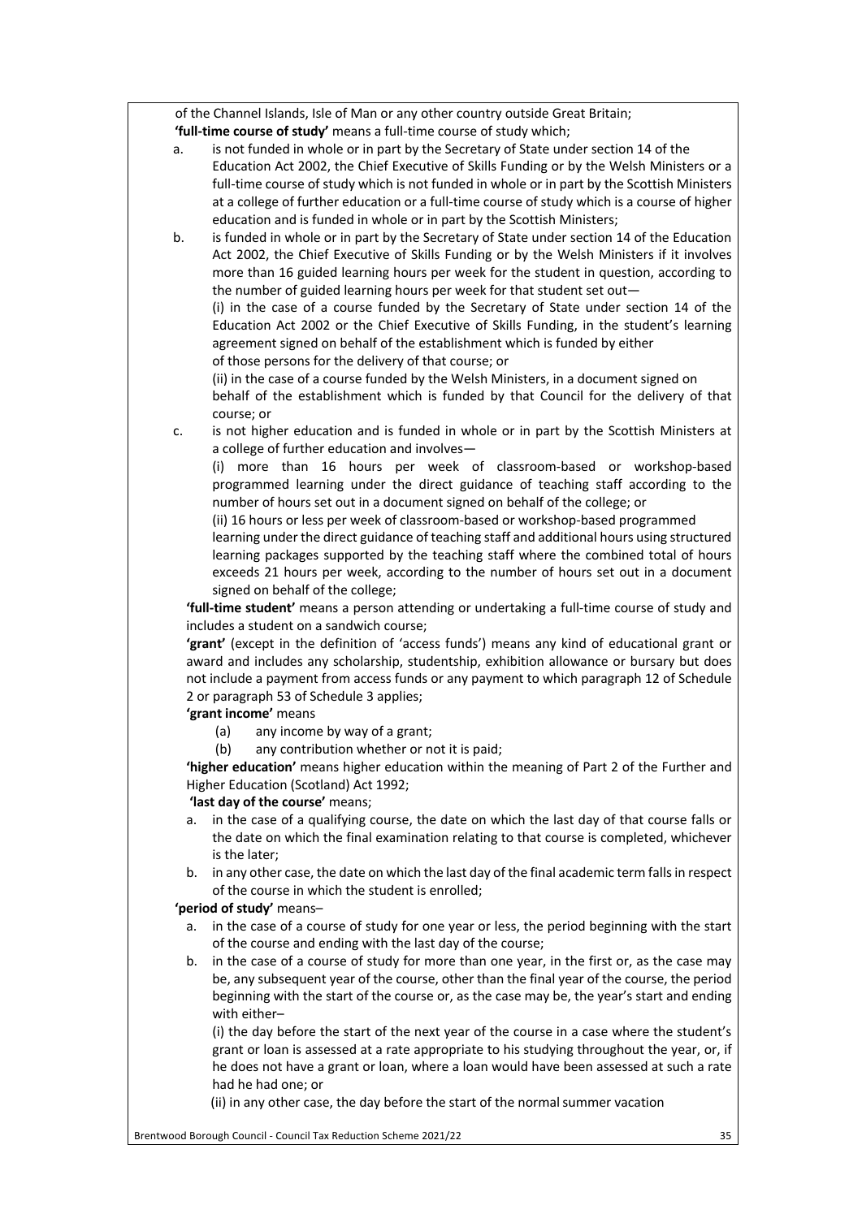of the Channel Islands, Isle of Man or any other country outside Great Britain;

**'full-time course of study'** means a full-time course of study which;

a. is not funded in whole or in part by the Secretary of State under section 14 of the Education Act 2002, the Chief Executive of Skills Funding or by the Welsh Ministers or a full-time course of study which is not funded in whole or in part by the Scottish Ministers at a college of further education or a full-time course of study which is a course of higher education and is funded in whole or in part by the Scottish Ministers;

b. is funded in whole or in part by the Secretary of State under section 14 of the Education Act 2002, the Chief Executive of Skills Funding or by the Welsh Ministers if it involves more than 16 guided learning hours per week for the student in question, according to the number of guided learning hours per week for that student set out—

   (i) in the case of a course funded by the Secretary of State under section 14 of the Education Act 2002 or the Chief Executive of Skills Funding, in the student's learning agreement signed on behalf of the establishment which is funded by either of those persons for the delivery of that course; or

   (ii) in the case of a course funded by the Welsh Ministers, in a document signed on behalf of the establishment which is funded by that Council for the delivery of that course; or

c. is not higher education and is funded in whole or in part by the Scottish Ministers at a college of further education and involves—

   (i) more than 16 hours per week of classroom-based or workshop-based programmed learning under the direct guidance of teaching staff according to the number of hours set out in a document signed on behalf of the college; or

   (ii) 16 hours or less per week of classroom-based or workshop-based programmed learning under the direct guidance of teaching staff and additional hours using structured learning packages supported by the teaching staff where the combined total of hours exceeds 21 hours per week, according to the number of hours set out in a document signed on behalf of the college;

**'full-time student'** means a person attending or undertaking a full-time course of study and includes a student on a sandwich course;

**'grant'** (except in the definition of 'access funds') means any kind of educational grant or award and includes any scholarship, studentship, exhibition allowance or bursary but does not include a payment from access funds or any payment to which paragraph 12 of Schedule 2 or paragraph 53 of Schedule 3 applies;

**'grant income'** means

(a) any income by way of a grant;

(b) any contribution whether or not it is paid;

**'higher education'** means higher education within the meaning of Part 2 of the Further and Higher Education (Scotland) Act 1992;

**'last day of the course'** means;

a. in the case of a qualifying course, the date on which the last day of that course falls or the date on which the final examination relating to that course is completed, whichever is the later;

b. in any other case, the date on which the last day of the final academic term falls in respect of the course in which the student is enrolled;

**'period of study'** means–

a. in the case of a course of study for one year or less, the period beginning with the start of the course and ending with the last day of the course;

b. in the case of a course of study for more than one year, in the first or, as the case may be, any subsequent year of the course, other than the final year of the course, the period beginning with the start of the course or, as the case may be, the year's start and ending with either–

   (i) the day before the start of the next year of the course in a case where the student's grant or loan is assessed at a rate appropriate to his studying throughout the year, or, if he does not have a grant or loan, where a loan would have been assessed at such a rate had he had one; or

   (ii) in any other case, the day before the start of the normal summer vacation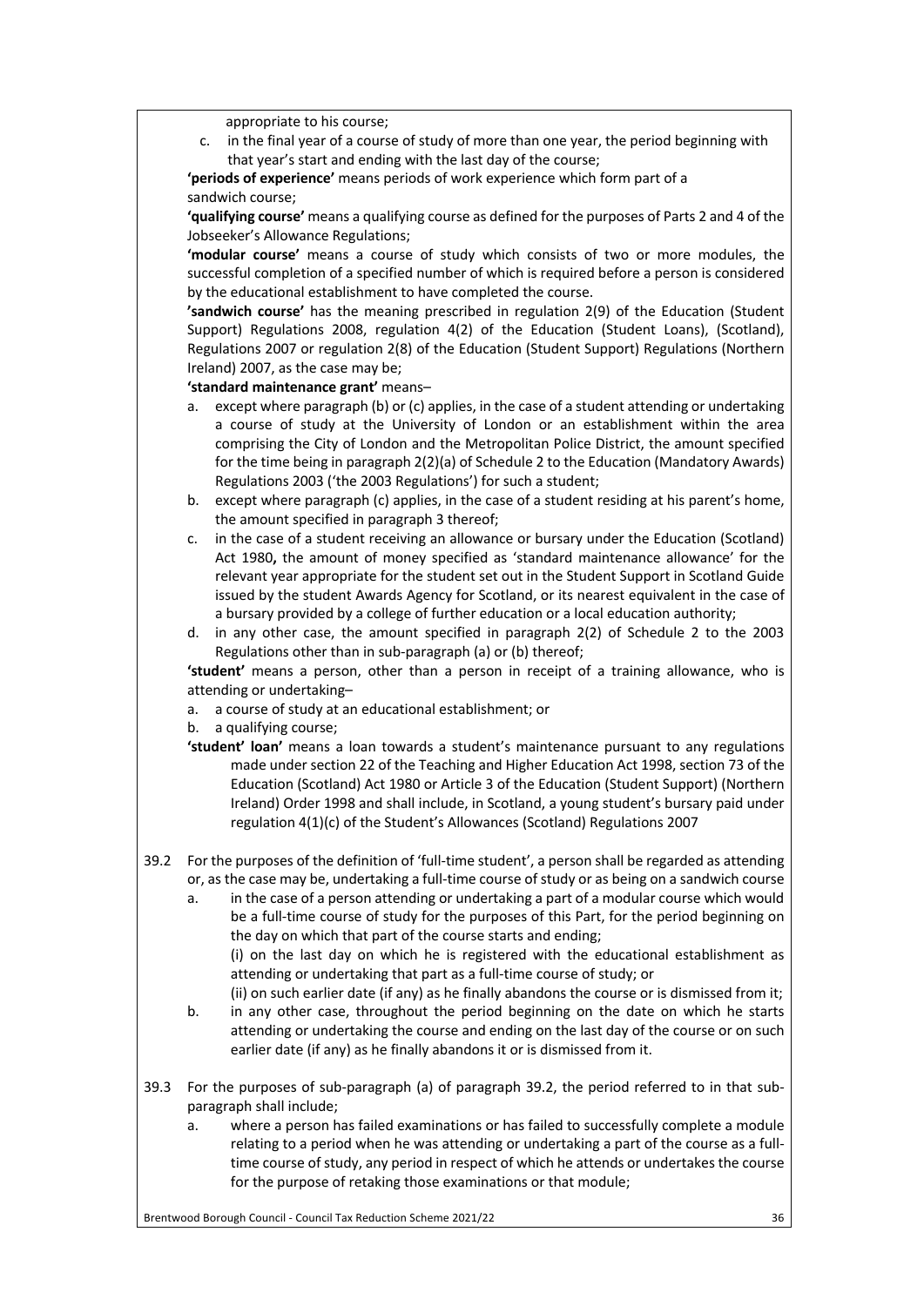appropriate to his course;

c. in the final year of a course of study of more than one year, the period beginning with that year's start and ending with the last day of the course;

**'periods of experience'** means periods of work experience which form part of a sandwich course;

**'qualifying course'** means a qualifying course as defined for the purposes of Parts 2 and 4 of the Jobseeker's Allowance Regulations;

**'modular course'** means a course of study which consists of two or more modules, the successful completion of a specified number of which is required before a person is considered by the educational establishment to have completed the course.

**'sandwich course'** has the meaning prescribed in regulation 2(9) of the Education (Student Support) Regulations 2008, regulation 4(2) of the Education (Student Loans), (Scotland), Regulations 2007 or regulation 2(8) of the Education (Student Support) Regulations (Northern Ireland) 2007, as the case may be;

**'standard maintenance grant'** means–

a. except where paragraph (b) or (c) applies, in the case of a student attending or undertaking a course of study at the University of London or an establishment within the area comprising the City of London and the Metropolitan Police District, the amount specified for the time being in paragraph 2(2)(a) of Schedule 2 to the Education (Mandatory Awards) Regulations 2003 ('the 2003 Regulations') for such a student;
b. except where paragraph (c) applies, in the case of a student residing at his parent's home, the amount specified in paragraph 3 thereof;
c. in the case of a student receiving an allowance or bursary under the Education (Scotland) Act 1980**,** the amount of money specified as 'standard maintenance allowance' for the relevant year appropriate for the student set out in the Student Support in Scotland Guide issued by the student Awards Agency for Scotland, or its nearest equivalent in the case of a bursary provided by a college of further education or a local education authority;
d. in any other case, the amount specified in paragraph 2(2) of Schedule 2 to the 2003 Regulations other than in sub-paragraph (a) or (b) thereof;

**'student'** means a person, other than a person in receipt of a training allowance, who is attending or undertaking–

a. a course of study at an educational establishment; or
b. a qualifying course;

**'student' loan'** means a loan towards a student's maintenance pursuant to any regulations made under section 22 of the Teaching and Higher Education Act 1998, section 73 of the Education (Scotland) Act 1980 or Article 3 of the Education (Student Support) (Northern Ireland) Order 1998 and shall include, in Scotland, a young student's bursary paid under regulation 4(1)(c) of the Student's Allowances (Scotland) Regulations 2007

39.2 For the purposes of the definition of 'full-time student', a person shall be regarded as attending or, as the case may be, undertaking a full-time course of study or as being on a sandwich course

a. in the case of a person attending or undertaking a part of a modular course which would be a full-time course of study for the purposes of this Part, for the period beginning on the day on which that part of the course starts and ending;

(i) on the last day on which he is registered with the educational establishment as attending or undertaking that part as a full-time course of study; or

(ii) on such earlier date (if any) as he finally abandons the course or is dismissed from it;

b. in any other case, throughout the period beginning on the date on which he starts attending or undertaking the course and ending on the last day of the course or on such earlier date (if any) as he finally abandons it or is dismissed from it.

39.3 For the purposes of sub-paragraph (a) of paragraph 39.2, the period referred to in that sub-paragraph shall include;

a. where a person has failed examinations or has failed to successfully complete a module relating to a period when he was attending or undertaking a part of the course as a full-time course of study, any period in respect of which he attends or undertakes the course for the purpose of retaking those examinations or that module;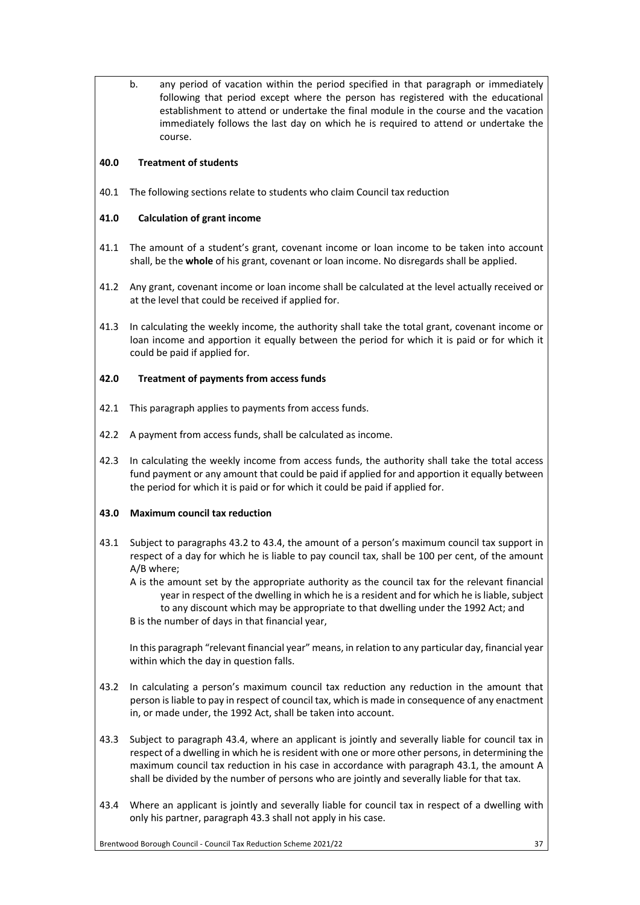b. any period of vacation within the period specified in that paragraph or immediately following that period except where the person has registered with the educational establishment to attend or undertake the final module in the course and the vacation immediately follows the last day on which he is required to attend or undertake the course.

## 40.0 Treatment of students

40.1 The following sections relate to students who claim Council tax reduction

## 41.0 Calculation of grant income

41.1 The amount of a student's grant, covenant income or loan income to be taken into account shall, be the **whole** of his grant, covenant or loan income. No disregards shall be applied.

41.2 Any grant, covenant income or loan income shall be calculated at the level actually received or at the level that could be received if applied for.

41.3 In calculating the weekly income, the authority shall take the total grant, covenant income or loan income and apportion it equally between the period for which it is paid or for which it could be paid if applied for.

## 42.0 Treatment of payments from access funds

42.1 This paragraph applies to payments from access funds.

42.2 A payment from access funds, shall be calculated as income.

42.3 In calculating the weekly income from access funds, the authority shall take the total access fund payment or any amount that could be paid if applied for and apportion it equally between the period for which it is paid or for which it could be paid if applied for.

## 43.0 Maximum council tax reduction

43.1 Subject to paragraphs 43.2 to 43.4, the amount of a person's maximum council tax support in respect of a day for which he is liable to pay council tax, shall be 100 per cent, of the amount A/B where;

A is the amount set by the appropriate authority as the council tax for the relevant financial year in respect of the dwelling in which he is a resident and for which he is liable, subject to any discount which may be appropriate to that dwelling under the 1992 Act; and

B is the number of days in that financial year,

In this paragraph "relevant financial year" means, in relation to any particular day, financial year within which the day in question falls.

43.2 In calculating a person's maximum council tax reduction any reduction in the amount that person is liable to pay in respect of council tax, which is made in consequence of any enactment in, or made under, the 1992 Act, shall be taken into account.

43.3 Subject to paragraph 43.4, where an applicant is jointly and severally liable for council tax in respect of a dwelling in which he is resident with one or more other persons, in determining the maximum council tax reduction in his case in accordance with paragraph 43.1, the amount A shall be divided by the number of persons who are jointly and severally liable for that tax.

43.4 Where an applicant is jointly and severally liable for council tax in respect of a dwelling with only his partner, paragraph 43.3 shall not apply in his case.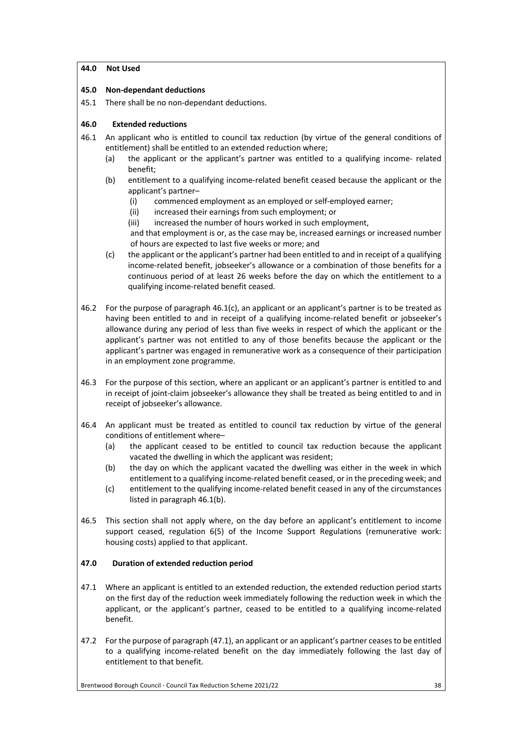## 44.0 Not Used

## 45.0 Non-dependant deductions

45.1 There shall be no non-dependant deductions.

## 46.0 Extended reductions

46.1 An applicant who is entitled to council tax reduction (by virtue of the general conditions of entitlement) shall be entitled to an extended reduction where;

- (a) the applicant or the applicant's partner was entitled to a qualifying income- related benefit;
- (b) entitlement to a qualifying income-related benefit ceased because the applicant or the applicant's partner–
  - (i) commenced employment as an employed or self-employed earner;
  - (ii) increased their earnings from such employment; or
  - (iii) increased the number of hours worked in such employment,

  and that employment is or, as the case may be, increased earnings or increased number of hours are expected to last five weeks or more; and
- (c) the applicant or the applicant's partner had been entitled to and in receipt of a qualifying income-related benefit, jobseeker's allowance or a combination of those benefits for a continuous period of at least 26 weeks before the day on which the entitlement to a qualifying income-related benefit ceased.

46.2 For the purpose of paragraph 46.1(c), an applicant or an applicant's partner is to be treated as having been entitled to and in receipt of a qualifying income-related benefit or jobseeker's allowance during any period of less than five weeks in respect of which the applicant or the applicant's partner was not entitled to any of those benefits because the applicant or the applicant's partner was engaged in remunerative work as a consequence of their participation in an employment zone programme.

46.3 For the purpose of this section, where an applicant or an applicant's partner is entitled to and in receipt of joint-claim jobseeker's allowance they shall be treated as being entitled to and in receipt of jobseeker's allowance.

46.4 An applicant must be treated as entitled to council tax reduction by virtue of the general conditions of entitlement where–

- (a) the applicant ceased to be entitled to council tax reduction because the applicant vacated the dwelling in which the applicant was resident;
- (b) the day on which the applicant vacated the dwelling was either in the week in which entitlement to a qualifying income-related benefit ceased, or in the preceding week; and
- (c) entitlement to the qualifying income-related benefit ceased in any of the circumstances listed in paragraph 46.1(b).

46.5 This section shall not apply where, on the day before an applicant's entitlement to income support ceased, regulation 6(5) of the Income Support Regulations (remunerative work: housing costs) applied to that applicant.

## 47.0 Duration of extended reduction period

47.1 Where an applicant is entitled to an extended reduction, the extended reduction period starts on the first day of the reduction week immediately following the reduction week in which the applicant, or the applicant's partner, ceased to be entitled to a qualifying income-related benefit.

47.2 For the purpose of paragraph (47.1), an applicant or an applicant's partner ceases to be entitled to a qualifying income-related benefit on the day immediately following the last day of entitlement to that benefit.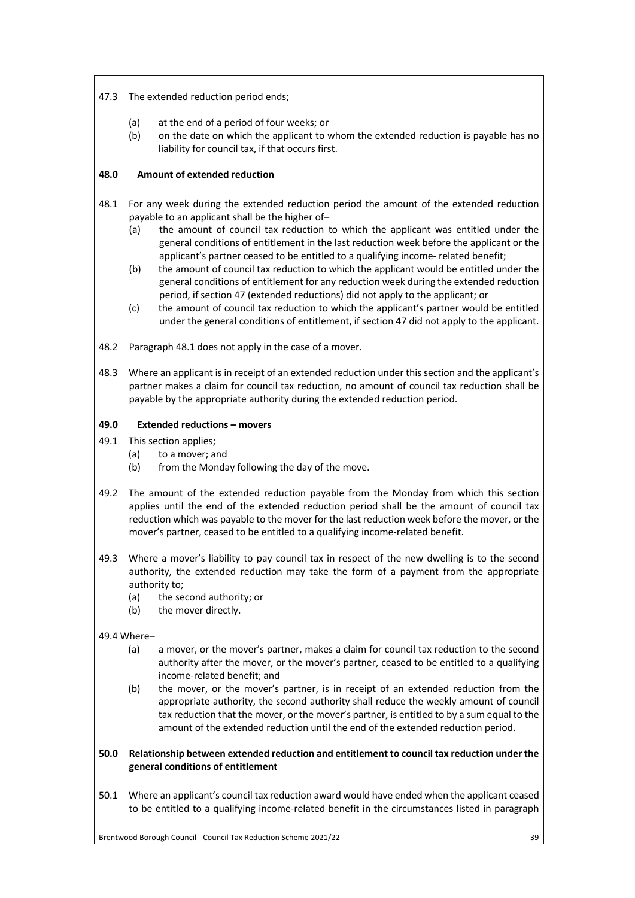47.3 The extended reduction period ends;

(a) at the end of a period of four weeks; or

(b) on the date on which the applicant to whom the extended reduction is payable has no liability for council tax, if that occurs first.

### 48.0 Amount of extended reduction

48.1 For any week during the extended reduction period the amount of the extended reduction payable to an applicant shall be the higher of–

(a) the amount of council tax reduction to which the applicant was entitled under the general conditions of entitlement in the last reduction week before the applicant or the applicant's partner ceased to be entitled to a qualifying income- related benefit;

(b) the amount of council tax reduction to which the applicant would be entitled under the general conditions of entitlement for any reduction week during the extended reduction period, if section 47 (extended reductions) did not apply to the applicant; or

(c) the amount of council tax reduction to which the applicant's partner would be entitled under the general conditions of entitlement, if section 47 did not apply to the applicant.

48.2 Paragraph 48.1 does not apply in the case of a mover.

48.3 Where an applicant is in receipt of an extended reduction under this section and the applicant's partner makes a claim for council tax reduction, no amount of council tax reduction shall be payable by the appropriate authority during the extended reduction period.

### 49.0 Extended reductions – movers

49.1 This section applies;

(a) to a mover; and

(b) from the Monday following the day of the move.

49.2 The amount of the extended reduction payable from the Monday from which this section applies until the end of the extended reduction period shall be the amount of council tax reduction which was payable to the mover for the last reduction week before the mover, or the mover's partner, ceased to be entitled to a qualifying income-related benefit.

49.3 Where a mover's liability to pay council tax in respect of the new dwelling is to the second authority, the extended reduction may take the form of a payment from the appropriate authority to;

(a) the second authority; or

(b) the mover directly.

49.4 Where–

(a) a mover, or the mover's partner, makes a claim for council tax reduction to the second authority after the mover, or the mover's partner, ceased to be entitled to a qualifying income-related benefit; and

(b) the mover, or the mover's partner, is in receipt of an extended reduction from the appropriate authority, the second authority shall reduce the weekly amount of council tax reduction that the mover, or the mover's partner, is entitled to by a sum equal to the amount of the extended reduction until the end of the extended reduction period.

### 50.0 Relationship between extended reduction and entitlement to council tax reduction under the general conditions of entitlement

50.1 Where an applicant's council tax reduction award would have ended when the applicant ceased to be entitled to a qualifying income-related benefit in the circumstances listed in paragraph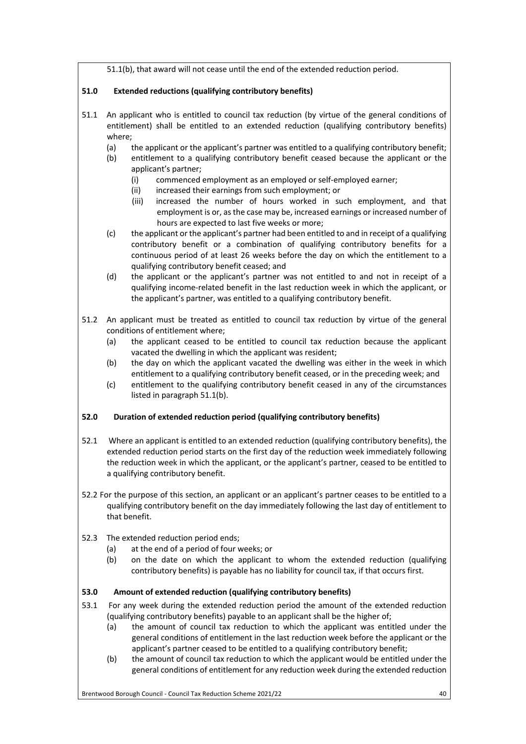51.1(b), that award will not cease until the end of the extended reduction period.

## 51.0 Extended reductions (qualifying contributory benefits)

51.1 An applicant who is entitled to council tax reduction (by virtue of the general conditions of entitlement) shall be entitled to an extended reduction (qualifying contributory benefits) where;

- (a) the applicant or the applicant's partner was entitled to a qualifying contributory benefit;
- (b) entitlement to a qualifying contributory benefit ceased because the applicant or the applicant's partner;
  - (i) commenced employment as an employed or self-employed earner;
  - (ii) increased their earnings from such employment; or
  - (iii) increased the number of hours worked in such employment, and that employment is or, as the case may be, increased earnings or increased number of hours are expected to last five weeks or more;
- (c) the applicant or the applicant's partner had been entitled to and in receipt of a qualifying contributory benefit or a combination of qualifying contributory benefits for a continuous period of at least 26 weeks before the day on which the entitlement to a qualifying contributory benefit ceased; and
- (d) the applicant or the applicant's partner was not entitled to and not in receipt of a qualifying income-related benefit in the last reduction week in which the applicant, or the applicant's partner, was entitled to a qualifying contributory benefit.

51.2 An applicant must be treated as entitled to council tax reduction by virtue of the general conditions of entitlement where;

- (a) the applicant ceased to be entitled to council tax reduction because the applicant vacated the dwelling in which the applicant was resident;
- (b) the day on which the applicant vacated the dwelling was either in the week in which entitlement to a qualifying contributory benefit ceased, or in the preceding week; and
- (c) entitlement to the qualifying contributory benefit ceased in any of the circumstances listed in paragraph 51.1(b).

## 52.0 Duration of extended reduction period (qualifying contributory benefits)

52.1 Where an applicant is entitled to an extended reduction (qualifying contributory benefits), the extended reduction period starts on the first day of the reduction week immediately following the reduction week in which the applicant, or the applicant's partner, ceased to be entitled to a qualifying contributory benefit.

52.2 For the purpose of this section, an applicant or an applicant's partner ceases to be entitled to a qualifying contributory benefit on the day immediately following the last day of entitlement to that benefit.

52.3 The extended reduction period ends;

- (a) at the end of a period of four weeks; or
- (b) on the date on which the applicant to whom the extended reduction (qualifying contributory benefits) is payable has no liability for council tax, if that occurs first.

## 53.0 Amount of extended reduction (qualifying contributory benefits)

53.1 For any week during the extended reduction period the amount of the extended reduction (qualifying contributory benefits) payable to an applicant shall be the higher of;

- (a) the amount of council tax reduction to which the applicant was entitled under the general conditions of entitlement in the last reduction week before the applicant or the applicant's partner ceased to be entitled to a qualifying contributory benefit;
- (b) the amount of council tax reduction to which the applicant would be entitled under the general conditions of entitlement for any reduction week during the extended reduction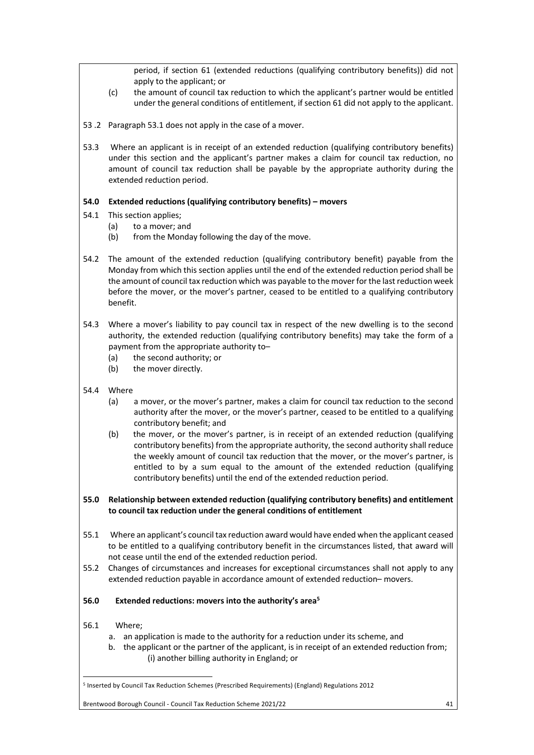period, if section 61 (extended reductions (qualifying contributory benefits)) did not apply to the applicant; or

(c) the amount of council tax reduction to which the applicant's partner would be entitled under the general conditions of entitlement, if section 61 did not apply to the applicant.

53 .2 Paragraph 53.1 does not apply in the case of a mover.

53.3 Where an applicant is in receipt of an extended reduction (qualifying contributory benefits) under this section and the applicant's partner makes a claim for council tax reduction, no amount of council tax reduction shall be payable by the appropriate authority during the extended reduction period.

**54.0 Extended reductions (qualifying contributory benefits) – movers**

54.1 This section applies;

(a) to a mover; and
(b) from the Monday following the day of the move.

54.2 The amount of the extended reduction (qualifying contributory benefit) payable from the Monday from which this section applies until the end of the extended reduction period shall be the amount of council tax reduction which was payable to the mover for the last reduction week before the mover, or the mover's partner, ceased to be entitled to a qualifying contributory benefit.

54.3 Where a mover's liability to pay council tax in respect of the new dwelling is to the second authority, the extended reduction (qualifying contributory benefits) may take the form of a payment from the appropriate authority to–

(a) the second authority; or
(b) the mover directly.

54.4 Where

(a) a mover, or the mover's partner, makes a claim for council tax reduction to the second authority after the mover, or the mover's partner, ceased to be entitled to a qualifying contributory benefit; and
(b) the mover, or the mover's partner, is in receipt of an extended reduction (qualifying contributory benefits) from the appropriate authority, the second authority shall reduce the weekly amount of council tax reduction that the mover, or the mover's partner, is entitled to by a sum equal to the amount of the extended reduction (qualifying contributory benefits) until the end of the extended reduction period.

**55.0 Relationship between extended reduction (qualifying contributory benefits) and entitlement to council tax reduction under the general conditions of entitlement**

55.1 Where an applicant's council tax reduction award would have ended when the applicant ceased to be entitled to a qualifying contributory benefit in the circumstances listed, that award will not cease until the end of the extended reduction period.

55.2 Changes of circumstances and increases for exceptional circumstances shall not apply to any extended reduction payable in accordance amount of extended reduction– movers.

**56.0 Extended reductions: movers into the authority's area[5]**

56.1 Where;

a. an application is made to the authority for a reduction under its scheme, and
b. the applicant or the partner of the applicant, is in receipt of an extended reduction from;
   (i) another billing authority in England; or

[5] Inserted by Council Tax Reduction Schemes (Prescribed Requirements) (England) Regulations 2012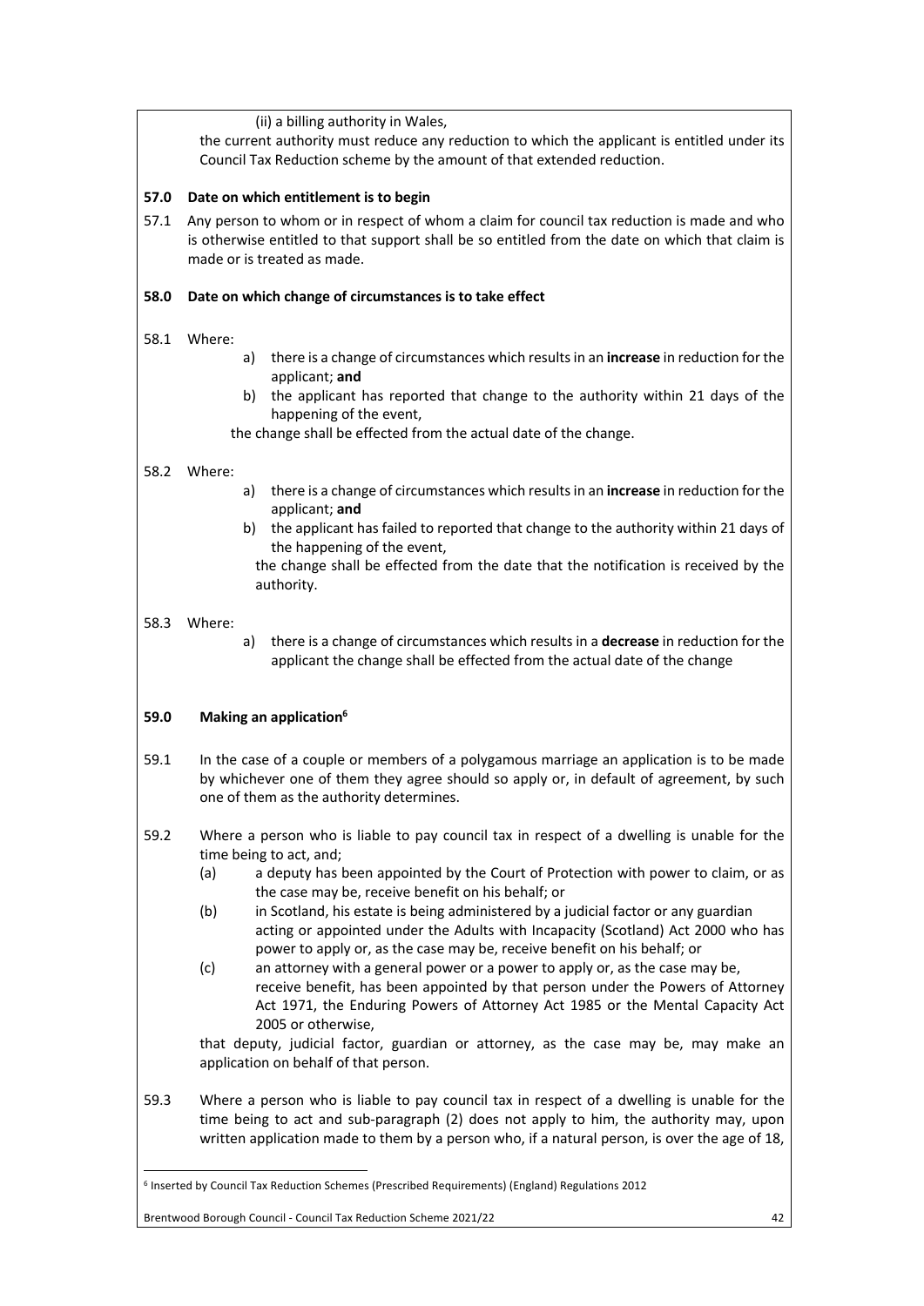(ii) a billing authority in Wales,

the current authority must reduce any reduction to which the applicant is entitled under its Council Tax Reduction scheme by the amount of that extended reduction.

**57.0 Date on which entitlement is to begin**

57.1 Any person to whom or in respect of whom a claim for council tax reduction is made and who is otherwise entitled to that support shall be so entitled from the date on which that claim is made or is treated as made.

**58.0 Date on which change of circumstances is to take effect**

58.1 Where:

a) there is a change of circumstances which results in an **increase** in reduction for the applicant; **and**
b) the applicant has reported that change to the authority within 21 days of the happening of the event,

the change shall be effected from the actual date of the change.

58.2 Where:

a) there is a change of circumstances which results in an **increase** in reduction for the applicant; **and**
b) the applicant has failed to reported that change to the authority within 21 days of the happening of the event,

the change shall be effected from the date that the notification is received by the authority.

58.3 Where:

a) there is a change of circumstances which results in a **decrease** in reduction for the applicant the change shall be effected from the actual date of the change

**59.0 Making an application[6]**

59.1 In the case of a couple or members of a polygamous marriage an application is to be made by whichever one of them they agree should so apply or, in default of agreement, by such one of them as the authority determines.

59.2 Where a person who is liable to pay council tax in respect of a dwelling is unable for the time being to act, and;

(a) a deputy has been appointed by the Court of Protection with power to claim, or as the case may be, receive benefit on his behalf; or
(b) in Scotland, his estate is being administered by a judicial factor or any guardian acting or appointed under the Adults with Incapacity (Scotland) Act 2000 who has power to apply or, as the case may be, receive benefit on his behalf; or
(c) an attorney with a general power or a power to apply or, as the case may be, receive benefit, has been appointed by that person under the Powers of Attorney Act 1971, the Enduring Powers of Attorney Act 1985 or the Mental Capacity Act 2005 or otherwise,

that deputy, judicial factor, guardian or attorney, as the case may be, may make an application on behalf of that person.

59.3 Where a person who is liable to pay council tax in respect of a dwelling is unable for the time being to act and sub-paragraph (2) does not apply to him, the authority may, upon written application made to them by a person who, if a natural person, is over the age of 18,

[6] Inserted by Council Tax Reduction Schemes (Prescribed Requirements) (England) Regulations 2012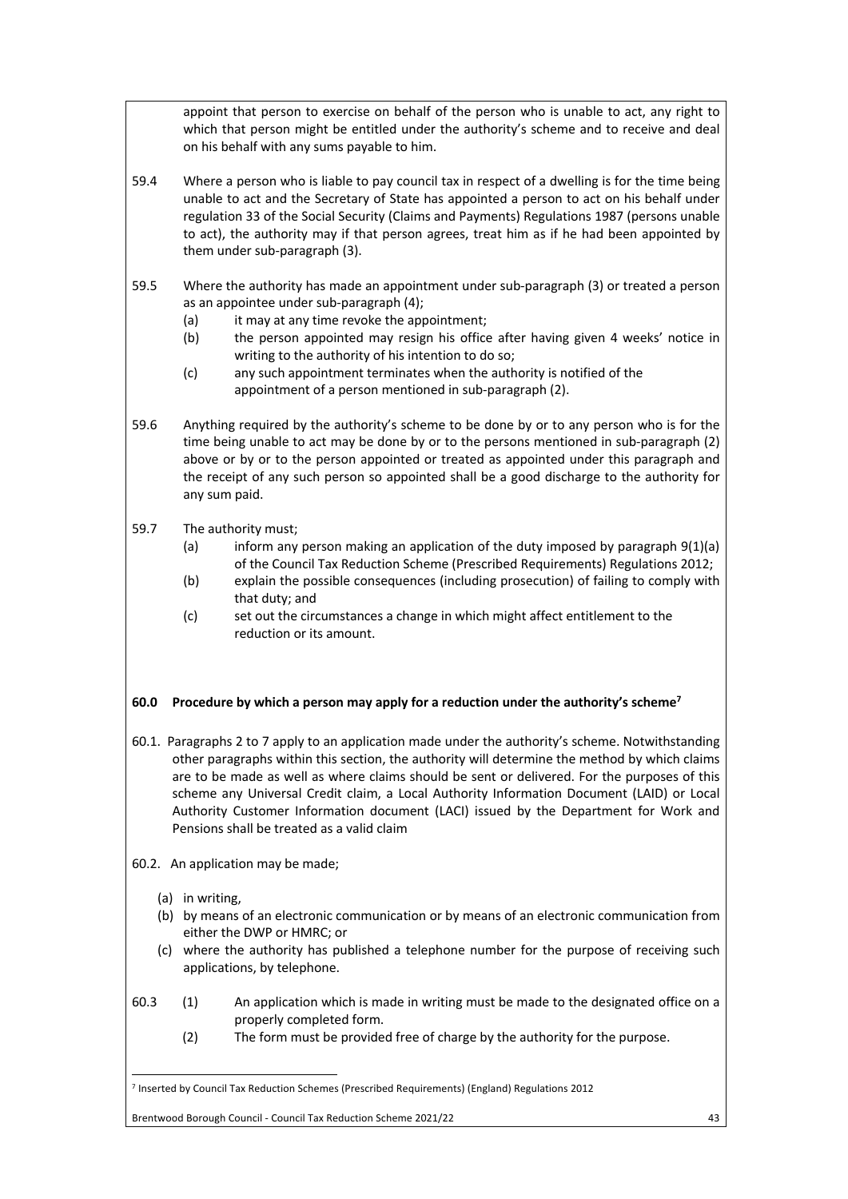appoint that person to exercise on behalf of the person who is unable to act, any right to which that person might be entitled under the authority's scheme and to receive and deal on his behalf with any sums payable to him.

59.4 Where a person who is liable to pay council tax in respect of a dwelling is for the time being unable to act and the Secretary of State has appointed a person to act on his behalf under regulation 33 of the Social Security (Claims and Payments) Regulations 1987 (persons unable to act), the authority may if that person agrees, treat him as if he had been appointed by them under sub-paragraph (3).

59.5 Where the authority has made an appointment under sub-paragraph (3) or treated a person as an appointee under sub-paragraph (4);

- (a) it may at any time revoke the appointment;
- (b) the person appointed may resign his office after having given 4 weeks' notice in writing to the authority of his intention to do so;
- (c) any such appointment terminates when the authority is notified of the appointment of a person mentioned in sub-paragraph (2).

59.6 Anything required by the authority's scheme to be done by or to any person who is for the time being unable to act may be done by or to the persons mentioned in sub-paragraph (2) above or by or to the person appointed or treated as appointed under this paragraph and the receipt of any such person so appointed shall be a good discharge to the authority for any sum paid.

59.7 The authority must;

- (a) inform any person making an application of the duty imposed by paragraph 9(1)(a) of the Council Tax Reduction Scheme (Prescribed Requirements) Regulations 2012;
- (b) explain the possible consequences (including prosecution) of failing to comply with that duty; and
- (c) set out the circumstances a change in which might affect entitlement to the reduction or its amount.

**60.0 Procedure by which a person may apply for a reduction under the authority's scheme[7]**

60.1. Paragraphs 2 to 7 apply to an application made under the authority's scheme. Notwithstanding other paragraphs within this section, the authority will determine the method by which claims are to be made as well as where claims should be sent or delivered. For the purposes of this scheme any Universal Credit claim, a Local Authority Information Document (LAID) or Local Authority Customer Information document (LACI) issued by the Department for Work and Pensions shall be treated as a valid claim

60.2. An application may be made;

- (a) in writing,
- (b) by means of an electronic communication or by means of an electronic communication from either the DWP or HMRC; or
- (c) where the authority has published a telephone number for the purpose of receiving such applications, by telephone.

60.3 (1) An application which is made in writing must be made to the designated office on a properly completed form.

(2) The form must be provided free of charge by the authority for the purpose.

[7] Inserted by Council Tax Reduction Schemes (Prescribed Requirements) (England) Regulations 2012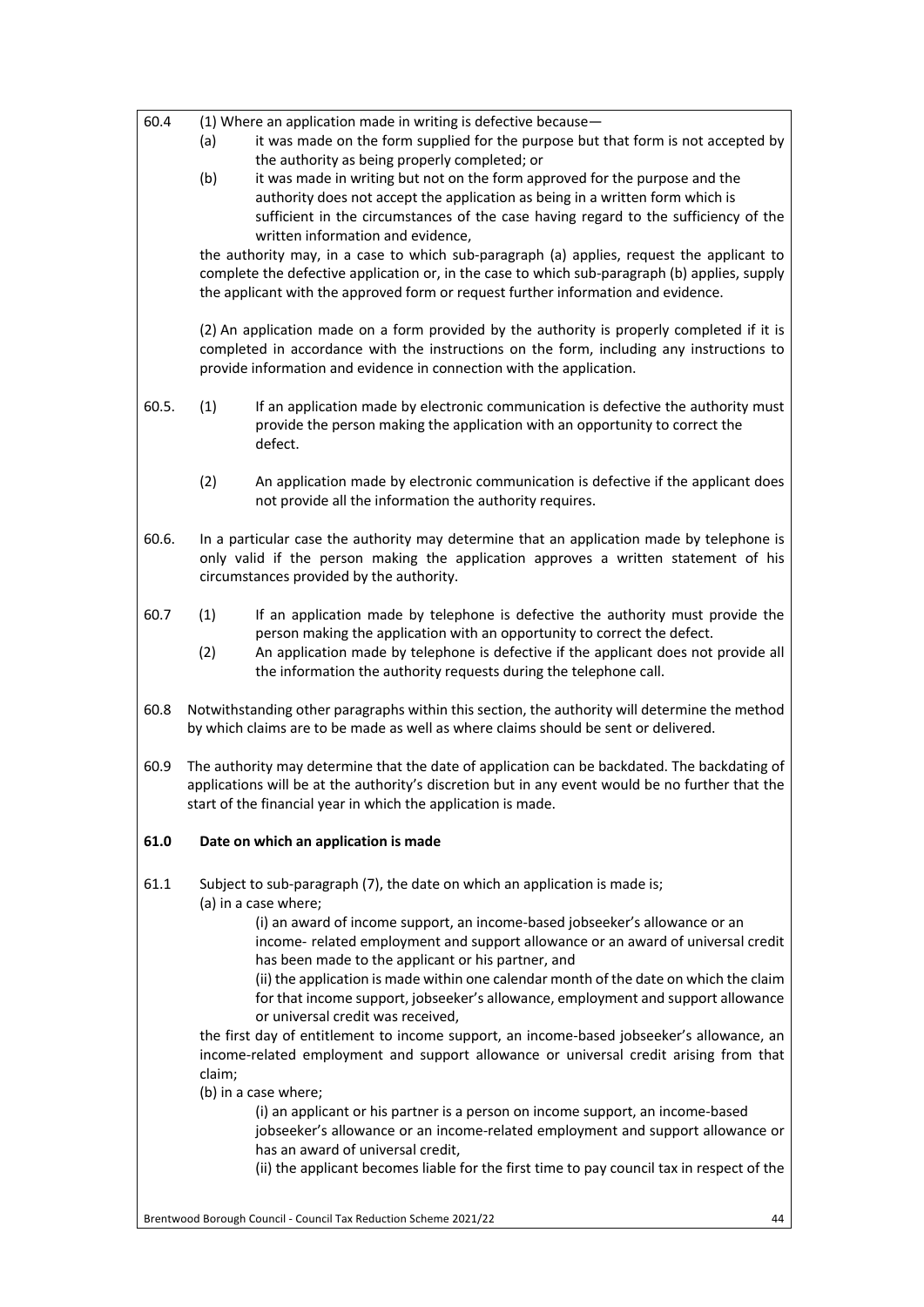60.4 (1) Where an application made in writing is defective because—

(a) it was made on the form supplied for the purpose but that form is not accepted by the authority as being properly completed; or

(b) it was made in writing but not on the form approved for the purpose and the authority does not accept the application as being in a written form which is sufficient in the circumstances of the case having regard to the sufficiency of the written information and evidence,

the authority may, in a case to which sub-paragraph (a) applies, request the applicant to complete the defective application or, in the case to which sub-paragraph (b) applies, supply the applicant with the approved form or request further information and evidence.

(2) An application made on a form provided by the authority is properly completed if it is completed in accordance with the instructions on the form, including any instructions to provide information and evidence in connection with the application.

60.5. (1) If an application made by electronic communication is defective the authority must provide the person making the application with an opportunity to correct the defect.

(2) An application made by electronic communication is defective if the applicant does not provide all the information the authority requires.

60.6. In a particular case the authority may determine that an application made by telephone is only valid if the person making the application approves a written statement of his circumstances provided by the authority.

60.7 (1) If an application made by telephone is defective the authority must provide the person making the application with an opportunity to correct the defect.

(2) An application made by telephone is defective if the applicant does not provide all the information the authority requests during the telephone call.

60.8 Notwithstanding other paragraphs within this section, the authority will determine the method by which claims are to be made as well as where claims should be sent or delivered.

60.9 The authority may determine that the date of application can be backdated. The backdating of applications will be at the authority's discretion but in any event would be no further that the start of the financial year in which the application is made.

**61.0 Date on which an application is made**

61.1 Subject to sub-paragraph (7), the date on which an application is made is;

(a) in a case where;

(i) an award of income support, an income-based jobseeker's allowance or an income- related employment and support allowance or an award of universal credit has been made to the applicant or his partner, and

(ii) the application is made within one calendar month of the date on which the claim for that income support, jobseeker's allowance, employment and support allowance or universal credit was received,

the first day of entitlement to income support, an income-based jobseeker's allowance, an income-related employment and support allowance or universal credit arising from that claim;

(b) in a case where;

(i) an applicant or his partner is a person on income support, an income-based jobseeker's allowance or an income-related employment and support allowance or has an award of universal credit,

(ii) the applicant becomes liable for the first time to pay council tax in respect of the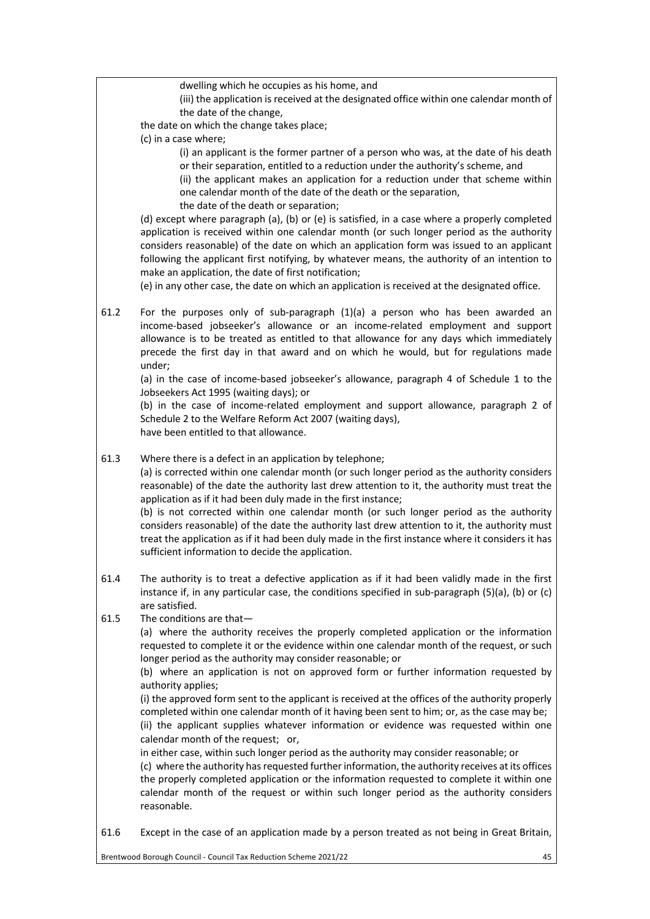dwelling which he occupies as his home, and

(iii) the application is received at the designated office within one calendar month of the date of the change,

the date on which the change takes place;

(c) in a case where;

(i) an applicant is the former partner of a person who was, at the date of his death or their separation, entitled to a reduction under the authority's scheme, and

(ii) the applicant makes an application for a reduction under that scheme within one calendar month of the date of the death or the separation,

the date of the death or separation;

(d) except where paragraph (a), (b) or (e) is satisfied, in a case where a properly completed application is received within one calendar month (or such longer period as the authority considers reasonable) of the date on which an application form was issued to an applicant following the applicant first notifying, by whatever means, the authority of an intention to make an application, the date of first notification;

(e) in any other case, the date on which an application is received at the designated office.

61.2 For the purposes only of sub-paragraph (1)(a) a person who has been awarded an income-based jobseeker's allowance or an income-related employment and support allowance is to be treated as entitled to that allowance for any days which immediately precede the first day in that award and on which he would, but for regulations made under;

(a) in the case of income-based jobseeker's allowance, paragraph 4 of Schedule 1 to the Jobseekers Act 1995 (waiting days); or

(b) in the case of income-related employment and support allowance, paragraph 2 of Schedule 2 to the Welfare Reform Act 2007 (waiting days),

have been entitled to that allowance.

61.3 Where there is a defect in an application by telephone;

(a) is corrected within one calendar month (or such longer period as the authority considers reasonable) of the date the authority last drew attention to it, the authority must treat the application as if it had been duly made in the first instance;

(b) is not corrected within one calendar month (or such longer period as the authority considers reasonable) of the date the authority last drew attention to it, the authority must treat the application as if it had been duly made in the first instance where it considers it has sufficient information to decide the application.

61.4 The authority is to treat a defective application as if it had been validly made in the first instance if, in any particular case, the conditions specified in sub-paragraph (5)(a), (b) or (c) are satisfied.

61.5 The conditions are that—

(a) where the authority receives the properly completed application or the information requested to complete it or the evidence within one calendar month of the request, or such longer period as the authority may consider reasonable; or

(b) where an application is not on approved form or further information requested by authority applies;

(i) the approved form sent to the applicant is received at the offices of the authority properly completed within one calendar month of it having been sent to him; or, as the case may be;

(ii) the applicant supplies whatever information or evidence was requested within one calendar month of the request; or,

in either case, within such longer period as the authority may consider reasonable; or

(c) where the authority has requested further information, the authority receives at its offices the properly completed application or the information requested to complete it within one calendar month of the request or within such longer period as the authority considers reasonable.

61.6 Except in the case of an application made by a person treated as not being in Great Britain,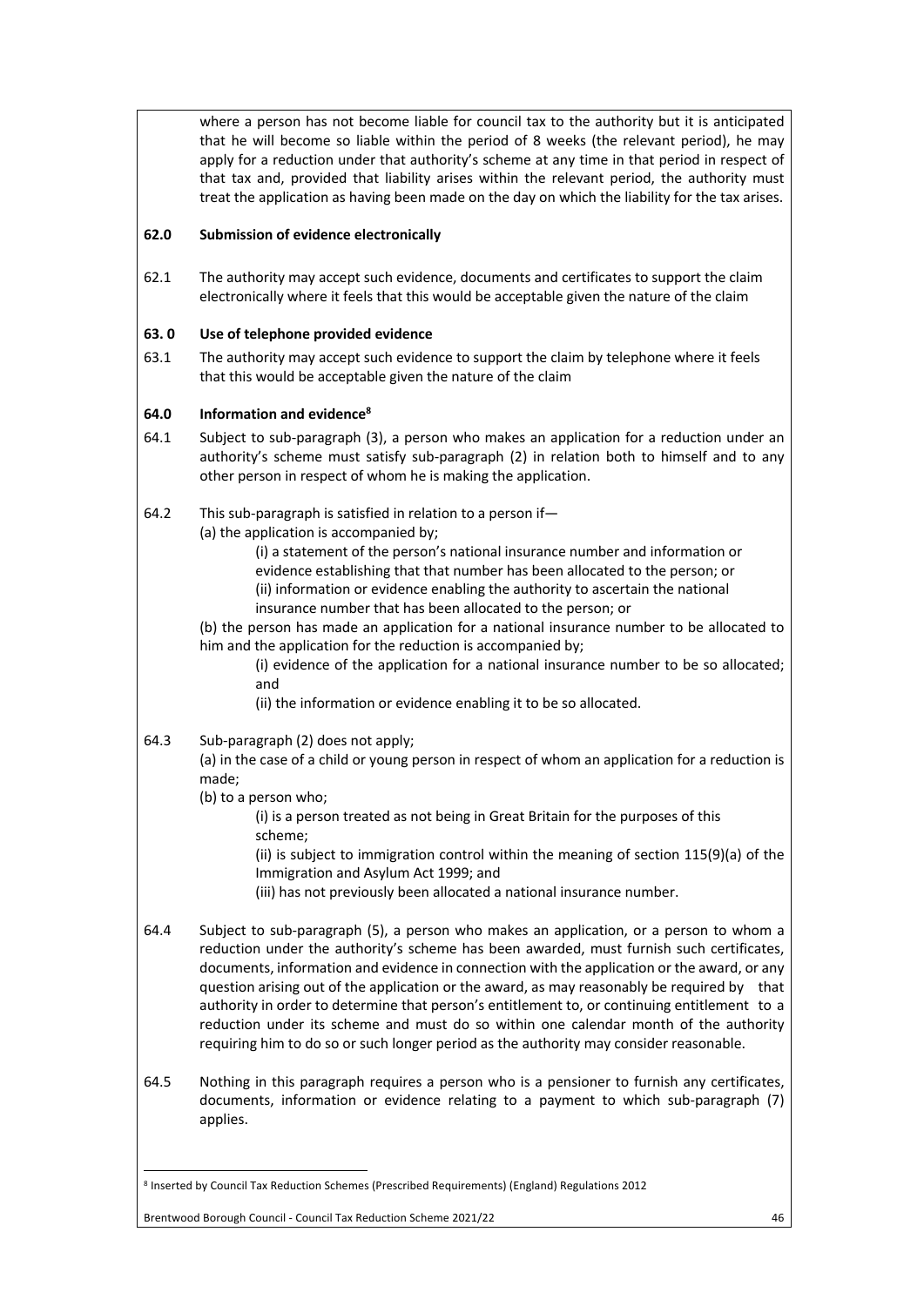where a person has not become liable for council tax to the authority but it is anticipated that he will become so liable within the period of 8 weeks (the relevant period), he may apply for a reduction under that authority's scheme at any time in that period in respect of that tax and, provided that liability arises within the relevant period, the authority must treat the application as having been made on the day on which the liability for the tax arises.

**62.0 Submission of evidence electronically**

62.1 The authority may accept such evidence, documents and certificates to support the claim electronically where it feels that this would be acceptable given the nature of the claim

**63. 0 Use of telephone provided evidence**

63.1 The authority may accept such evidence to support the claim by telephone where it feels that this would be acceptable given the nature of the claim

**64.0 Information and evidence[8]**

64.1 Subject to sub-paragraph (3), a person who makes an application for a reduction under an authority's scheme must satisfy sub-paragraph (2) in relation both to himself and to any other person in respect of whom he is making the application.

64.2 This sub-paragraph is satisfied in relation to a person if—

(a) the application is accompanied by;

(i) a statement of the person's national insurance number and information or evidence establishing that that number has been allocated to the person; or

(ii) information or evidence enabling the authority to ascertain the national insurance number that has been allocated to the person; or

(b) the person has made an application for a national insurance number to be allocated to him and the application for the reduction is accompanied by;

(i) evidence of the application for a national insurance number to be so allocated; and

(ii) the information or evidence enabling it to be so allocated.

64.3 Sub-paragraph (2) does not apply;

(a) in the case of a child or young person in respect of whom an application for a reduction is made;

(b) to a person who;

(i) is a person treated as not being in Great Britain for the purposes of this scheme;

(ii) is subject to immigration control within the meaning of section 115(9)(a) of the Immigration and Asylum Act 1999; and

(iii) has not previously been allocated a national insurance number.

64.4 Subject to sub-paragraph (5), a person who makes an application, or a person to whom a reduction under the authority's scheme has been awarded, must furnish such certificates, documents, information and evidence in connection with the application or the award, or any question arising out of the application or the award, as may reasonably be required by that authority in order to determine that person's entitlement to, or continuing entitlement to a reduction under its scheme and must do so within one calendar month of the authority requiring him to do so or such longer period as the authority may consider reasonable.

64.5 Nothing in this paragraph requires a person who is a pensioner to furnish any certificates, documents, information or evidence relating to a payment to which sub-paragraph (7) applies.

[8] Inserted by Council Tax Reduction Schemes (Prescribed Requirements) (England) Regulations 2012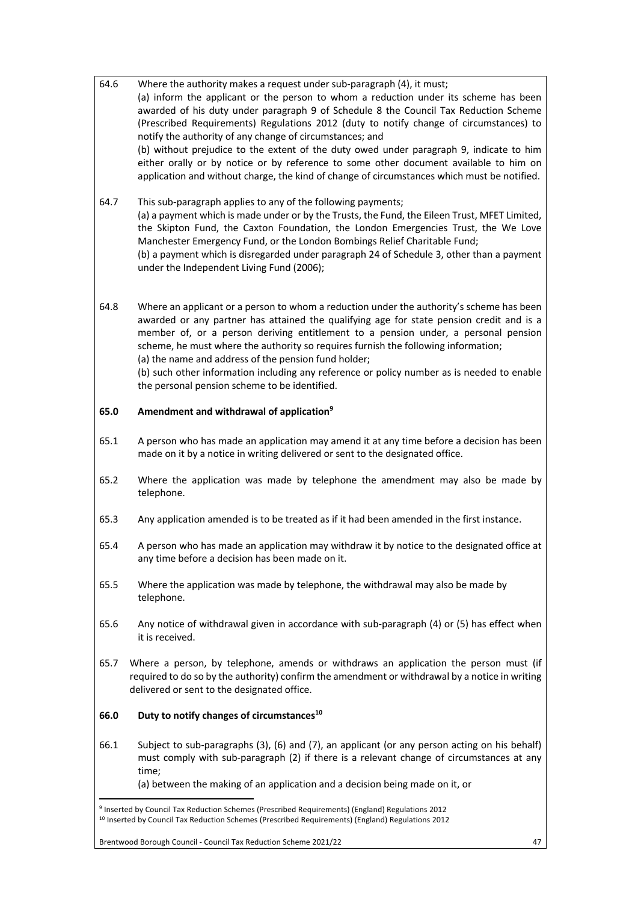64.6 Where the authority makes a request under sub-paragraph (4), it must;
(a) inform the applicant or the person to whom a reduction under its scheme has been awarded of his duty under paragraph 9 of Schedule 8 the Council Tax Reduction Scheme (Prescribed Requirements) Regulations 2012 (duty to notify change of circumstances) to notify the authority of any change of circumstances; and
(b) without prejudice to the extent of the duty owed under paragraph 9, indicate to him either orally or by notice or by reference to some other document available to him on application and without charge, the kind of change of circumstances which must be notified.

64.7 This sub-paragraph applies to any of the following payments;
(a) a payment which is made under or by the Trusts, the Fund, the Eileen Trust, MFET Limited, the Skipton Fund, the Caxton Foundation, the London Emergencies Trust, the We Love Manchester Emergency Fund, or the London Bombings Relief Charitable Fund;
(b) a payment which is disregarded under paragraph 24 of Schedule 3, other than a payment under the Independent Living Fund (2006);

64.8 Where an applicant or a person to whom a reduction under the authority's scheme has been awarded or any partner has attained the qualifying age for state pension credit and is a member of, or a person deriving entitlement to a pension under, a personal pension scheme, he must where the authority so requires furnish the following information;
(a) the name and address of the pension fund holder;
(b) such other information including any reference or policy number as is needed to enable the personal pension scheme to be identified.

**65.0 Amendment and withdrawal of application[9]**

65.1 A person who has made an application may amend it at any time before a decision has been made on it by a notice in writing delivered or sent to the designated office.

65.2 Where the application was made by telephone the amendment may also be made by telephone.

65.3 Any application amended is to be treated as if it had been amended in the first instance.

65.4 A person who has made an application may withdraw it by notice to the designated office at any time before a decision has been made on it.

65.5 Where the application was made by telephone, the withdrawal may also be made by telephone.

65.6 Any notice of withdrawal given in accordance with sub-paragraph (4) or (5) has effect when it is received.

65.7 Where a person, by telephone, amends or withdraws an application the person must (if required to do so by the authority) confirm the amendment or withdrawal by a notice in writing delivered or sent to the designated office.

**66.0 Duty to notify changes of circumstances[10]**

66.1 Subject to sub-paragraphs (3), (6) and (7), an applicant (or any person acting on his behalf) must comply with sub-paragraph (2) if there is a relevant change of circumstances at any time;
(a) between the making of an application and a decision being made on it, or

---

[9] Inserted by Council Tax Reduction Schemes (Prescribed Requirements) (England) Regulations 2012

[10] Inserted by Council Tax Reduction Schemes (Prescribed Requirements) (England) Regulations 2012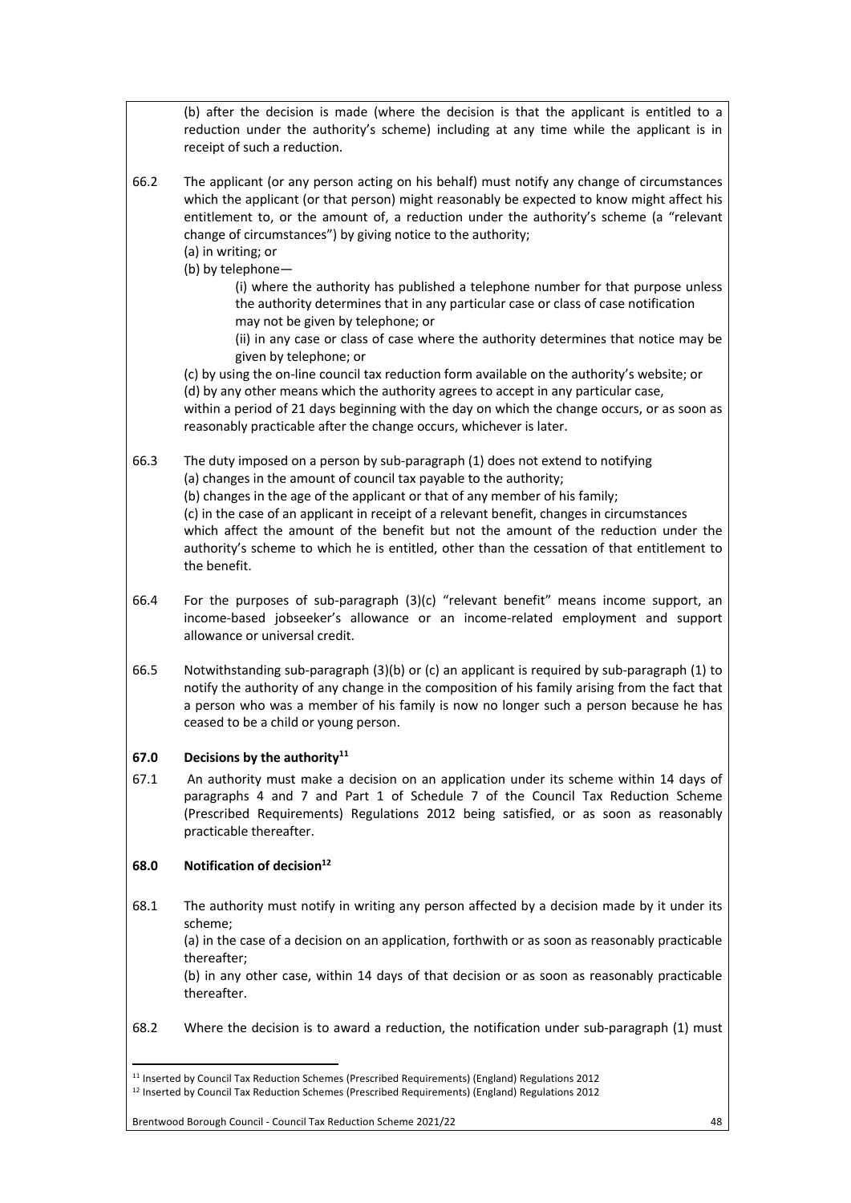(b) after the decision is made (where the decision is that the applicant is entitled to a reduction under the authority's scheme) including at any time while the applicant is in receipt of such a reduction.

66.2 The applicant (or any person acting on his behalf) must notify any change of circumstances which the applicant (or that person) might reasonably be expected to know might affect his entitlement to, or the amount of, a reduction under the authority's scheme (a "relevant change of circumstances") by giving notice to the authority;

(a) in writing; or

(b) by telephone—

(i) where the authority has published a telephone number for that purpose unless the authority determines that in any particular case or class of case notification may not be given by telephone; or

(ii) in any case or class of case where the authority determines that notice may be given by telephone; or

(c) by using the on-line council tax reduction form available on the authority's website; or

(d) by any other means which the authority agrees to accept in any particular case,

within a period of 21 days beginning with the day on which the change occurs, or as soon as reasonably practicable after the change occurs, whichever is later.

66.3 The duty imposed on a person by sub-paragraph (1) does not extend to notifying

(a) changes in the amount of council tax payable to the authority;

(b) changes in the age of the applicant or that of any member of his family;

(c) in the case of an applicant in receipt of a relevant benefit, changes in circumstances which affect the amount of the benefit but not the amount of the reduction under the authority's scheme to which he is entitled, other than the cessation of that entitlement to the benefit.

66.4 For the purposes of sub-paragraph (3)(c) "relevant benefit" means income support, an income-based jobseeker's allowance or an income-related employment and support allowance or universal credit.

66.5 Notwithstanding sub-paragraph (3)(b) or (c) an applicant is required by sub-paragraph (1) to notify the authority of any change in the composition of his family arising from the fact that a person who was a member of his family is now no longer such a person because he has ceased to be a child or young person.

## 67.0 Decisions by the authority[11]

67.1 An authority must make a decision on an application under its scheme within 14 days of paragraphs 4 and 7 and Part 1 of Schedule 7 of the Council Tax Reduction Scheme (Prescribed Requirements) Regulations 2012 being satisfied, or as soon as reasonably practicable thereafter.

## 68.0 Notification of decision[12]

68.1 The authority must notify in writing any person affected by a decision made by it under its scheme;

(a) in the case of a decision on an application, forthwith or as soon as reasonably practicable thereafter;

(b) in any other case, within 14 days of that decision or as soon as reasonably practicable thereafter.

68.2 Where the decision is to award a reduction, the notification under sub-paragraph (1) must

---

[11] Inserted by Council Tax Reduction Schemes (Prescribed Requirements) (England) Regulations 2012

[12] Inserted by Council Tax Reduction Schemes (Prescribed Requirements) (England) Regulations 2012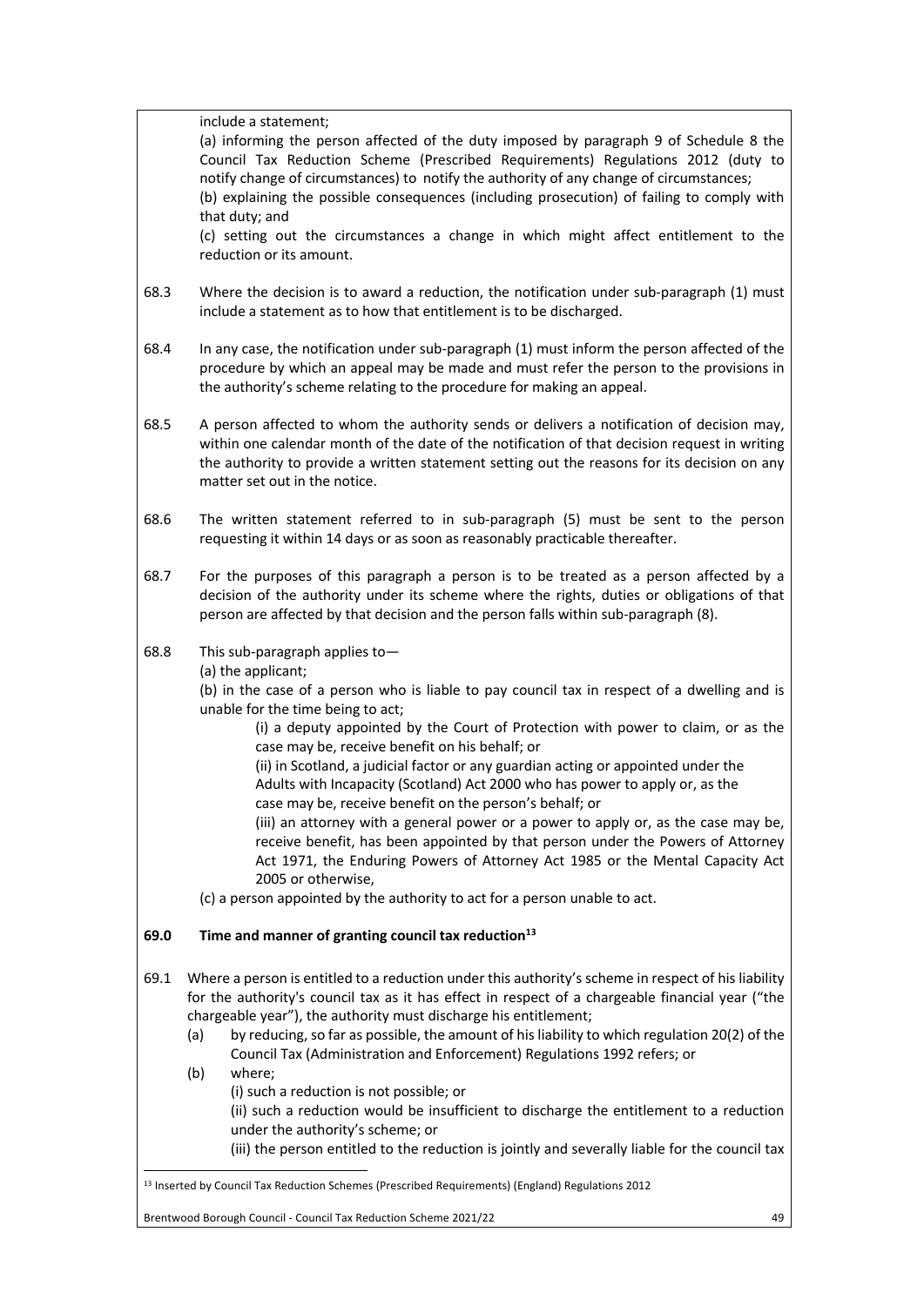include a statement;

(a) informing the person affected of the duty imposed by paragraph 9 of Schedule 8 the Council Tax Reduction Scheme (Prescribed Requirements) Regulations 2012 (duty to notify change of circumstances) to notify the authority of any change of circumstances;

(b) explaining the possible consequences (including prosecution) of failing to comply with that duty; and

(c) setting out the circumstances a change in which might affect entitlement to the reduction or its amount.

68.3 Where the decision is to award a reduction, the notification under sub-paragraph (1) must include a statement as to how that entitlement is to be discharged.

68.4 In any case, the notification under sub-paragraph (1) must inform the person affected of the procedure by which an appeal may be made and must refer the person to the provisions in the authority's scheme relating to the procedure for making an appeal.

68.5 A person affected to whom the authority sends or delivers a notification of decision may, within one calendar month of the date of the notification of that decision request in writing the authority to provide a written statement setting out the reasons for its decision on any matter set out in the notice.

68.6 The written statement referred to in sub-paragraph (5) must be sent to the person requesting it within 14 days or as soon as reasonably practicable thereafter.

68.7 For the purposes of this paragraph a person is to be treated as a person affected by a decision of the authority under its scheme where the rights, duties or obligations of that person are affected by that decision and the person falls within sub-paragraph (8).

68.8 This sub-paragraph applies to—

(a) the applicant;

(b) in the case of a person who is liable to pay council tax in respect of a dwelling and is unable for the time being to act;

(i) a deputy appointed by the Court of Protection with power to claim, or as the case may be, receive benefit on his behalf; or

(ii) in Scotland, a judicial factor or any guardian acting or appointed under the Adults with Incapacity (Scotland) Act 2000 who has power to apply or, as the case may be, receive benefit on the person's behalf; or

(iii) an attorney with a general power or a power to apply or, as the case may be, receive benefit, has been appointed by that person under the Powers of Attorney Act 1971, the Enduring Powers of Attorney Act 1985 or the Mental Capacity Act 2005 or otherwise,

(c) a person appointed by the authority to act for a person unable to act.

## 69.0 Time and manner of granting council tax reduction[13]

69.1 Where a person is entitled to a reduction under this authority's scheme in respect of his liability for the authority's council tax as it has effect in respect of a chargeable financial year ("the chargeable year"), the authority must discharge his entitlement;

(a) by reducing, so far as possible, the amount of his liability to which regulation 20(2) of the Council Tax (Administration and Enforcement) Regulations 1992 refers; or

(b) where;

(i) such a reduction is not possible; or

(ii) such a reduction would be insufficient to discharge the entitlement to a reduction under the authority's scheme; or

(iii) the person entitled to the reduction is jointly and severally liable for the council tax

[13] Inserted by Council Tax Reduction Schemes (Prescribed Requirements) (England) Regulations 2012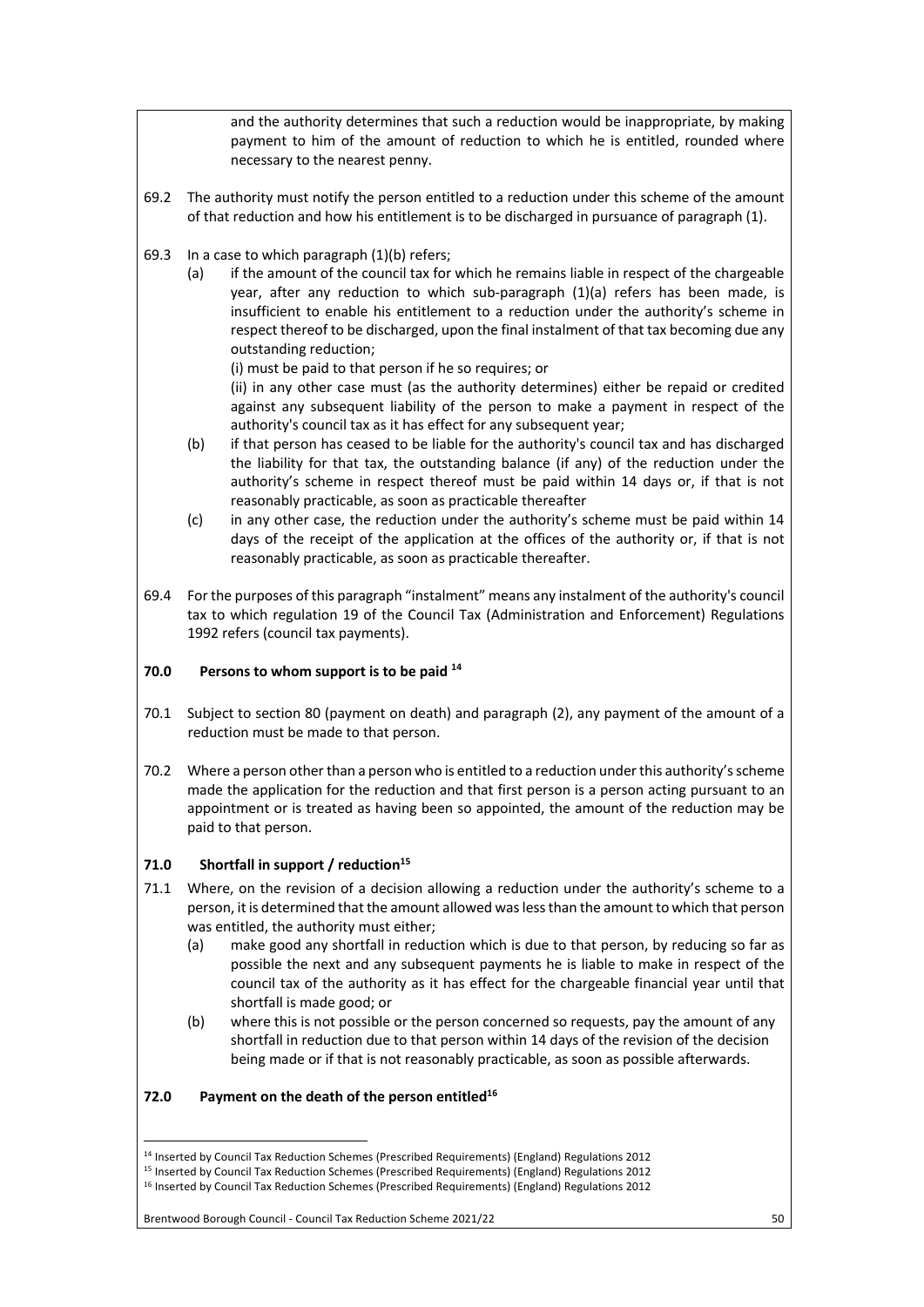and the authority determines that such a reduction would be inappropriate, by making payment to him of the amount of reduction to which he is entitled, rounded where necessary to the nearest penny.

69.2 The authority must notify the person entitled to a reduction under this scheme of the amount of that reduction and how his entitlement is to be discharged in pursuance of paragraph (1).

69.3 In a case to which paragraph (1)(b) refers;

(a) if the amount of the council tax for which he remains liable in respect of the chargeable year, after any reduction to which sub-paragraph (1)(a) refers has been made, is insufficient to enable his entitlement to a reduction under the authority's scheme in respect thereof to be discharged, upon the final instalment of that tax becoming due any outstanding reduction;

(i) must be paid to that person if he so requires; or

(ii) in any other case must (as the authority determines) either be repaid or credited against any subsequent liability of the person to make a payment in respect of the authority's council tax as it has effect for any subsequent year;

(b) if that person has ceased to be liable for the authority's council tax and has discharged the liability for that tax, the outstanding balance (if any) of the reduction under the authority's scheme in respect thereof must be paid within 14 days or, if that is not reasonably practicable, as soon as practicable thereafter

(c) in any other case, the reduction under the authority's scheme must be paid within 14 days of the receipt of the application at the offices of the authority or, if that is not reasonably practicable, as soon as practicable thereafter.

69.4 For the purposes of this paragraph "instalment" means any instalment of the authority's council tax to which regulation 19 of the Council Tax (Administration and Enforcement) Regulations 1992 refers (council tax payments).

## 70.0 Persons to whom support is to be paid [14]

70.1 Subject to section 80 (payment on death) and paragraph (2), any payment of the amount of a reduction must be made to that person.

70.2 Where a person other than a person who is entitled to a reduction under this authority's scheme made the application for the reduction and that first person is a person acting pursuant to an appointment or is treated as having been so appointed, the amount of the reduction may be paid to that person.

## 71.0 Shortfall in support / reduction[15]

71.1 Where, on the revision of a decision allowing a reduction under the authority's scheme to a person, it is determined that the amount allowed was less than the amount to which that person was entitled, the authority must either;

(a) make good any shortfall in reduction which is due to that person, by reducing so far as possible the next and any subsequent payments he is liable to make in respect of the council tax of the authority as it has effect for the chargeable financial year until that shortfall is made good; or

(b) where this is not possible or the person concerned so requests, pay the amount of any shortfall in reduction due to that person within 14 days of the revision of the decision being made or if that is not reasonably practicable, as soon as possible afterwards.

## 72.0 Payment on the death of the person entitled[16]

---

[14] Inserted by Council Tax Reduction Schemes (Prescribed Requirements) (England) Regulations 2012

[15] Inserted by Council Tax Reduction Schemes (Prescribed Requirements) (England) Regulations 2012

[16] Inserted by Council Tax Reduction Schemes (Prescribed Requirements) (England) Regulations 2012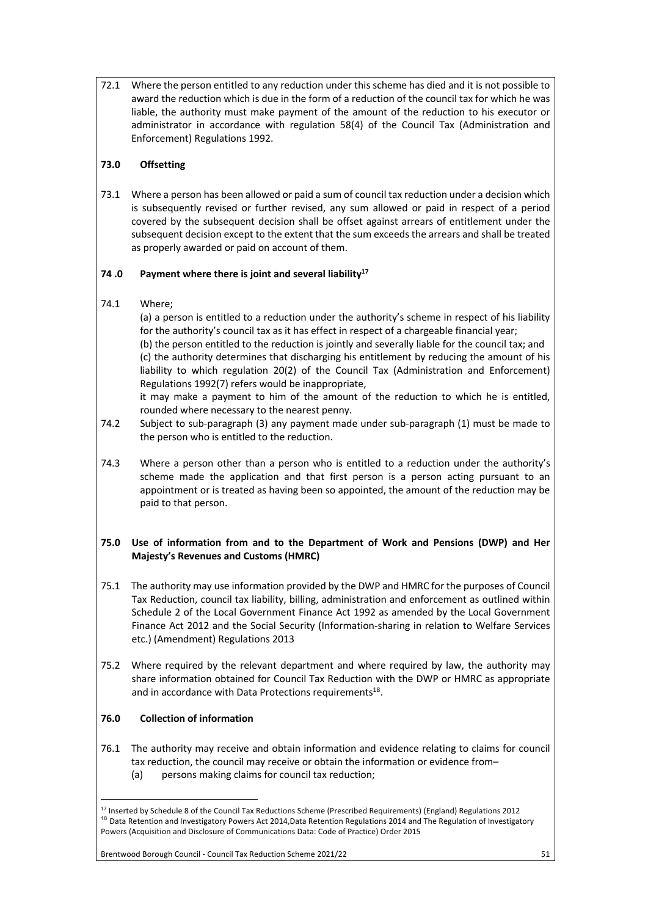72.1 Where the person entitled to any reduction under this scheme has died and it is not possible to award the reduction which is due in the form of a reduction of the council tax for which he was liable, the authority must make payment of the amount of the reduction to his executor or administrator in accordance with regulation 58(4) of the Council Tax (Administration and Enforcement) Regulations 1992.

**73.0 Offsetting**

73.1 Where a person has been allowed or paid a sum of council tax reduction under a decision which is subsequently revised or further revised, any sum allowed or paid in respect of a period covered by the subsequent decision shall be offset against arrears of entitlement under the subsequent decision except to the extent that the sum exceeds the arrears and shall be treated as properly awarded or paid on account of them.

**74 .0 Payment where there is joint and several liability[17]**

74.1 Where;

(a) a person is entitled to a reduction under the authority's scheme in respect of his liability for the authority's council tax as it has effect in respect of a chargeable financial year;
(b) the person entitled to the reduction is jointly and severally liable for the council tax; and
(c) the authority determines that discharging his entitlement by reducing the amount of his liability to which regulation 20(2) of the Council Tax (Administration and Enforcement) Regulations 1992(7) refers would be inappropriate,

it may make a payment to him of the amount of the reduction to which he is entitled, rounded where necessary to the nearest penny.

74.2 Subject to sub-paragraph (3) any payment made under sub-paragraph (1) must be made to the person who is entitled to the reduction.

74.3 Where a person other than a person who is entitled to a reduction under the authority's scheme made the application and that first person is a person acting pursuant to an appointment or is treated as having been so appointed, the amount of the reduction may be paid to that person.

**75.0 Use of information from and to the Department of Work and Pensions (DWP) and Her Majesty's Revenues and Customs (HMRC)**

75.1 The authority may use information provided by the DWP and HMRC for the purposes of Council Tax Reduction, council tax liability, billing, administration and enforcement as outlined within Schedule 2 of the Local Government Finance Act 1992 as amended by the Local Government Finance Act 2012 and the Social Security (Information-sharing in relation to Welfare Services etc.) (Amendment) Regulations 2013

75.2 Where required by the relevant department and where required by law, the authority may share information obtained for Council Tax Reduction with the DWP or HMRC as appropriate and in accordance with Data Protections requirements[18].

**76.0 Collection of information**

76.1 The authority may receive and obtain information and evidence relating to claims for council tax reduction, the council may receive or obtain the information or evidence from–

(a) persons making claims for council tax reduction;

---

[17] Inserted by Schedule 8 of the Council Tax Reductions Scheme (Prescribed Requirements) (England) Regulations 2012

[18] Data Retention and Investigatory Powers Act 2014,Data Retention Regulations 2014 and The Regulation of Investigatory Powers (Acquisition and Disclosure of Communications Data: Code of Practice) Order 2015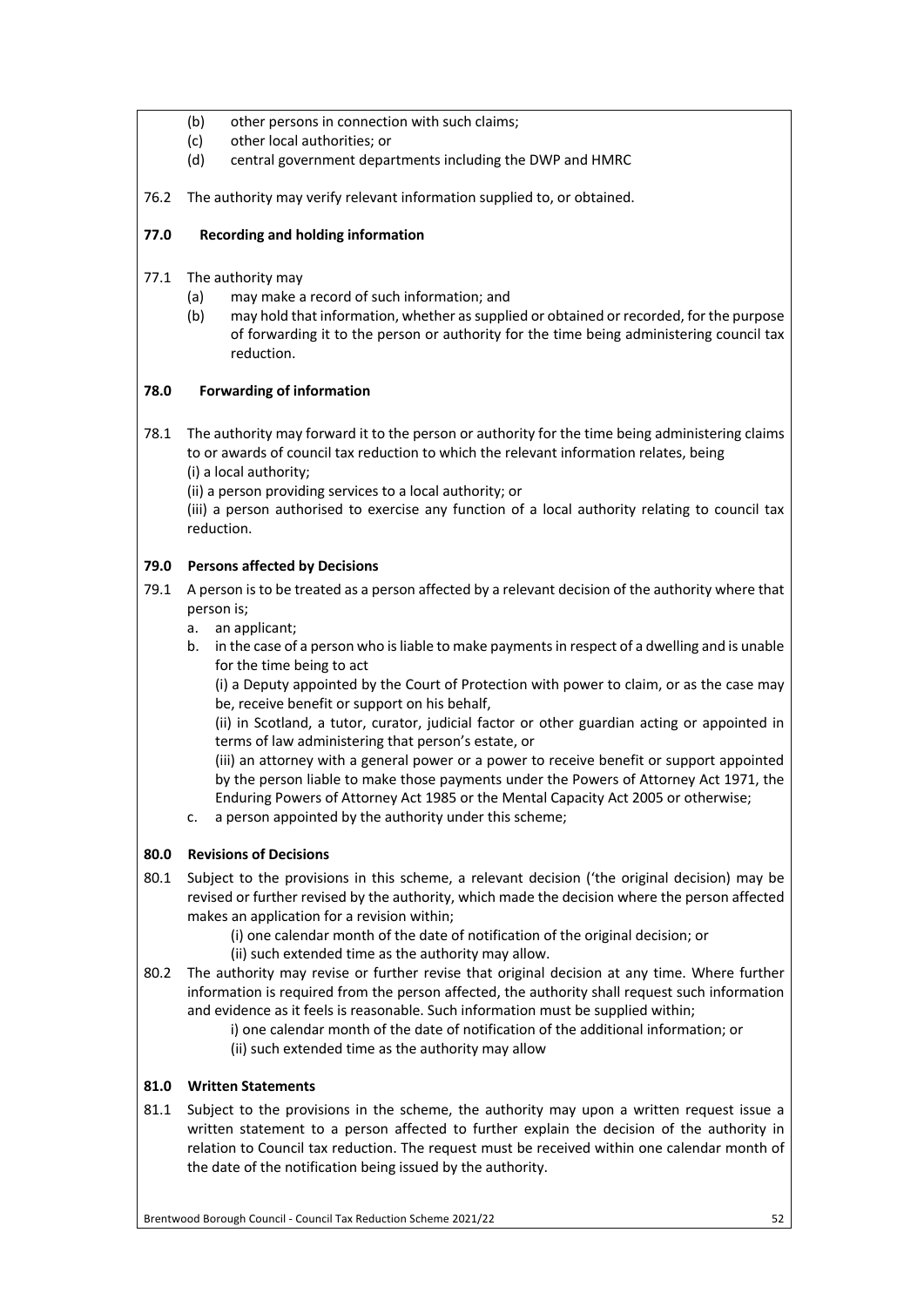(b) other persons in connection with such claims;
(c) other local authorities; or
(d) central government departments including the DWP and HMRC

76.2 The authority may verify relevant information supplied to, or obtained.

**77.0 Recording and holding information**

77.1 The authority may
(a) may make a record of such information; and
(b) may hold that information, whether as supplied or obtained or recorded, for the purpose of forwarding it to the person or authority for the time being administering council tax reduction.

**78.0 Forwarding of information**

78.1 The authority may forward it to the person or authority for the time being administering claims to or awards of council tax reduction to which the relevant information relates, being
(i) a local authority;
(ii) a person providing services to a local authority; or
(iii) a person authorised to exercise any function of a local authority relating to council tax reduction.

**79.0 Persons affected by Decisions**

79.1 A person is to be treated as a person affected by a relevant decision of the authority where that person is;

a. an applicant;
b. in the case of a person who is liable to make payments in respect of a dwelling and is unable for the time being to act
(i) a Deputy appointed by the Court of Protection with power to claim, or as the case may be, receive benefit or support on his behalf,
(ii) in Scotland, a tutor, curator, judicial factor or other guardian acting or appointed in terms of law administering that person's estate, or
(iii) an attorney with a general power or a power to receive benefit or support appointed by the person liable to make those payments under the Powers of Attorney Act 1971, the Enduring Powers of Attorney Act 1985 or the Mental Capacity Act 2005 or otherwise;
c. a person appointed by the authority under this scheme;

**80.0 Revisions of Decisions**

80.1 Subject to the provisions in this scheme, a relevant decision ('the original decision) may be revised or further revised by the authority, which made the decision where the person affected makes an application for a revision within;
(i) one calendar month of the date of notification of the original decision; or
(ii) such extended time as the authority may allow.

80.2 The authority may revise or further revise that original decision at any time. Where further information is required from the person affected, the authority shall request such information and evidence as it feels is reasonable. Such information must be supplied within;
i) one calendar month of the date of notification of the additional information; or
(ii) such extended time as the authority may allow

**81.0 Written Statements**

81.1 Subject to the provisions in the scheme, the authority may upon a written request issue a written statement to a person affected to further explain the decision of the authority in relation to Council tax reduction. The request must be received within one calendar month of the date of the notification being issued by the authority.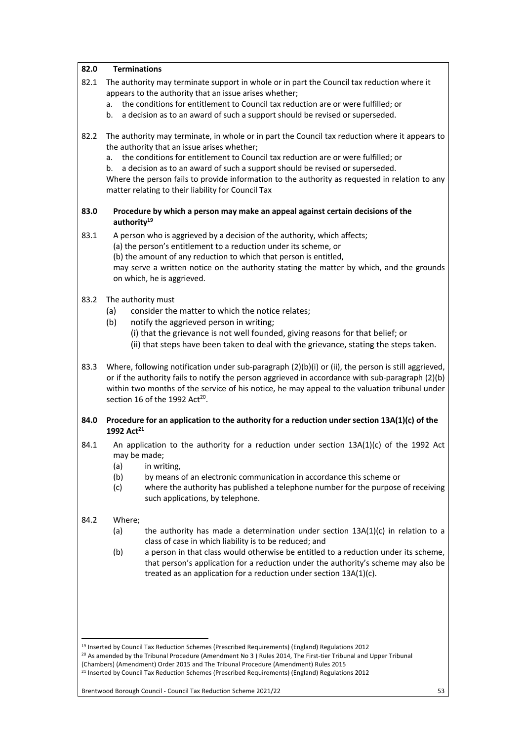## 82.0 Terminations

82.1 The authority may terminate support in whole or in part the Council tax reduction where it appears to the authority that an issue arises whether;

a. the conditions for entitlement to Council tax reduction are or were fulfilled; or
b. a decision as to an award of such a support should be revised or superseded.

82.2 The authority may terminate, in whole or in part the Council tax reduction where it appears to the authority that an issue arises whether;

a. the conditions for entitlement to Council tax reduction are or were fulfilled; or
b. a decision as to an award of such a support should be revised or superseded.

Where the person fails to provide information to the authority as requested in relation to any matter relating to their liability for Council Tax

## 83.0 Procedure by which a person may make an appeal against certain decisions of the authority[19]

83.1 A person who is aggrieved by a decision of the authority, which affects;
(a) the person's entitlement to a reduction under its scheme, or
(b) the amount of any reduction to which that person is entitled,
may serve a written notice on the authority stating the matter by which, and the grounds on which, he is aggrieved.

83.2 The authority must

(a) consider the matter to which the notice relates;
(b) notify the aggrieved person in writing;
  (i) that the grievance is not well founded, giving reasons for that belief; or
  (ii) that steps have been taken to deal with the grievance, stating the steps taken.

83.3 Where, following notification under sub-paragraph (2)(b)(i) or (ii), the person is still aggrieved, or if the authority fails to notify the person aggrieved in accordance with sub-paragraph (2)(b) within two months of the service of his notice, he may appeal to the valuation tribunal under section 16 of the 1992 Act[20].

## 84.0 Procedure for an application to the authority for a reduction under section 13A(1)(c) of the 1992 Act[21]

84.1 An application to the authority for a reduction under section 13A(1)(c) of the 1992 Act may be made;

(a) in writing,
(b) by means of an electronic communication in accordance this scheme or
(c) where the authority has published a telephone number for the purpose of receiving such applications, by telephone.

84.2 Where;

(a) the authority has made a determination under section 13A(1)(c) in relation to a class of case in which liability is to be reduced; and
(b) a person in that class would otherwise be entitled to a reduction under its scheme, that person's application for a reduction under the authority's scheme may also be treated as an application for a reduction under section 13A(1)(c).

---

[19] Inserted by Council Tax Reduction Schemes (Prescribed Requirements) (England) Regulations 2012

[20] As amended by the Tribunal Procedure (Amendment No 3 ) Rules 2014, The First-tier Tribunal and Upper Tribunal (Chambers) (Amendment) Order 2015 and The Tribunal Procedure (Amendment) Rules 2015

[21] Inserted by Council Tax Reduction Schemes (Prescribed Requirements) (England) Regulations 2012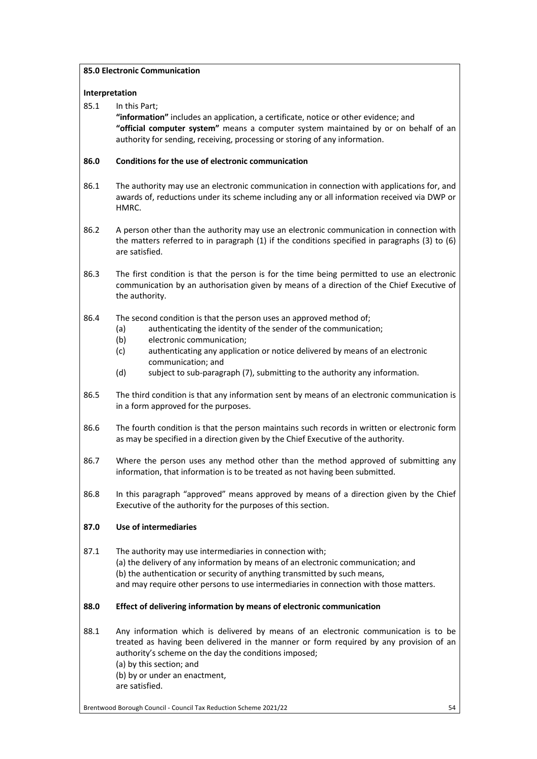**85.0 Electronic Communication**

**Interpretation**

85.1 In this Part;
**"information"** includes an application, a certificate, notice or other evidence; and
**"official computer system"** means a computer system maintained by or on behalf of an authority for sending, receiving, processing or storing of any information.

**86.0 Conditions for the use of electronic communication**

86.1 The authority may use an electronic communication in connection with applications for, and awards of, reductions under its scheme including any or all information received via DWP or HMRC.

86.2 A person other than the authority may use an electronic communication in connection with the matters referred to in paragraph (1) if the conditions specified in paragraphs (3) to (6) are satisfied.

86.3 The first condition is that the person is for the time being permitted to use an electronic communication by an authorisation given by means of a direction of the Chief Executive of the authority.

86.4 The second condition is that the person uses an approved method of;
- (a) authenticating the identity of the sender of the communication;
- (b) electronic communication;
- (c) authenticating any application or notice delivered by means of an electronic communication; and
- (d) subject to sub-paragraph (7), submitting to the authority any information.

86.5 The third condition is that any information sent by means of an electronic communication is in a form approved for the purposes.

86.6 The fourth condition is that the person maintains such records in written or electronic form as may be specified in a direction given by the Chief Executive of the authority.

86.7 Where the person uses any method other than the method approved of submitting any information, that information is to be treated as not having been submitted.

86.8 In this paragraph "approved" means approved by means of a direction given by the Chief Executive of the authority for the purposes of this section.

**87.0 Use of intermediaries**

87.1 The authority may use intermediaries in connection with;
(a) the delivery of any information by means of an electronic communication; and
(b) the authentication or security of anything transmitted by such means,
and may require other persons to use intermediaries in connection with those matters.

**88.0 Effect of delivering information by means of electronic communication**

88.1 Any information which is delivered by means of an electronic communication is to be treated as having been delivered in the manner or form required by any provision of an authority's scheme on the day the conditions imposed;
(a) by this section; and
(b) by or under an enactment,
are satisfied.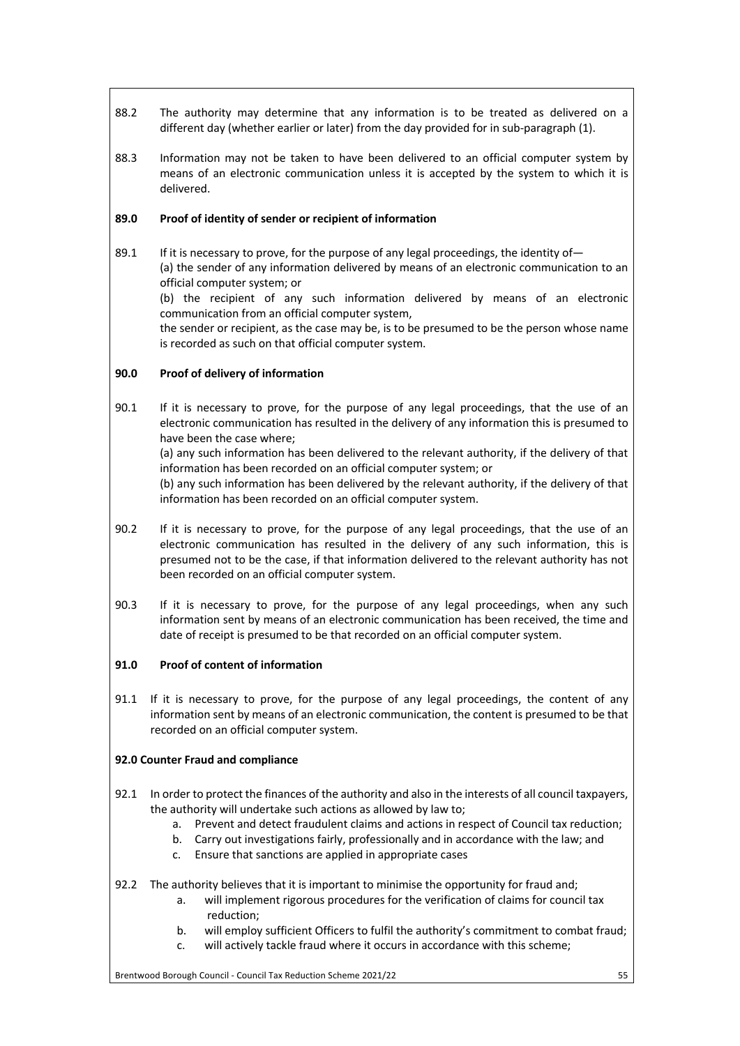88.2 The authority may determine that any information is to be treated as delivered on a different day (whether earlier or later) from the day provided for in sub-paragraph (1).

88.3 Information may not be taken to have been delivered to an official computer system by means of an electronic communication unless it is accepted by the system to which it is delivered.

**89.0 Proof of identity of sender or recipient of information**

89.1 If it is necessary to prove, for the purpose of any legal proceedings, the identity of—
(a) the sender of any information delivered by means of an electronic communication to an official computer system; or
(b) the recipient of any such information delivered by means of an electronic communication from an official computer system,
the sender or recipient, as the case may be, is to be presumed to be the person whose name is recorded as such on that official computer system.

**90.0 Proof of delivery of information**

90.1 If it is necessary to prove, for the purpose of any legal proceedings, that the use of an electronic communication has resulted in the delivery of any information this is presumed to have been the case where;
(a) any such information has been delivered to the relevant authority, if the delivery of that information has been recorded on an official computer system; or
(b) any such information has been delivered by the relevant authority, if the delivery of that information has been recorded on an official computer system.

90.2 If it is necessary to prove, for the purpose of any legal proceedings, that the use of an electronic communication has resulted in the delivery of any such information, this is presumed not to be the case, if that information delivered to the relevant authority has not been recorded on an official computer system.

90.3 If it is necessary to prove, for the purpose of any legal proceedings, when any such information sent by means of an electronic communication has been received, the time and date of receipt is presumed to be that recorded on an official computer system.

**91.0 Proof of content of information**

91.1 If it is necessary to prove, for the purpose of any legal proceedings, the content of any information sent by means of an electronic communication, the content is presumed to be that recorded on an official computer system.

**92.0 Counter Fraud and compliance**

92.1 In order to protect the finances of the authority and also in the interests of all council taxpayers, the authority will undertake such actions as allowed by law to;

a. Prevent and detect fraudulent claims and actions in respect of Council tax reduction;
b. Carry out investigations fairly, professionally and in accordance with the law; and
c. Ensure that sanctions are applied in appropriate cases

92.2 The authority believes that it is important to minimise the opportunity for fraud and;

a. will implement rigorous procedures for the verification of claims for council tax reduction;
b. will employ sufficient Officers to fulfil the authority's commitment to combat fraud;
c. will actively tackle fraud where it occurs in accordance with this scheme;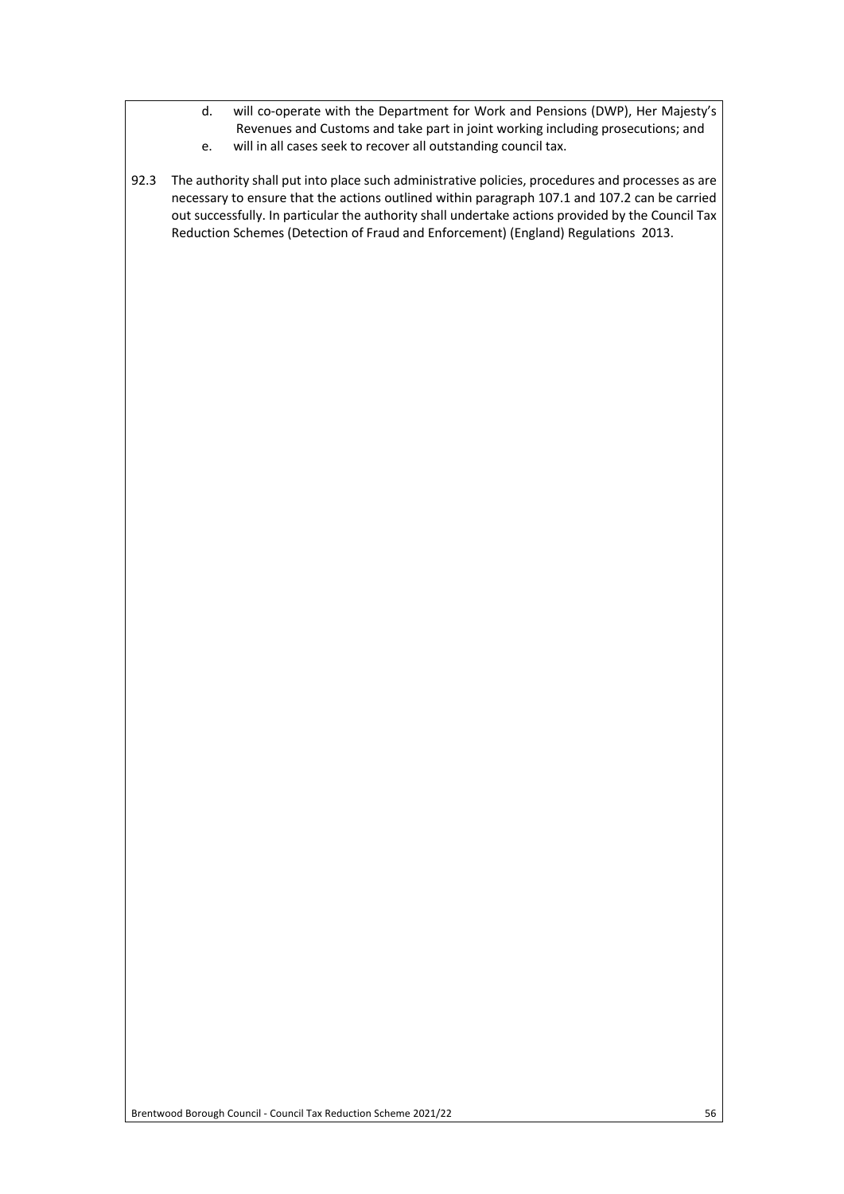d. will co-operate with the Department for Work and Pensions (DWP), Her Majesty's Revenues and Customs and take part in joint working including prosecutions; and
e. will in all cases seek to recover all outstanding council tax.

92.3 The authority shall put into place such administrative policies, procedures and processes as are necessary to ensure that the actions outlined within paragraph 107.1 and 107.2 can be carried out successfully. In particular the authority shall undertake actions provided by the Council Tax Reduction Schemes (Detection of Fraud and Enforcement) (England) Regulations 2013.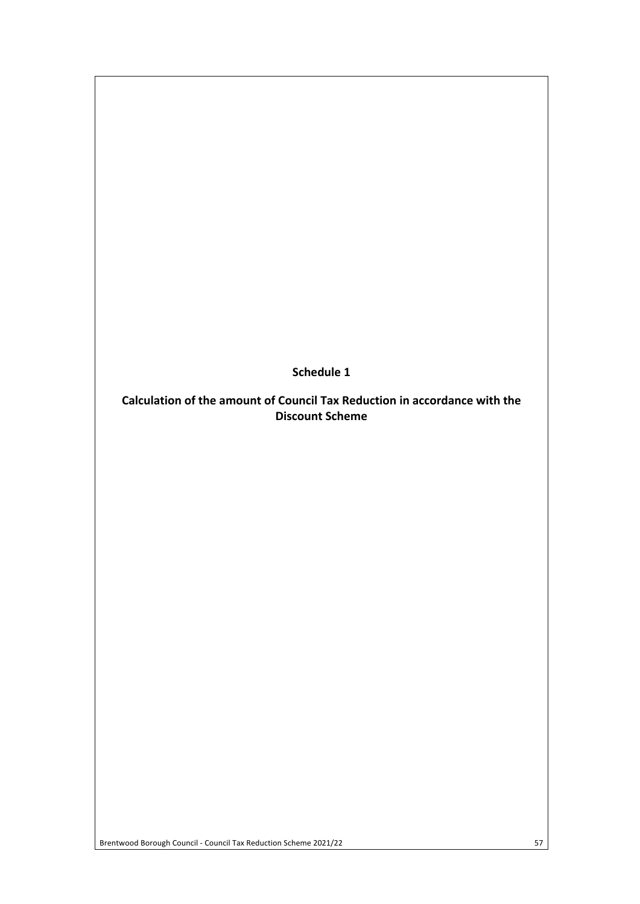# Schedule 1

## Calculation of the amount of Council Tax Reduction in accordance with the Discount Scheme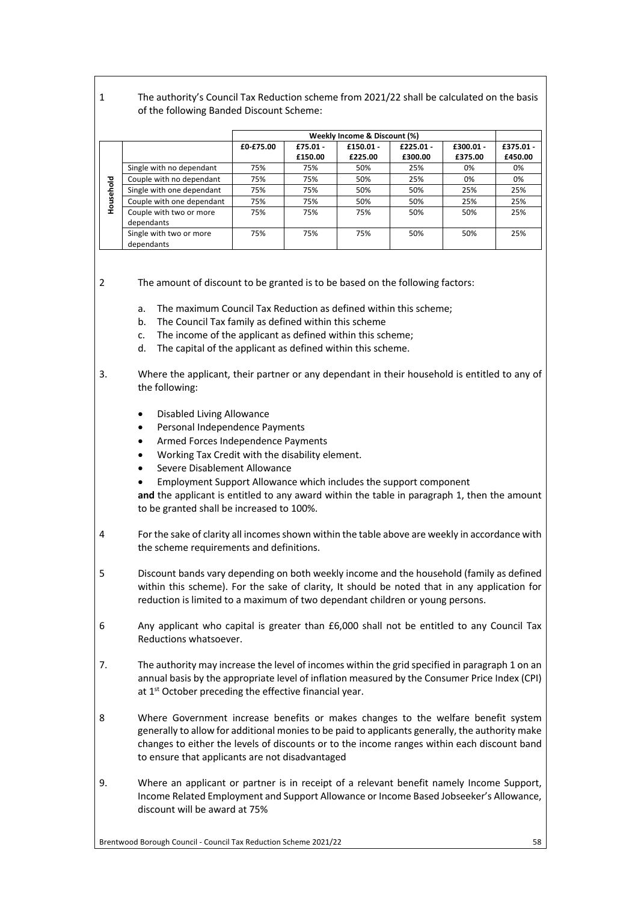1 The authority's Council Tax Reduction scheme from 2021/22 shall be calculated on the basis of the following Banded Discount Scheme:

| | | Weekly Income & Discount (%) | | | | | |
|---|---|---|---|---|---|---|---|
| | | £0-£75.00 | £75.01 - £150.00 | £150.01 - £225.00 | £225.01 - £300.00 | £300.01 - £375.00 | £375.01 - £450.00 |
| Household | Single with no dependant | 75% | 75% | 50% | 25% | 0% | 0% |
| | Couple with no dependant | 75% | 75% | 50% | 25% | 0% | 0% |
| | Single with one dependant | 75% | 75% | 50% | 50% | 25% | 25% |
| | Couple with one dependant | 75% | 75% | 50% | 50% | 25% | 25% |
| | Couple with two or more dependants | 75% | 75% | 75% | 50% | 50% | 25% |
| | Single with two or more dependants | 75% | 75% | 75% | 50% | 50% | 25% |

2 The amount of discount to be granted is to be based on the following factors:

a. The maximum Council Tax Reduction as defined within this scheme;
b. The Council Tax family as defined within this scheme
c. The income of the applicant as defined within this scheme;
d. The capital of the applicant as defined within this scheme.

3. Where the applicant, their partner or any dependant in their household is entitled to any of the following:

- Disabled Living Allowance
- Personal Independence Payments
- Armed Forces Independence Payments
- Working Tax Credit with the disability element.
- Severe Disablement Allowance
- Employment Support Allowance which includes the support component

**and** the applicant is entitled to any award within the table in paragraph 1, then the amount to be granted shall be increased to 100%.

4 For the sake of clarity all incomes shown within the table above are weekly in accordance with the scheme requirements and definitions.

5 Discount bands vary depending on both weekly income and the household (family as defined within this scheme). For the sake of clarity, It should be noted that in any application for reduction is limited to a maximum of two dependant children or young persons.

6 Any applicant who capital is greater than £6,000 shall not be entitled to any Council Tax Reductions whatsoever.

7. The authority may increase the level of incomes within the grid specified in paragraph 1 on an annual basis by the appropriate level of inflation measured by the Consumer Price Index (CPI) at 1st October preceding the effective financial year.

8 Where Government increase benefits or makes changes to the welfare benefit system generally to allow for additional monies to be paid to applicants generally, the authority make changes to either the levels of discounts or to the income ranges within each discount band to ensure that applicants are not disadvantaged

9. Where an applicant or partner is in receipt of a relevant benefit namely Income Support, Income Related Employment and Support Allowance or Income Based Jobseeker's Allowance, discount will be award at 75%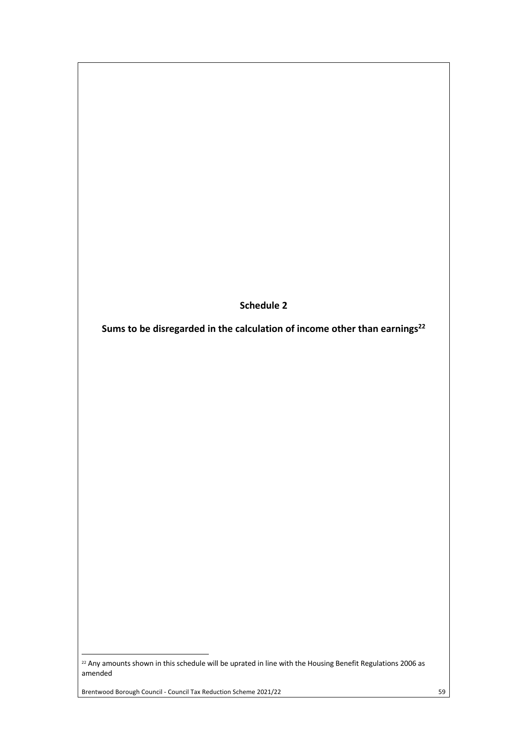# Schedule 2

## Sums to be disregarded in the calculation of income other than earnings[22]

[22] Any amounts shown in this schedule will be uprated in line with the Housing Benefit Regulations 2006 as amended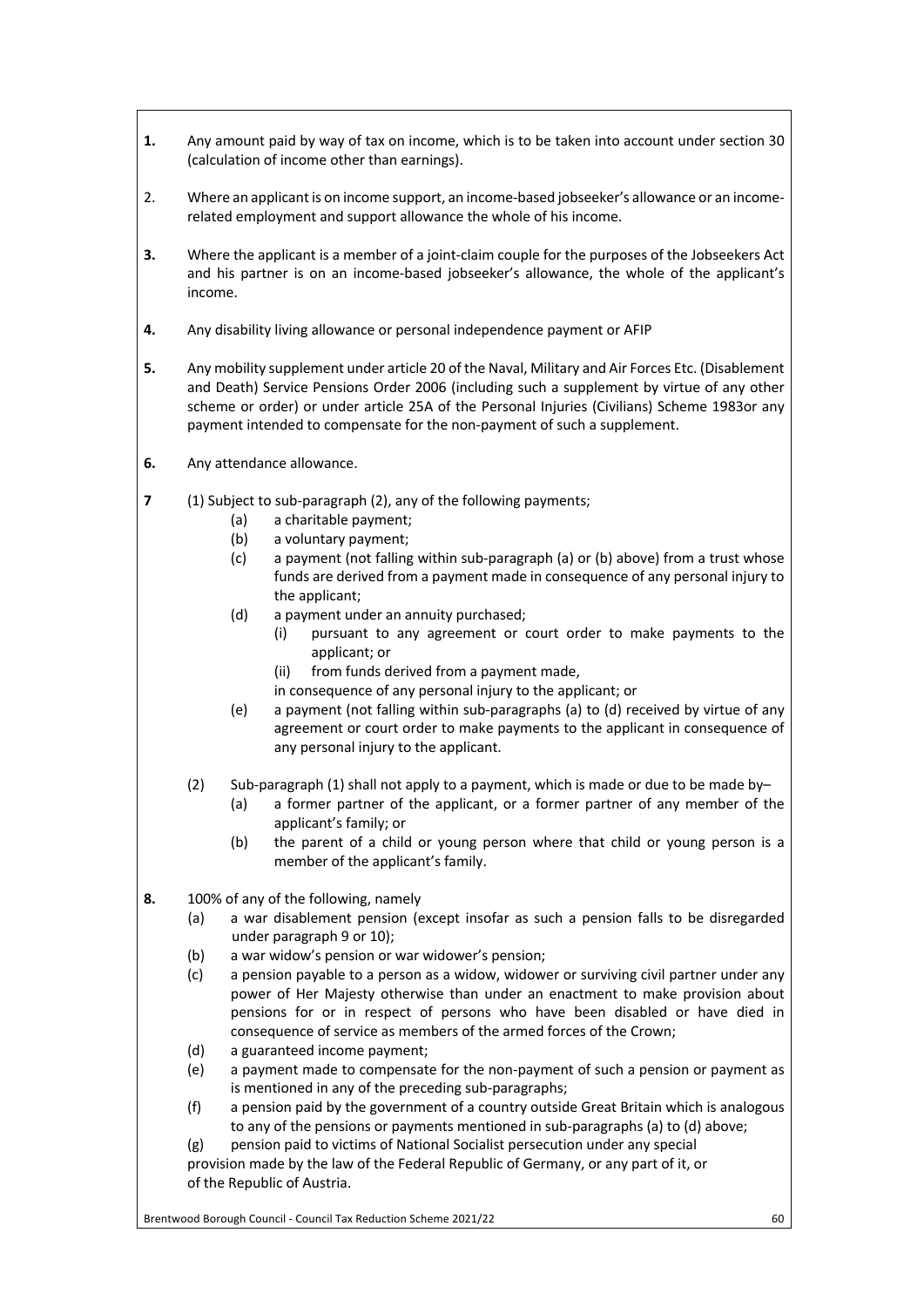**1.** Any amount paid by way of tax on income, which is to be taken into account under section 30 (calculation of income other than earnings).

2. Where an applicant is on income support, an income-based jobseeker's allowance or an income-related employment and support allowance the whole of his income.

**3.** Where the applicant is a member of a joint-claim couple for the purposes of the Jobseekers Act and his partner is on an income-based jobseeker's allowance, the whole of the applicant's income.

**4.** Any disability living allowance or personal independence payment or AFIP

**5.** Any mobility supplement under article 20 of the Naval, Military and Air Forces Etc. (Disablement and Death) Service Pensions Order 2006 (including such a supplement by virtue of any other scheme or order) or under article 25A of the Personal Injuries (Civilians) Scheme 1983or any payment intended to compensate for the non-payment of such a supplement.

**6.** Any attendance allowance.

**7** (1) Subject to sub-paragraph (2), any of the following payments;

- (a) a charitable payment;
- (b) a voluntary payment;
- (c) a payment (not falling within sub-paragraph (a) or (b) above) from a trust whose funds are derived from a payment made in consequence of any personal injury to the applicant;
- (d) a payment under an annuity purchased;
  - (i) pursuant to any agreement or court order to make payments to the applicant; or
  - (ii) from funds derived from a payment made,

  in consequence of any personal injury to the applicant; or
- (e) a payment (not falling within sub-paragraphs (a) to (d) received by virtue of any agreement or court order to make payments to the applicant in consequence of any personal injury to the applicant.

(2) Sub-paragraph (1) shall not apply to a payment, which is made or due to be made by–

- (a) a former partner of the applicant, or a former partner of any member of the applicant's family; or
- (b) the parent of a child or young person where that child or young person is a member of the applicant's family.

**8.** 100% of any of the following, namely

- (a) a war disablement pension (except insofar as such a pension falls to be disregarded under paragraph 9 or 10);
- (b) a war widow's pension or war widower's pension;
- (c) a pension payable to a person as a widow, widower or surviving civil partner under any power of Her Majesty otherwise than under an enactment to make provision about pensions for or in respect of persons who have been disabled or have died in consequence of service as members of the armed forces of the Crown;
- (d) a guaranteed income payment;
- (e) a payment made to compensate for the non-payment of such a pension or payment as is mentioned in any of the preceding sub-paragraphs;
- (f) a pension paid by the government of a country outside Great Britain which is analogous to any of the pensions or payments mentioned in sub-paragraphs (a) to (d) above;
- (g) pension paid to victims of National Socialist persecution under any special provision made by the law of the Federal Republic of Germany, or any part of it, or of the Republic of Austria.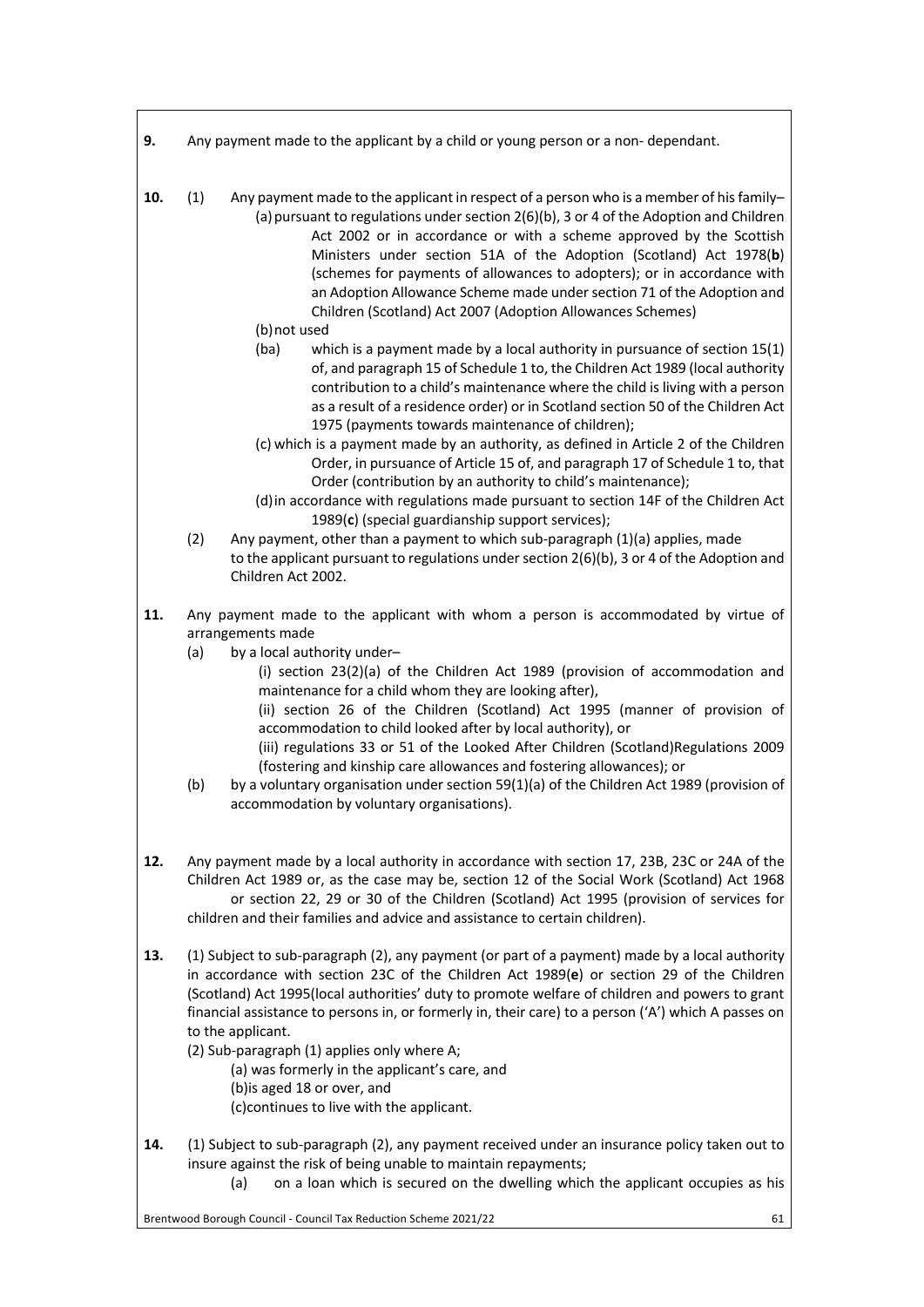**9.** Any payment made to the applicant by a child or young person or a non- dependant.

**10.** (1) Any payment made to the applicant in respect of a person who is a member of his family–

(a) pursuant to regulations under section 2(6)(b), 3 or 4 of the Adoption and Children Act 2002 or in accordance or with a scheme approved by the Scottish Ministers under section 51A of the Adoption (Scotland) Act 1978(**b**) (schemes for payments of allowances to adopters); or in accordance with an Adoption Allowance Scheme made under section 71 of the Adoption and Children (Scotland) Act 2007 (Adoption Allowances Schemes)

(b) not used

(ba) which is a payment made by a local authority in pursuance of section 15(1) of, and paragraph 15 of Schedule 1 to, the Children Act 1989 (local authority contribution to a child's maintenance where the child is living with a person as a result of a residence order) or in Scotland section 50 of the Children Act 1975 (payments towards maintenance of children);

(c) which is a payment made by an authority, as defined in Article 2 of the Children Order, in pursuance of Article 15 of, and paragraph 17 of Schedule 1 to, that Order (contribution by an authority to child's maintenance);

(d) in accordance with regulations made pursuant to section 14F of the Children Act 1989(**c**) (special guardianship support services);

(2) Any payment, other than a payment to which sub-paragraph (1)(a) applies, made to the applicant pursuant to regulations under section 2(6)(b), 3 or 4 of the Adoption and Children Act 2002.

**11.** Any payment made to the applicant with whom a person is accommodated by virtue of arrangements made

(a) by a local authority under–

(i) section 23(2)(a) of the Children Act 1989 (provision of accommodation and maintenance for a child whom they are looking after),

(ii) section 26 of the Children (Scotland) Act 1995 (manner of provision of accommodation to child looked after by local authority), or

(iii) regulations 33 or 51 of the Looked After Children (Scotland)Regulations 2009 (fostering and kinship care allowances and fostering allowances); or

(b) by a voluntary organisation under section 59(1)(a) of the Children Act 1989 (provision of accommodation by voluntary organisations).

**12.** Any payment made by a local authority in accordance with section 17, 23B, 23C or 24A of the Children Act 1989 or, as the case may be, section 12 of the Social Work (Scotland) Act 1968 or section 22, 29 or 30 of the Children (Scotland) Act 1995 (provision of services for children and their families and advice and assistance to certain children).

**13.** (1) Subject to sub-paragraph (2), any payment (or part of a payment) made by a local authority in accordance with section 23C of the Children Act 1989(**e**) or section 29 of the Children (Scotland) Act 1995(local authorities' duty to promote welfare of children and powers to grant financial assistance to persons in, or formerly in, their care) to a person ('A') which A passes on to the applicant.

(2) Sub-paragraph (1) applies only where A;

(a) was formerly in the applicant's care, and

(b)is aged 18 or over, and

(c)continues to live with the applicant.

**14.** (1) Subject to sub-paragraph (2), any payment received under an insurance policy taken out to insure against the risk of being unable to maintain repayments;

(a) on a loan which is secured on the dwelling which the applicant occupies as his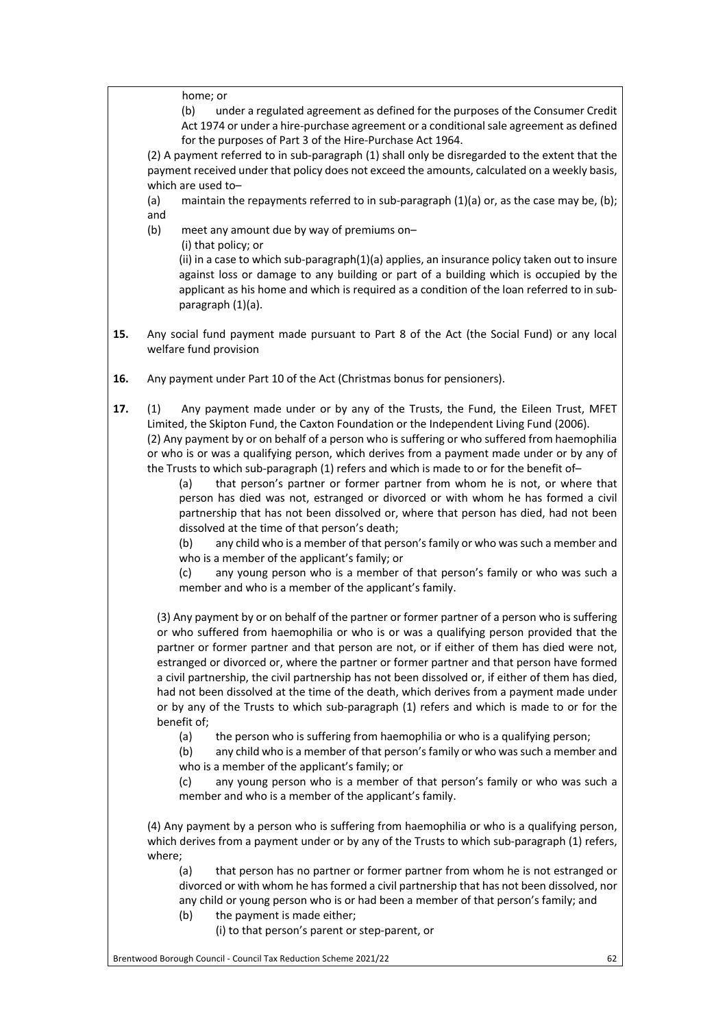home; or

(b) under a regulated agreement as defined for the purposes of the Consumer Credit Act 1974 or under a hire-purchase agreement or a conditional sale agreement as defined for the purposes of Part 3 of the Hire-Purchase Act 1964.

(2) A payment referred to in sub-paragraph (1) shall only be disregarded to the extent that the payment received under that policy does not exceed the amounts, calculated on a weekly basis, which are used to–

(a) maintain the repayments referred to in sub-paragraph (1)(a) or, as the case may be, (b); and

(b) meet any amount due by way of premiums on–

(i) that policy; or

(ii) in a case to which sub-paragraph(1)(a) applies, an insurance policy taken out to insure against loss or damage to any building or part of a building which is occupied by the applicant as his home and which is required as a condition of the loan referred to in sub-paragraph (1)(a).

**15.** Any social fund payment made pursuant to Part 8 of the Act (the Social Fund) or any local welfare fund provision

**16.** Any payment under Part 10 of the Act (Christmas bonus for pensioners).

**17.** (1) Any payment made under or by any of the Trusts, the Fund, the Eileen Trust, MFET Limited, the Skipton Fund, the Caxton Foundation or the Independent Living Fund (2006).

(2) Any payment by or on behalf of a person who is suffering or who suffered from haemophilia or who is or was a qualifying person, which derives from a payment made under or by any of the Trusts to which sub-paragraph (1) refers and which is made to or for the benefit of–

(a) that person's partner or former partner from whom he is not, or where that person has died was not, estranged or divorced or with whom he has formed a civil partnership that has not been dissolved or, where that person has died, had not been dissolved at the time of that person's death;

(b) any child who is a member of that person's family or who was such a member and who is a member of the applicant's family; or

(c) any young person who is a member of that person's family or who was such a member and who is a member of the applicant's family.

(3) Any payment by or on behalf of the partner or former partner of a person who is suffering or who suffered from haemophilia or who is or was a qualifying person provided that the partner or former partner and that person are not, or if either of them has died were not, estranged or divorced or, where the partner or former partner and that person have formed a civil partnership, the civil partnership has not been dissolved or, if either of them has died, had not been dissolved at the time of the death, which derives from a payment made under or by any of the Trusts to which sub-paragraph (1) refers and which is made to or for the benefit of;

(a) the person who is suffering from haemophilia or who is a qualifying person;

(b) any child who is a member of that person's family or who was such a member and who is a member of the applicant's family; or

(c) any young person who is a member of that person's family or who was such a member and who is a member of the applicant's family.

(4) Any payment by a person who is suffering from haemophilia or who is a qualifying person, which derives from a payment under or by any of the Trusts to which sub-paragraph (1) refers, where;

(a) that person has no partner or former partner from whom he is not estranged or divorced or with whom he has formed a civil partnership that has not been dissolved, nor any child or young person who is or had been a member of that person's family; and

(b) the payment is made either;

(i) to that person's parent or step-parent, or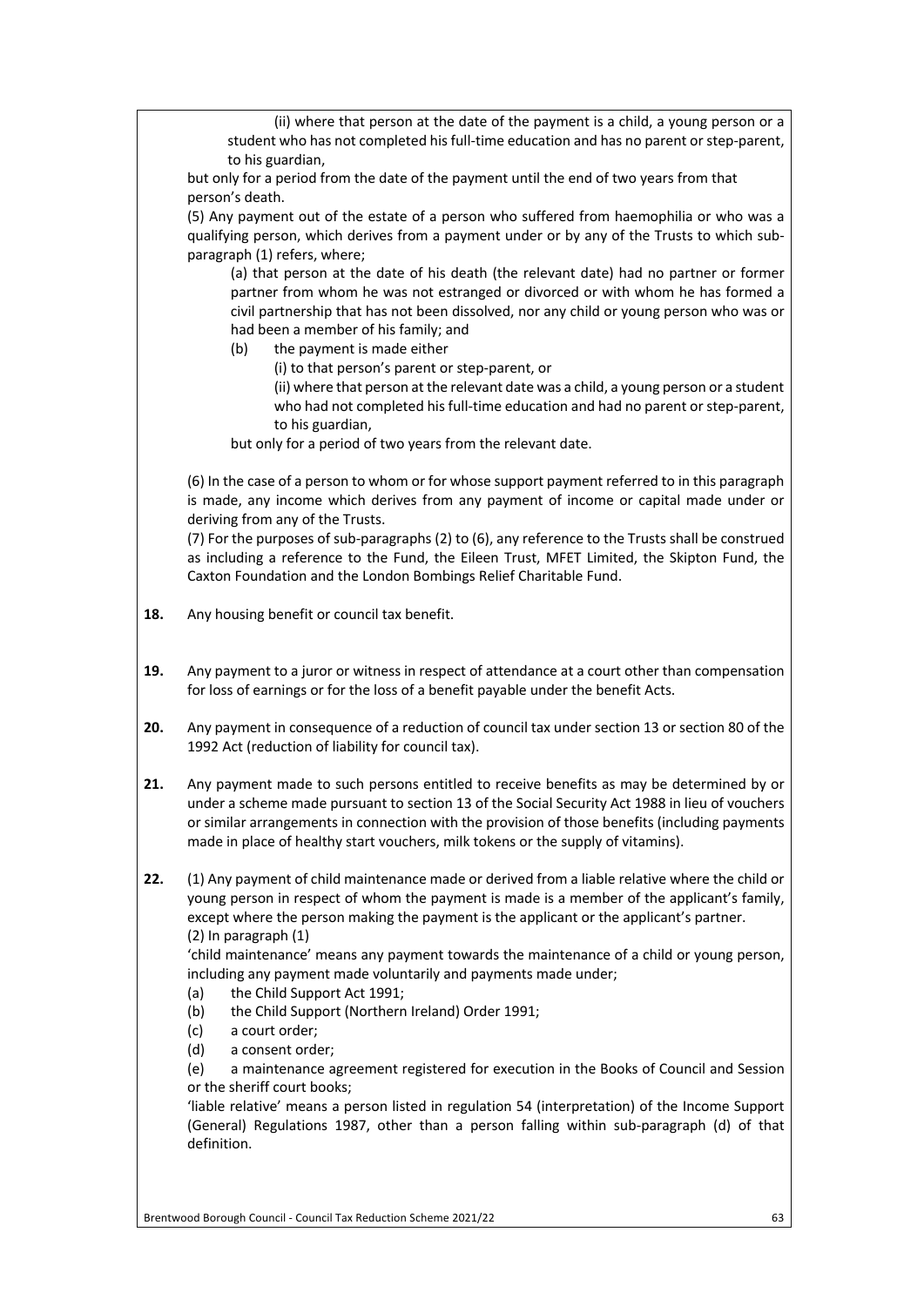(ii) where that person at the date of the payment is a child, a young person or a student who has not completed his full-time education and has no parent or step-parent, to his guardian,

but only for a period from the date of the payment until the end of two years from that person's death.

(5) Any payment out of the estate of a person who suffered from haemophilia or who was a qualifying person, which derives from a payment under or by any of the Trusts to which sub-paragraph (1) refers, where;

(a) that person at the date of his death (the relevant date) had no partner or former partner from whom he was not estranged or divorced or with whom he has formed a civil partnership that has not been dissolved, nor any child or young person who was or had been a member of his family; and

(b) the payment is made either

(i) to that person's parent or step-parent, or

(ii) where that person at the relevant date was a child, a young person or a student who had not completed his full-time education and had no parent or step-parent, to his guardian,

but only for a period of two years from the relevant date.

(6) In the case of a person to whom or for whose support payment referred to in this paragraph is made, any income which derives from any payment of income or capital made under or deriving from any of the Trusts.

(7) For the purposes of sub-paragraphs (2) to (6), any reference to the Trusts shall be construed as including a reference to the Fund, the Eileen Trust, MFET Limited, the Skipton Fund, the Caxton Foundation and the London Bombings Relief Charitable Fund.

**18.** Any housing benefit or council tax benefit.

**19.** Any payment to a juror or witness in respect of attendance at a court other than compensation for loss of earnings or for the loss of a benefit payable under the benefit Acts.

**20.** Any payment in consequence of a reduction of council tax under section 13 or section 80 of the 1992 Act (reduction of liability for council tax).

**21.** Any payment made to such persons entitled to receive benefits as may be determined by or under a scheme made pursuant to section 13 of the Social Security Act 1988 in lieu of vouchers or similar arrangements in connection with the provision of those benefits (including payments made in place of healthy start vouchers, milk tokens or the supply of vitamins).

**22.** (1) Any payment of child maintenance made or derived from a liable relative where the child or young person in respect of whom the payment is made is a member of the applicant's family, except where the person making the payment is the applicant or the applicant's partner.

(2) In paragraph (1)

'child maintenance' means any payment towards the maintenance of a child or young person, including any payment made voluntarily and payments made under;

(a) the Child Support Act 1991;

(b) the Child Support (Northern Ireland) Order 1991;

(c) a court order;

(d) a consent order;

(e) a maintenance agreement registered for execution in the Books of Council and Session or the sheriff court books;

'liable relative' means a person listed in regulation 54 (interpretation) of the Income Support (General) Regulations 1987, other than a person falling within sub-paragraph (d) of that definition.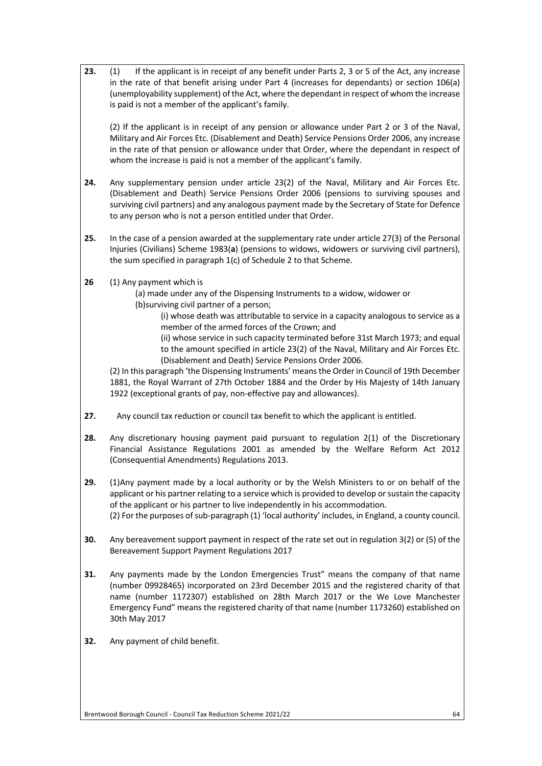**23.** (1) If the applicant is in receipt of any benefit under Parts 2, 3 or 5 of the Act, any increase in the rate of that benefit arising under Part 4 (increases for dependants) or section 106(a) (unemployability supplement) of the Act, where the dependant in respect of whom the increase is paid is not a member of the applicant's family.

(2) If the applicant is in receipt of any pension or allowance under Part 2 or 3 of the Naval, Military and Air Forces Etc. (Disablement and Death) Service Pensions Order 2006, any increase in the rate of that pension or allowance under that Order, where the dependant in respect of whom the increase is paid is not a member of the applicant's family.

**24.** Any supplementary pension under article 23(2) of the Naval, Military and Air Forces Etc. (Disablement and Death) Service Pensions Order 2006 (pensions to surviving spouses and surviving civil partners) and any analogous payment made by the Secretary of State for Defence to any person who is not a person entitled under that Order.

**25.** In the case of a pension awarded at the supplementary rate under article 27(3) of the Personal Injuries (Civilians) Scheme 1983(**a**) (pensions to widows, widowers or surviving civil partners), the sum specified in paragraph 1(c) of Schedule 2 to that Scheme.

**26** (1) Any payment which is

(a) made under any of the Dispensing Instruments to a widow, widower or

(b)surviving civil partner of a person;

(i) whose death was attributable to service in a capacity analogous to service as a member of the armed forces of the Crown; and

(ii) whose service in such capacity terminated before 31st March 1973; and equal to the amount specified in article 23(2) of the Naval, Military and Air Forces Etc. (Disablement and Death) Service Pensions Order 2006.

(2) In this paragraph 'the Dispensing Instruments' means the Order in Council of 19th December 1881, the Royal Warrant of 27th October 1884 and the Order by His Majesty of 14th January 1922 (exceptional grants of pay, non-effective pay and allowances).

**27.** Any council tax reduction or council tax benefit to which the applicant is entitled.

**28.** Any discretionary housing payment paid pursuant to regulation 2(1) of the Discretionary Financial Assistance Regulations 2001 as amended by the Welfare Reform Act 2012 (Consequential Amendments) Regulations 2013.

**29.** (1)Any payment made by a local authority or by the Welsh Ministers to or on behalf of the applicant or his partner relating to a service which is provided to develop or sustain the capacity of the applicant or his partner to live independently in his accommodation.

(2) For the purposes of sub-paragraph (1) 'local authority' includes, in England, a county council.

**30.** Any bereavement support payment in respect of the rate set out in regulation 3(2) or (5) of the Bereavement Support Payment Regulations 2017

**31.** Any payments made by the London Emergencies Trust" means the company of that name (number 09928465) incorporated on 23rd December 2015 and the registered charity of that name (number 1172307) established on 28th March 2017 or the We Love Manchester Emergency Fund" means the registered charity of that name (number 1173260) established on 30th May 2017

**32.** Any payment of child benefit.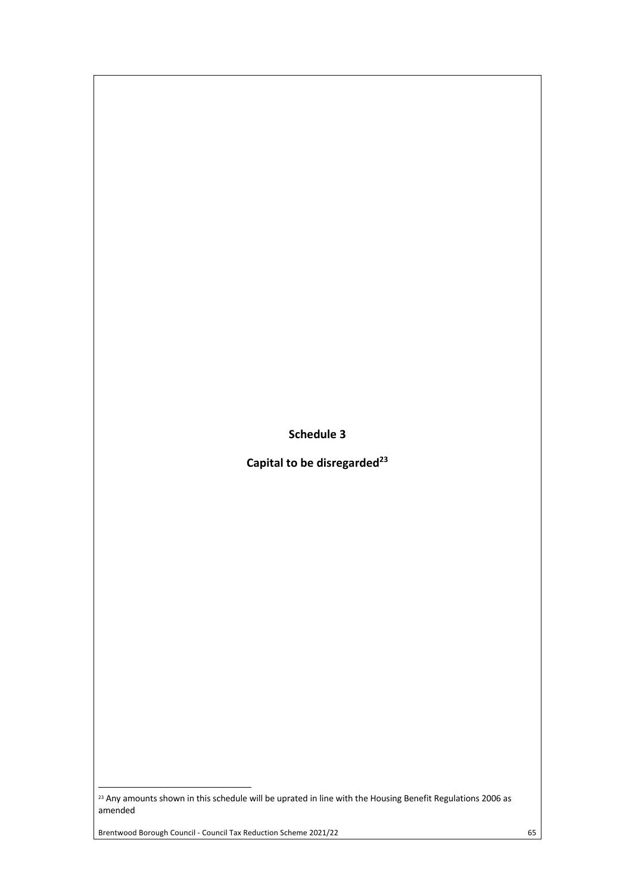# Schedule 3

## Capital to be disregarded[23]

[23] Any amounts shown in this schedule will be uprated in line with the Housing Benefit Regulations 2006 as amended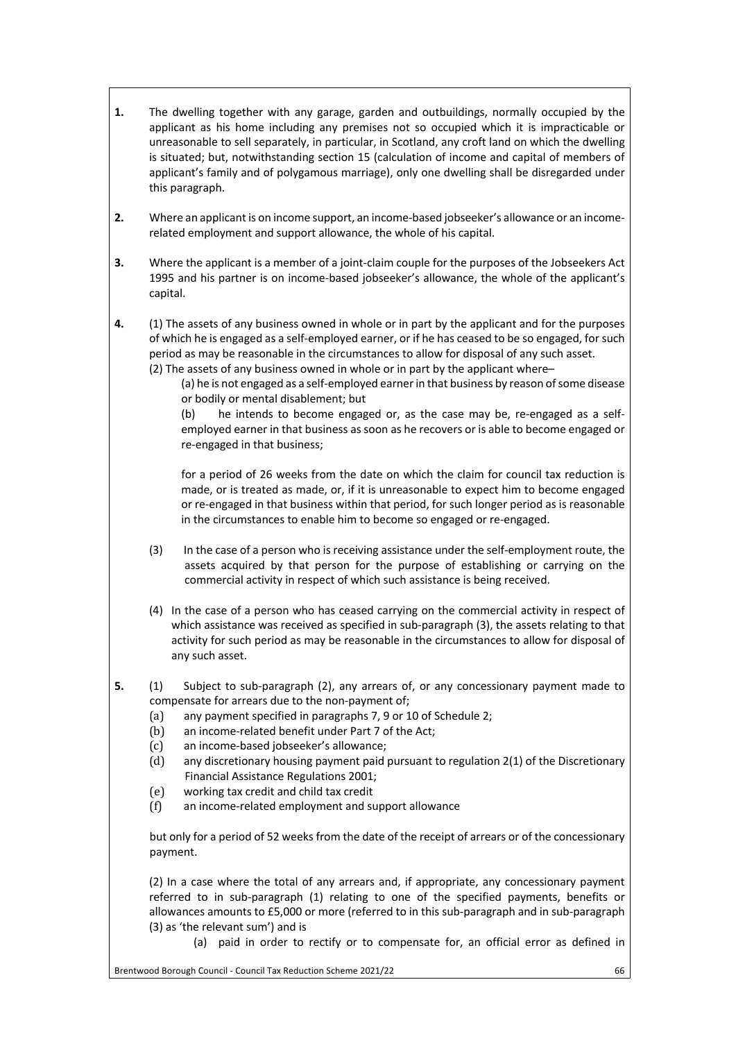**1.** The dwelling together with any garage, garden and outbuildings, normally occupied by the applicant as his home including any premises not so occupied which it is impracticable or unreasonable to sell separately, in particular, in Scotland, any croft land on which the dwelling is situated; but, notwithstanding section 15 (calculation of income and capital of members of applicant's family and of polygamous marriage), only one dwelling shall be disregarded under this paragraph.

**2.** Where an applicant is on income support, an income-based jobseeker's allowance or an income-related employment and support allowance, the whole of his capital.

**3.** Where the applicant is a member of a joint-claim couple for the purposes of the Jobseekers Act 1995 and his partner is on income-based jobseeker's allowance, the whole of the applicant's capital.

**4.** (1) The assets of any business owned in whole or in part by the applicant and for the purposes of which he is engaged as a self-employed earner, or if he has ceased to be so engaged, for such period as may be reasonable in the circumstances to allow for disposal of any such asset.

(2) The assets of any business owned in whole or in part by the applicant where–

(a) he is not engaged as a self-employed earner in that business by reason of some disease or bodily or mental disablement; but

(b) he intends to become engaged or, as the case may be, re-engaged as a self-employed earner in that business as soon as he recovers or is able to become engaged or re-engaged in that business;

for a period of 26 weeks from the date on which the claim for council tax reduction is made, or is treated as made, or, if it is unreasonable to expect him to become engaged or re-engaged in that business within that period, for such longer period as is reasonable in the circumstances to enable him to become so engaged or re-engaged.

(3) In the case of a person who is receiving assistance under the self-employment route, the assets acquired by that person for the purpose of establishing or carrying on the commercial activity in respect of which such assistance is being received.

(4) In the case of a person who has ceased carrying on the commercial activity in respect of which assistance was received as specified in sub-paragraph (3), the assets relating to that activity for such period as may be reasonable in the circumstances to allow for disposal of any such asset.

**5.** (1) Subject to sub-paragraph (2), any arrears of, or any concessionary payment made to compensate for arrears due to the non-payment of;

(a) any payment specified in paragraphs 7, 9 or 10 of Schedule 2;
(b) an income-related benefit under Part 7 of the Act;
(c) an income-based jobseeker's allowance;
(d) any discretionary housing payment paid pursuant to regulation 2(1) of the Discretionary Financial Assistance Regulations 2001;
(e) working tax credit and child tax credit
(f) an income-related employment and support allowance

but only for a period of 52 weeks from the date of the receipt of arrears or of the concessionary payment.

(2) In a case where the total of any arrears and, if appropriate, any concessionary payment referred to in sub-paragraph (1) relating to one of the specified payments, benefits or allowances amounts to £5,000 or more (referred to in this sub-paragraph and in sub-paragraph (3) as 'the relevant sum') and is

(a) paid in order to rectify or to compensate for, an official error as defined in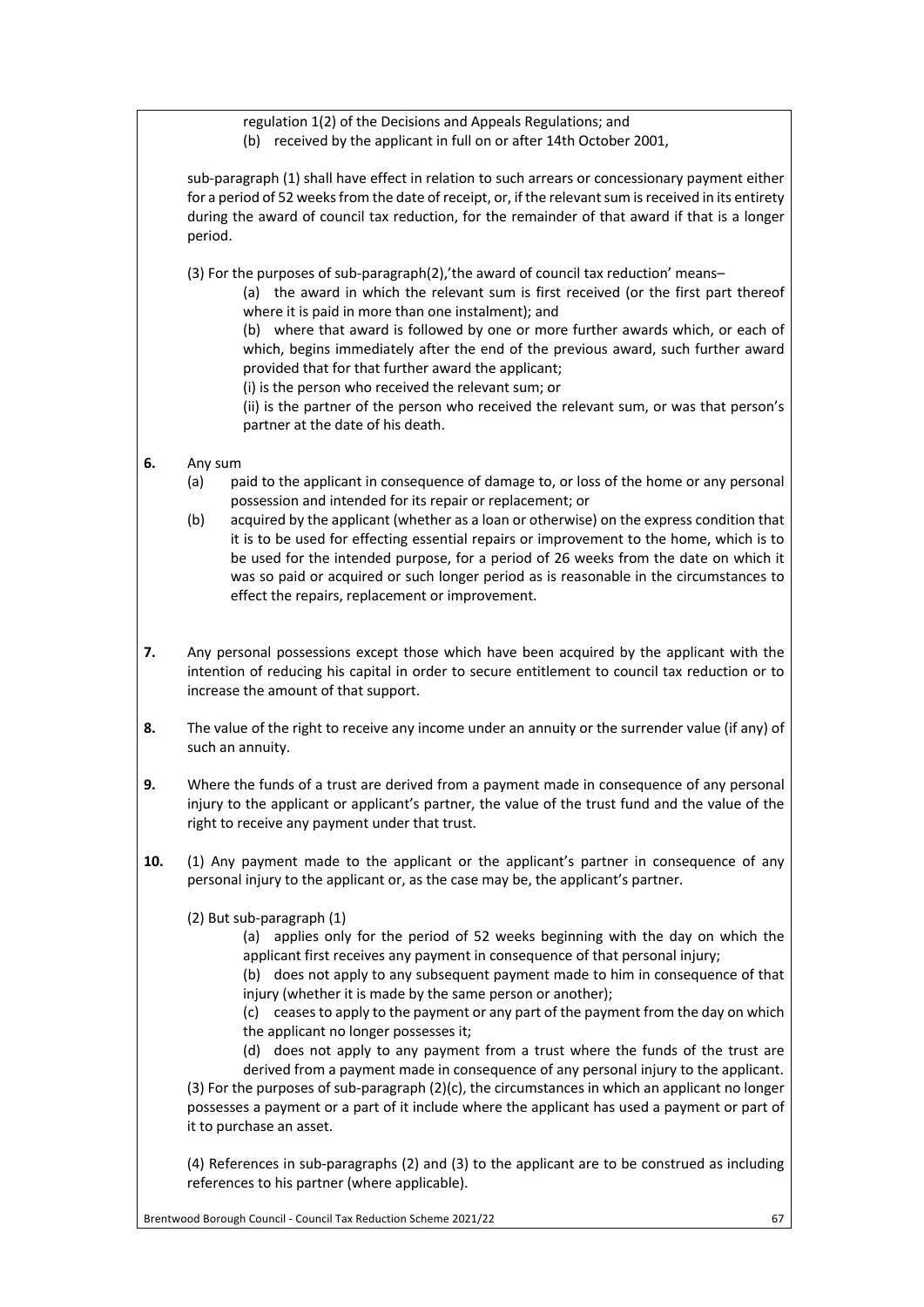regulation 1(2) of the Decisions and Appeals Regulations; and

(b) received by the applicant in full on or after 14th October 2001,

sub-paragraph (1) shall have effect in relation to such arrears or concessionary payment either for a period of 52 weeks from the date of receipt, or, if the relevant sum is received in its entirety during the award of council tax reduction, for the remainder of that award if that is a longer period.

(3) For the purposes of sub-paragraph(2),'the award of council tax reduction' means–

(a) the award in which the relevant sum is first received (or the first part thereof where it is paid in more than one instalment); and

(b) where that award is followed by one or more further awards which, or each of which, begins immediately after the end of the previous award, such further award provided that for that further award the applicant;

(i) is the person who received the relevant sum; or

(ii) is the partner of the person who received the relevant sum, or was that person's partner at the date of his death.

**6.** Any sum

(a) paid to the applicant in consequence of damage to, or loss of the home or any personal possession and intended for its repair or replacement; or

(b) acquired by the applicant (whether as a loan or otherwise) on the express condition that it is to be used for effecting essential repairs or improvement to the home, which is to be used for the intended purpose, for a period of 26 weeks from the date on which it was so paid or acquired or such longer period as is reasonable in the circumstances to effect the repairs, replacement or improvement.

**7.** Any personal possessions except those which have been acquired by the applicant with the intention of reducing his capital in order to secure entitlement to council tax reduction or to increase the amount of that support.

**8.** The value of the right to receive any income under an annuity or the surrender value (if any) of such an annuity.

**9.** Where the funds of a trust are derived from a payment made in consequence of any personal injury to the applicant or applicant's partner, the value of the trust fund and the value of the right to receive any payment under that trust.

**10.** (1) Any payment made to the applicant or the applicant's partner in consequence of any personal injury to the applicant or, as the case may be, the applicant's partner.

(2) But sub-paragraph (1)

(a) applies only for the period of 52 weeks beginning with the day on which the applicant first receives any payment in consequence of that personal injury;

(b) does not apply to any subsequent payment made to him in consequence of that injury (whether it is made by the same person or another);

(c) ceases to apply to the payment or any part of the payment from the day on which the applicant no longer possesses it;

(d) does not apply to any payment from a trust where the funds of the trust are derived from a payment made in consequence of any personal injury to the applicant.

(3) For the purposes of sub-paragraph (2)(c), the circumstances in which an applicant no longer possesses a payment or a part of it include where the applicant has used a payment or part of it to purchase an asset.

(4) References in sub-paragraphs (2) and (3) to the applicant are to be construed as including references to his partner (where applicable).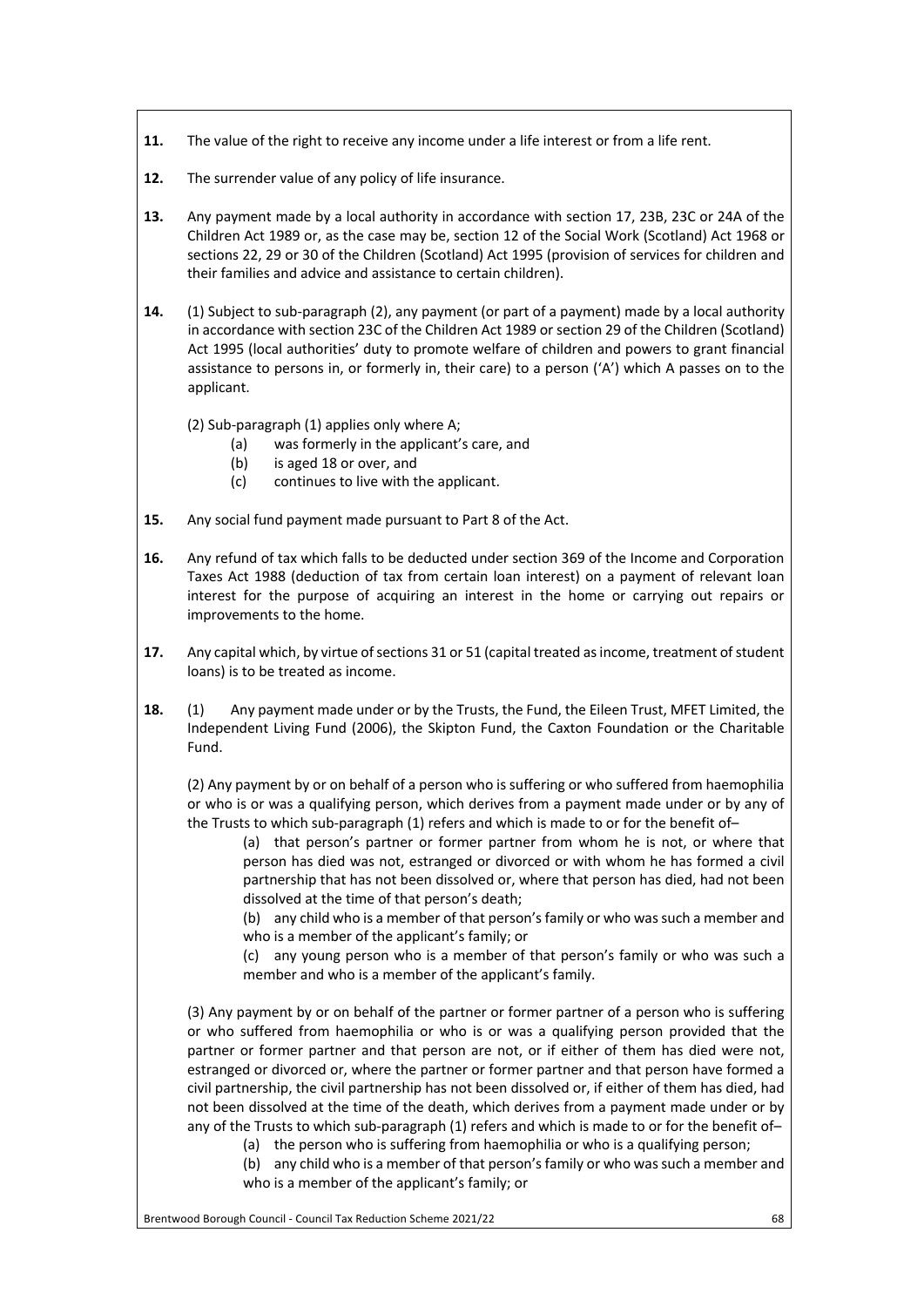**11.** The value of the right to receive any income under a life interest or from a life rent.

**12.** The surrender value of any policy of life insurance.

**13.** Any payment made by a local authority in accordance with section 17, 23B, 23C or 24A of the Children Act 1989 or, as the case may be, section 12 of the Social Work (Scotland) Act 1968 or sections 22, 29 or 30 of the Children (Scotland) Act 1995 (provision of services for children and their families and advice and assistance to certain children).

**14.** (1) Subject to sub-paragraph (2), any payment (or part of a payment) made by a local authority in accordance with section 23C of the Children Act 1989 or section 29 of the Children (Scotland) Act 1995 (local authorities' duty to promote welfare of children and powers to grant financial assistance to persons in, or formerly in, their care) to a person ('A') which A passes on to the applicant.

(2) Sub-paragraph (1) applies only where A;

- (a) was formerly in the applicant's care, and
- (b) is aged 18 or over, and
- (c) continues to live with the applicant.

**15.** Any social fund payment made pursuant to Part 8 of the Act.

**16.** Any refund of tax which falls to be deducted under section 369 of the Income and Corporation Taxes Act 1988 (deduction of tax from certain loan interest) on a payment of relevant loan interest for the purpose of acquiring an interest in the home or carrying out repairs or improvements to the home.

**17.** Any capital which, by virtue of sections 31 or 51 (capital treated as income, treatment of student loans) is to be treated as income.

**18.** (1) Any payment made under or by the Trusts, the Fund, the Eileen Trust, MFET Limited, the Independent Living Fund (2006), the Skipton Fund, the Caxton Foundation or the Charitable Fund.

(2) Any payment by or on behalf of a person who is suffering or who suffered from haemophilia or who is or was a qualifying person, which derives from a payment made under or by any of the Trusts to which sub-paragraph (1) refers and which is made to or for the benefit of–

(a) that person's partner or former partner from whom he is not, or where that person has died was not, estranged or divorced or with whom he has formed a civil partnership that has not been dissolved or, where that person has died, had not been dissolved at the time of that person's death;

(b) any child who is a member of that person's family or who was such a member and who is a member of the applicant's family; or

(c) any young person who is a member of that person's family or who was such a member and who is a member of the applicant's family.

(3) Any payment by or on behalf of the partner or former partner of a person who is suffering or who suffered from haemophilia or who is or was a qualifying person provided that the partner or former partner and that person are not, or if either of them has died were not, estranged or divorced or, where the partner or former partner and that person have formed a civil partnership, the civil partnership has not been dissolved or, if either of them has died, had not been dissolved at the time of the death, which derives from a payment made under or by any of the Trusts to which sub-paragraph (1) refers and which is made to or for the benefit of–

(a) the person who is suffering from haemophilia or who is a qualifying person;

(b) any child who is a member of that person's family or who was such a member and who is a member of the applicant's family; or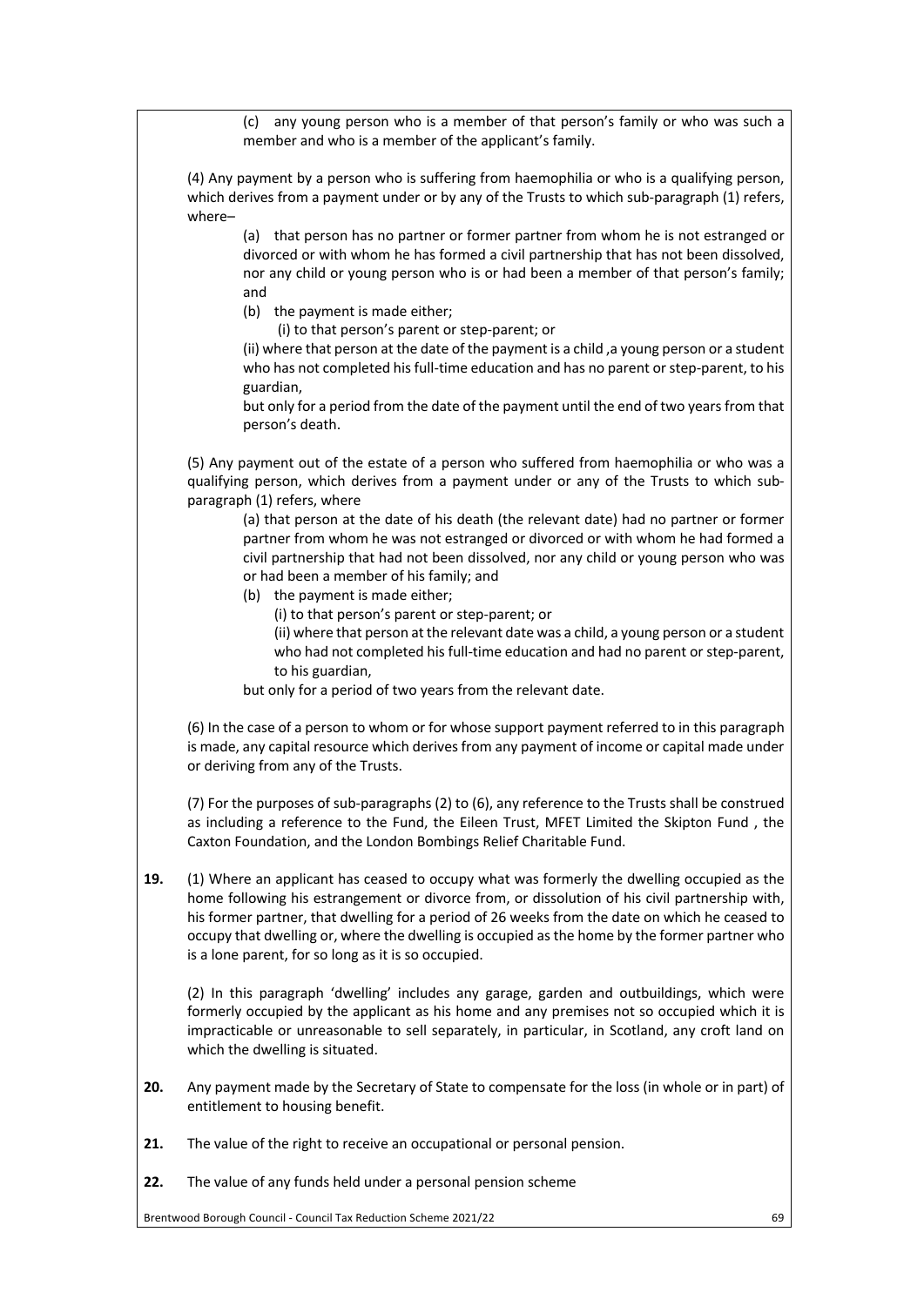(c) any young person who is a member of that person's family or who was such a member and who is a member of the applicant's family.

(4) Any payment by a person who is suffering from haemophilia or who is a qualifying person, which derives from a payment under or by any of the Trusts to which sub-paragraph (1) refers, where–

(a) that person has no partner or former partner from whom he is not estranged or divorced or with whom he has formed a civil partnership that has not been dissolved, nor any child or young person who is or had been a member of that person's family; and

(b) the payment is made either;

(i) to that person's parent or step-parent; or

(ii) where that person at the date of the payment is a child ,a young person or a student who has not completed his full-time education and has no parent or step-parent, to his guardian,

but only for a period from the date of the payment until the end of two years from that person's death.

(5) Any payment out of the estate of a person who suffered from haemophilia or who was a qualifying person, which derives from a payment under or any of the Trusts to which sub-paragraph (1) refers, where

(a) that person at the date of his death (the relevant date) had no partner or former partner from whom he was not estranged or divorced or with whom he had formed a civil partnership that had not been dissolved, nor any child or young person who was or had been a member of his family; and

(b) the payment is made either;

(i) to that person's parent or step-parent; or

(ii) where that person at the relevant date was a child, a young person or a student who had not completed his full-time education and had no parent or step-parent, to his guardian,

but only for a period of two years from the relevant date.

(6) In the case of a person to whom or for whose support payment referred to in this paragraph is made, any capital resource which derives from any payment of income or capital made under or deriving from any of the Trusts.

(7) For the purposes of sub-paragraphs (2) to (6), any reference to the Trusts shall be construed as including a reference to the Fund, the Eileen Trust, MFET Limited the Skipton Fund , the Caxton Foundation, and the London Bombings Relief Charitable Fund.

**19.** (1) Where an applicant has ceased to occupy what was formerly the dwelling occupied as the home following his estrangement or divorce from, or dissolution of his civil partnership with, his former partner, that dwelling for a period of 26 weeks from the date on which he ceased to occupy that dwelling or, where the dwelling is occupied as the home by the former partner who is a lone parent, for so long as it is so occupied.

(2) In this paragraph 'dwelling' includes any garage, garden and outbuildings, which were formerly occupied by the applicant as his home and any premises not so occupied which it is impracticable or unreasonable to sell separately, in particular, in Scotland, any croft land on which the dwelling is situated.

**20.** Any payment made by the Secretary of State to compensate for the loss (in whole or in part) of entitlement to housing benefit.

**21.** The value of the right to receive an occupational or personal pension.

**22.** The value of any funds held under a personal pension scheme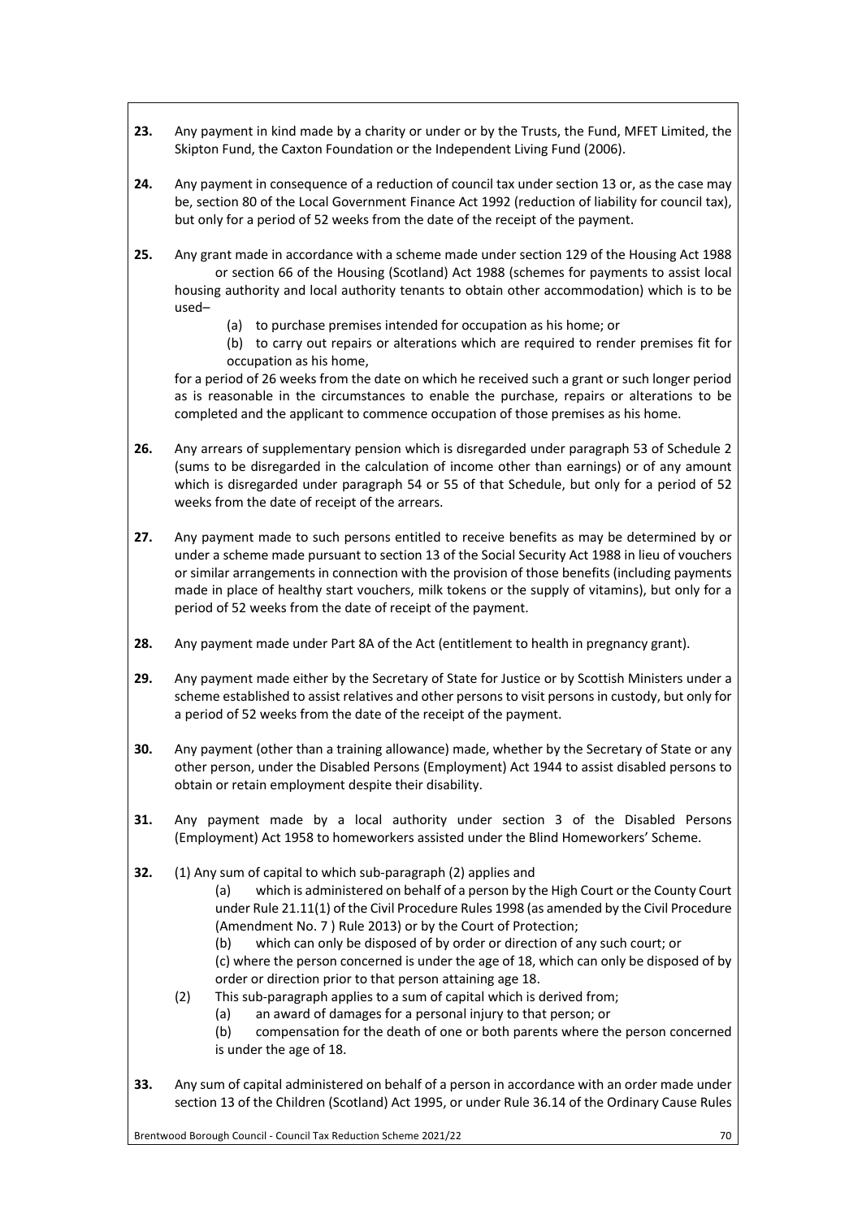**23.** Any payment in kind made by a charity or under or by the Trusts, the Fund, MFET Limited, the Skipton Fund, the Caxton Foundation or the Independent Living Fund (2006).

**24.** Any payment in consequence of a reduction of council tax under section 13 or, as the case may be, section 80 of the Local Government Finance Act 1992 (reduction of liability for council tax), but only for a period of 52 weeks from the date of the receipt of the payment.

**25.** Any grant made in accordance with a scheme made under section 129 of the Housing Act 1988 or section 66 of the Housing (Scotland) Act 1988 (schemes for payments to assist local housing authority and local authority tenants to obtain other accommodation) which is to be used–

(a) to purchase premises intended for occupation as his home; or

(b) to carry out repairs or alterations which are required to render premises fit for occupation as his home,

for a period of 26 weeks from the date on which he received such a grant or such longer period as is reasonable in the circumstances to enable the purchase, repairs or alterations to be completed and the applicant to commence occupation of those premises as his home.

**26.** Any arrears of supplementary pension which is disregarded under paragraph 53 of Schedule 2 (sums to be disregarded in the calculation of income other than earnings) or of any amount which is disregarded under paragraph 54 or 55 of that Schedule, but only for a period of 52 weeks from the date of receipt of the arrears.

**27.** Any payment made to such persons entitled to receive benefits as may be determined by or under a scheme made pursuant to section 13 of the Social Security Act 1988 in lieu of vouchers or similar arrangements in connection with the provision of those benefits (including payments made in place of healthy start vouchers, milk tokens or the supply of vitamins), but only for a period of 52 weeks from the date of receipt of the payment.

**28.** Any payment made under Part 8A of the Act (entitlement to health in pregnancy grant).

**29.** Any payment made either by the Secretary of State for Justice or by Scottish Ministers under a scheme established to assist relatives and other persons to visit persons in custody, but only for a period of 52 weeks from the date of the receipt of the payment.

**30.** Any payment (other than a training allowance) made, whether by the Secretary of State or any other person, under the Disabled Persons (Employment) Act 1944 to assist disabled persons to obtain or retain employment despite their disability.

**31.** Any payment made by a local authority under section 3 of the Disabled Persons (Employment) Act 1958 to homeworkers assisted under the Blind Homeworkers' Scheme.

**32.** (1) Any sum of capital to which sub-paragraph (2) applies and

(a) which is administered on behalf of a person by the High Court or the County Court under Rule 21.11(1) of the Civil Procedure Rules 1998 (as amended by the Civil Procedure (Amendment No. 7 ) Rule 2013) or by the Court of Protection;

(b) which can only be disposed of by order or direction of any such court; or

(c) where the person concerned is under the age of 18, which can only be disposed of by order or direction prior to that person attaining age 18.

(2) This sub-paragraph applies to a sum of capital which is derived from;

(a) an award of damages for a personal injury to that person; or

(b) compensation for the death of one or both parents where the person concerned is under the age of 18.

**33.** Any sum of capital administered on behalf of a person in accordance with an order made under section 13 of the Children (Scotland) Act 1995, or under Rule 36.14 of the Ordinary Cause Rules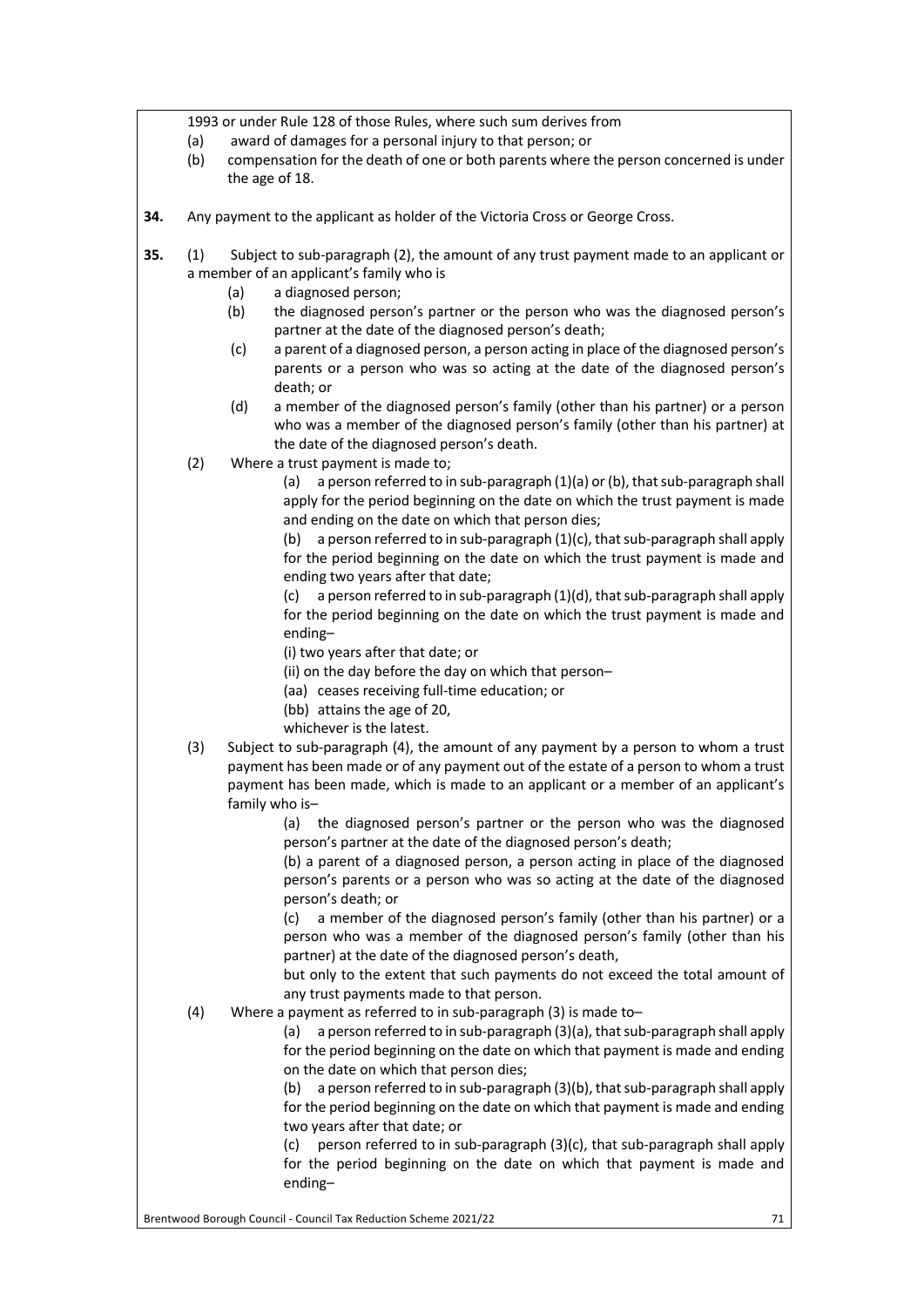1993 or under Rule 128 of those Rules, where such sum derives from

(a) award of damages for a personal injury to that person; or

(b) compensation for the death of one or both parents where the person concerned is under the age of 18.

**34.** Any payment to the applicant as holder of the Victoria Cross or George Cross.

**35.** (1) Subject to sub-paragraph (2), the amount of any trust payment made to an applicant or a member of an applicant's family who is

(a) a diagnosed person;

(b) the diagnosed person's partner or the person who was the diagnosed person's partner at the date of the diagnosed person's death;

(c) a parent of a diagnosed person, a person acting in place of the diagnosed person's parents or a person who was so acting at the date of the diagnosed person's death; or

(d) a member of the diagnosed person's family (other than his partner) or a person who was a member of the diagnosed person's family (other than his partner) at the date of the diagnosed person's death.

(2) Where a trust payment is made to;

(a) a person referred to in sub-paragraph (1)(a) or (b), that sub-paragraph shall apply for the period beginning on the date on which the trust payment is made and ending on the date on which that person dies;

(b) a person referred to in sub-paragraph (1)(c), that sub-paragraph shall apply for the period beginning on the date on which the trust payment is made and ending two years after that date;

(c) a person referred to in sub-paragraph (1)(d), that sub-paragraph shall apply for the period beginning on the date on which the trust payment is made and ending–

(i) two years after that date; or

(ii) on the day before the day on which that person–

(aa) ceases receiving full-time education; or

(bb) attains the age of 20,

whichever is the latest.

(3) Subject to sub-paragraph (4), the amount of any payment by a person to whom a trust payment has been made or of any payment out of the estate of a person to whom a trust payment has been made, which is made to an applicant or a member of an applicant's family who is–

(a) the diagnosed person's partner or the person who was the diagnosed person's partner at the date of the diagnosed person's death;

(b) a parent of a diagnosed person, a person acting in place of the diagnosed person's parents or a person who was so acting at the date of the diagnosed person's death; or

(c) a member of the diagnosed person's family (other than his partner) or a person who was a member of the diagnosed person's family (other than his partner) at the date of the diagnosed person's death,

but only to the extent that such payments do not exceed the total amount of any trust payments made to that person.

(4) Where a payment as referred to in sub-paragraph (3) is made to–

(a) a person referred to in sub-paragraph (3)(a), that sub-paragraph shall apply for the period beginning on the date on which that payment is made and ending on the date on which that person dies;

(b) a person referred to in sub-paragraph (3)(b), that sub-paragraph shall apply for the period beginning on the date on which that payment is made and ending two years after that date; or

(c) person referred to in sub-paragraph (3)(c), that sub-paragraph shall apply for the period beginning on the date on which that payment is made and ending–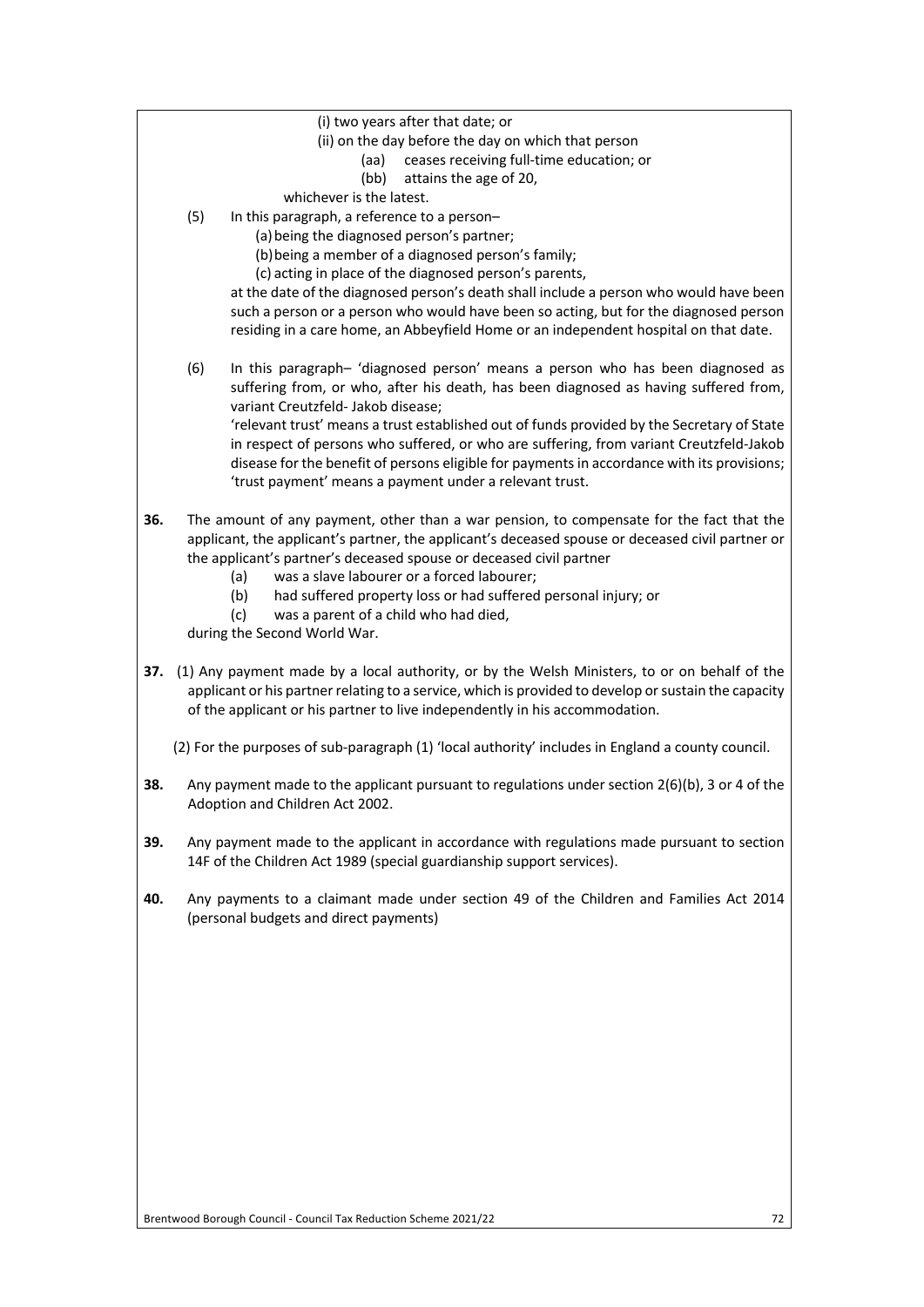(i) two years after that date; or

(ii) on the day before the day on which that person

(aa) ceases receiving full-time education; or

(bb) attains the age of 20,

whichever is the latest.

(5) In this paragraph, a reference to a person–

(a) being the diagnosed person's partner;

(b) being a member of a diagnosed person's family;

(c) acting in place of the diagnosed person's parents,

at the date of the diagnosed person's death shall include a person who would have been such a person or a person who would have been so acting, but for the diagnosed person residing in a care home, an Abbeyfield Home or an independent hospital on that date.

(6) In this paragraph– 'diagnosed person' means a person who has been diagnosed as suffering from, or who, after his death, has been diagnosed as having suffered from, variant Creutzfeld- Jakob disease;

'relevant trust' means a trust established out of funds provided by the Secretary of State in respect of persons who suffered, or who are suffering, from variant Creutzfeld-Jakob disease for the benefit of persons eligible for payments in accordance with its provisions;

'trust payment' means a payment under a relevant trust.

**36.** The amount of any payment, other than a war pension, to compensate for the fact that the applicant, the applicant's partner, the applicant's deceased spouse or deceased civil partner or the applicant's partner's deceased spouse or deceased civil partner

(a) was a slave labourer or a forced labourer;

(b) had suffered property loss or had suffered personal injury; or

(c) was a parent of a child who had died,

during the Second World War.

**37.** (1) Any payment made by a local authority, or by the Welsh Ministers, to or on behalf of the applicant or his partner relating to a service, which is provided to develop or sustain the capacity of the applicant or his partner to live independently in his accommodation.

(2) For the purposes of sub-paragraph (1) 'local authority' includes in England a county council.

**38.** Any payment made to the applicant pursuant to regulations under section 2(6)(b), 3 or 4 of the Adoption and Children Act 2002.

**39.** Any payment made to the applicant in accordance with regulations made pursuant to section 14F of the Children Act 1989 (special guardianship support services).

**40.** Any payments to a claimant made under section 49 of the Children and Families Act 2014 (personal budgets and direct payments)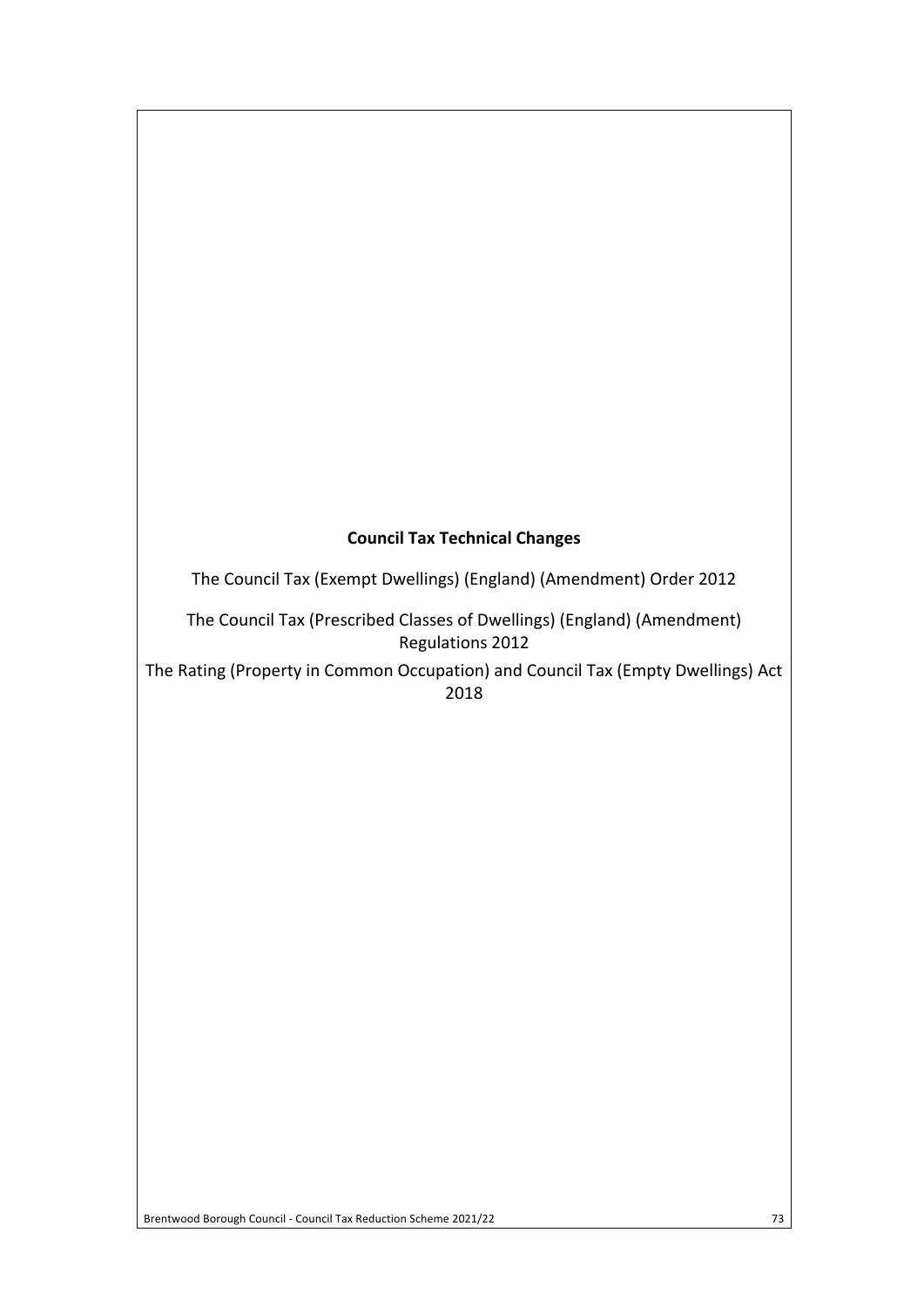**Council Tax Technical Changes**

The Council Tax (Exempt Dwellings) (England) (Amendment) Order 2012

The Council Tax (Prescribed Classes of Dwellings) (England) (Amendment) Regulations 2012

The Rating (Property in Common Occupation) and Council Tax (Empty Dwellings) Act 2018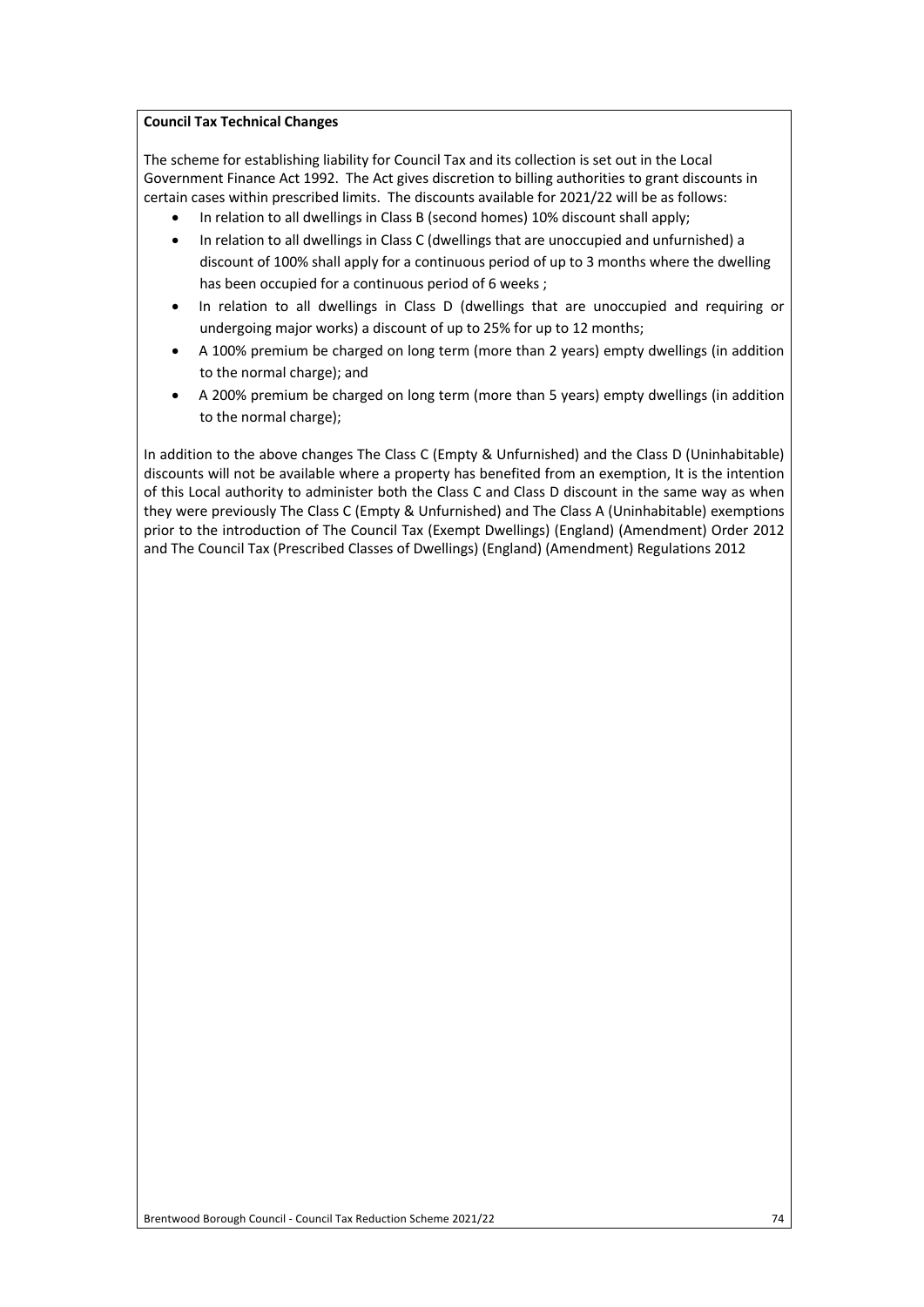**Council Tax Technical Changes**

The scheme for establishing liability for Council Tax and its collection is set out in the Local Government Finance Act 1992. The Act gives discretion to billing authorities to grant discounts in certain cases within prescribed limits. The discounts available for 2021/22 will be as follows:

- In relation to all dwellings in Class B (second homes) 10% discount shall apply;
- In relation to all dwellings in Class C (dwellings that are unoccupied and unfurnished) a discount of 100% shall apply for a continuous period of up to 3 months where the dwelling has been occupied for a continuous period of 6 weeks ;
- In relation to all dwellings in Class D (dwellings that are unoccupied and requiring or undergoing major works) a discount of up to 25% for up to 12 months;
- A 100% premium be charged on long term (more than 2 years) empty dwellings (in addition to the normal charge); and
- A 200% premium be charged on long term (more than 5 years) empty dwellings (in addition to the normal charge);

In addition to the above changes The Class C (Empty & Unfurnished) and the Class D (Uninhabitable) discounts will not be available where a property has benefited from an exemption, It is the intention of this Local authority to administer both the Class C and Class D discount in the same way as when they were previously The Class C (Empty & Unfurnished) and The Class A (Uninhabitable) exemptions prior to the introduction of The Council Tax (Exempt Dwellings) (England) (Amendment) Order 2012 and The Council Tax (Prescribed Classes of Dwellings) (England) (Amendment) Regulations 2012